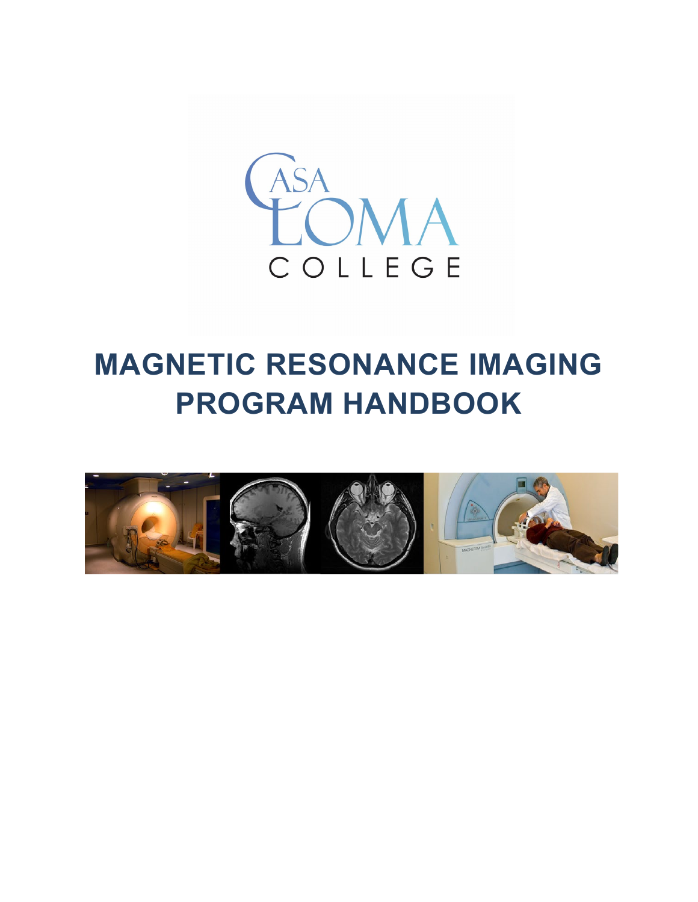CASA LOMA COLLEGE

# MAGNETIC RESONANCE IMAGING PROGRAM HANDBOOK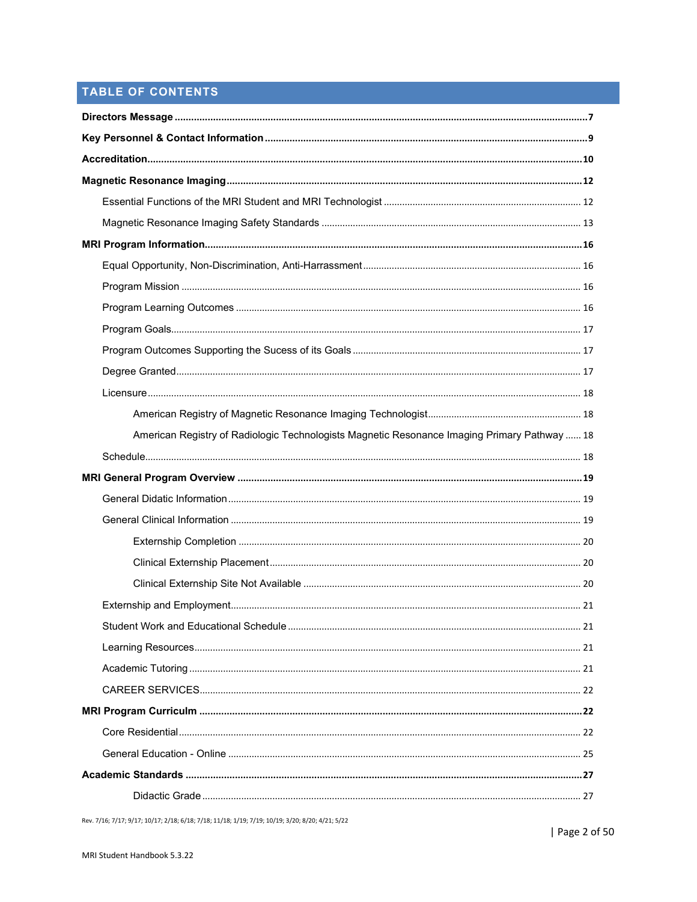## TABLE OF CONTENTS

**Directors Message** .......... **7**

**Key Personnel & Contact Information** .......... **9**

**Accreditation** .......... **10**

**Magnetic Resonance Imaging** .......... **12**

- Essential Functions of the MRI Student and MRI Technologist .......... 12
- Magnetic Resonance Imaging Safety Standards .......... 13

**MRI Program Information** .......... **16**

- Equal Opportunity, Non-Discrimination, Anti-Harrassment .......... 16
- Program Mission .......... 16
- Program Learning Outcomes .......... 16
- Program Goals .......... 17
- Program Outcomes Supporting the Sucess of its Goals .......... 17
- Degree Granted .......... 17
- Licensure .......... 18
  - American Registry of Magnetic Resonance Imaging Technologist .......... 18
  - American Registry of Radiologic Technologists Magnetic Resonance Imaging Primary Pathway .......... 18
- Schedule .......... 18

**MRI General Program Overview** .......... **19**

- General Didatic Information .......... 19
- General Clinical Information .......... 19
  - Externship Completion .......... 20
  - Clinical Externship Placement .......... 20
  - Clinical Externship Site Not Available .......... 20
- Externship and Employment .......... 21
- Student Work and Educational Schedule .......... 21
- Learning Resources .......... 21
- Academic Tutoring .......... 21
- CAREER SERVICES .......... 22

**MRI Program Curriculm** .......... **22**

- Core Residential .......... 22
- General Education - Online .......... 25

**Academic Standards** .......... **27**

  - Didactic Grade .......... 27

Rev. 7/16; 7/17; 9/17; 10/17; 2/18; 6/18; 7/18; 11/18; 1/19; 7/19; 10/19; 3/20; 8/20; 4/21; 5/22

MRI Student Handbook 5.3.22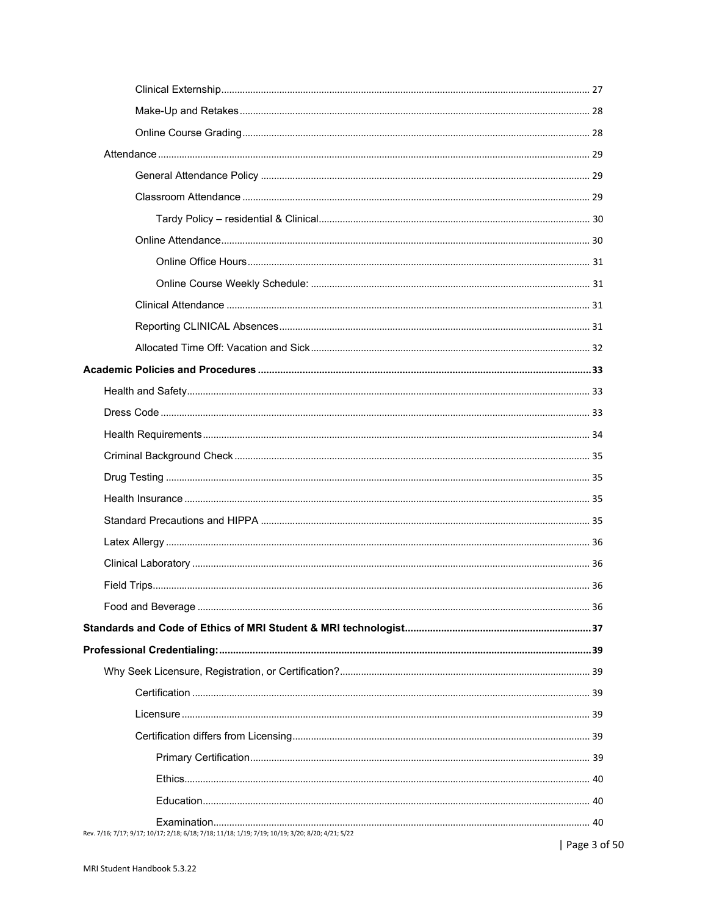- Clinical Externship ........ 27
- Make-Up and Retakes ........ 28
- Online Course Grading ........ 28
- Attendance ........ 29
  - General Attendance Policy ........ 29
  - Classroom Attendance ........ 29
    - Tardy Policy – residential & Clinical ........ 30
  - Online Attendance ........ 30
    - Online Office Hours ........ 31
    - Online Course Weekly Schedule: ........ 31
  - Clinical Attendance ........ 31
  - Reporting CLINICAL Absences ........ 31
  - Allocated Time Off: Vacation and Sick ........ 32

**Academic Policies and Procedures ........ 33**

- Health and Safety ........ 33
- Dress Code ........ 33
- Health Requirements ........ 34
- Criminal Background Check ........ 35
- Drug Testing ........ 35
- Health Insurance ........ 35
- Standard Precautions and HIPPA ........ 35
- Latex Allergy ........ 36
- Clinical Laboratory ........ 36
- Field Trips ........ 36
- Food and Beverage ........ 36

**Standards and Code of Ethics of MRI Student & MRI technologist ........ 37**

**Professional Credentialing: ........ 39**

- Why Seek Licensure, Registration, or Certification? ........ 39
  - Certification ........ 39
  - Licensure ........ 39
  - Certification differs from Licensing ........ 39
    - Primary Certification ........ 39
    - Ethics ........ 40
    - Education ........ 40
    - Examination ........ 40

Rev. 7/16; 7/17; 9/17; 10/17; 2/18; 6/18; 7/18; 11/18; 1/19; 7/19; 10/19; 3/20; 8/20; 4/21; 5/22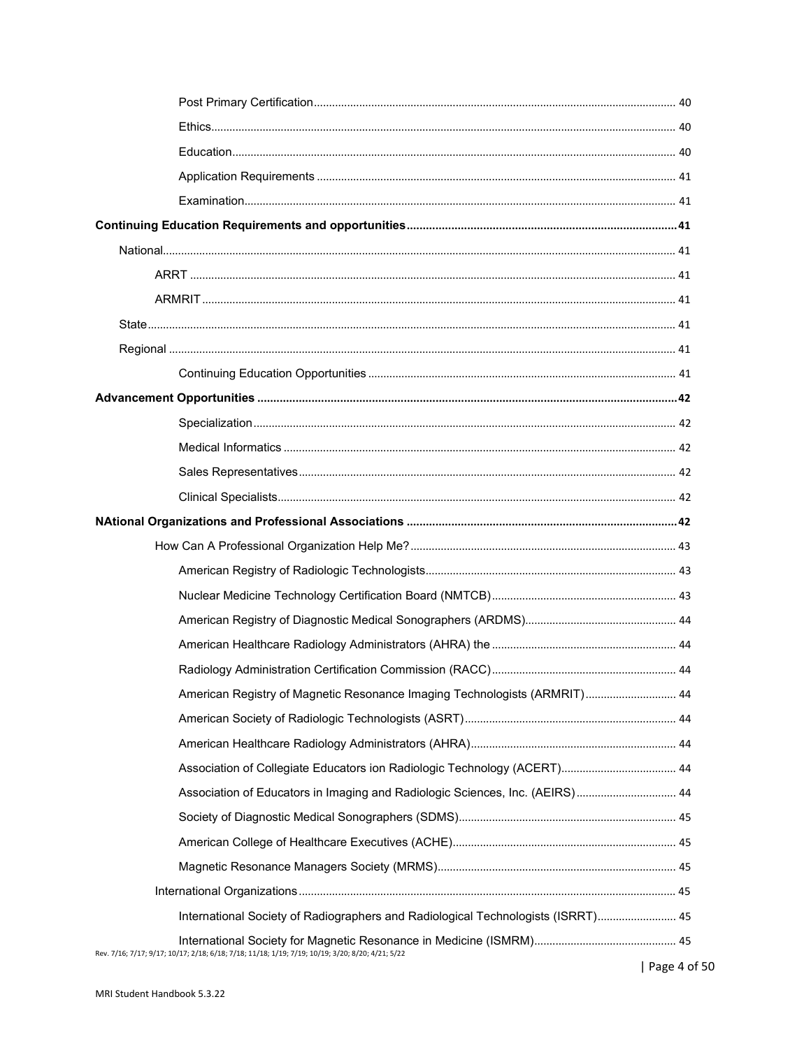Post Primary Certification .......... 40

Ethics .......... 40

Education .......... 40

Application Requirements .......... 41

Examination .......... 41

**Continuing Education Requirements and opportunities .......... 41**

National .......... 41

ARRT .......... 41

ARMRIT .......... 41

State .......... 41

Regional .......... 41

Continuing Education Opportunities .......... 41

**Advancement Opportunities .......... 42**

Specialization .......... 42

Medical Informatics .......... 42

Sales Representatives .......... 42

Clinical Specialists .......... 42

**NAtional Organizations and Professional Associations .......... 42**

How Can A Professional Organization Help Me? .......... 43

American Registry of Radiologic Technologists .......... 43

Nuclear Medicine Technology Certification Board (NMTCB) .......... 43

American Registry of Diagnostic Medical Sonographers (ARDMS) .......... 44

American Healthcare Radiology Administrators (AHRA) the .......... 44

Radiology Administration Certification Commission (RACC) .......... 44

American Registry of Magnetic Resonance Imaging Technologists (ARMRIT) .......... 44

American Society of Radiologic Technologists (ASRT) .......... 44

American Healthcare Radiology Administrators (AHRA) .......... 44

Association of Collegiate Educators ion Radiologic Technology (ACERT) .......... 44

Association of Educators in Imaging and Radiologic Sciences, Inc. (AEIRS) .......... 44

Society of Diagnostic Medical Sonographers (SDMS) .......... 45

American College of Healthcare Executives (ACHE) .......... 45

Magnetic Resonance Managers Society (MRMS) .......... 45

International Organizations .......... 45

International Society of Radiographers and Radiological Technologists (ISRRT) .......... 45

International Society for Magnetic Resonance in Medicine (ISMRM) .......... 45

Rev. 7/16; 7/17; 9/17; 10/17; 2/18; 6/18; 7/18; 11/18; 1/19; 7/19; 10/19; 3/20; 8/20; 4/21; 5/22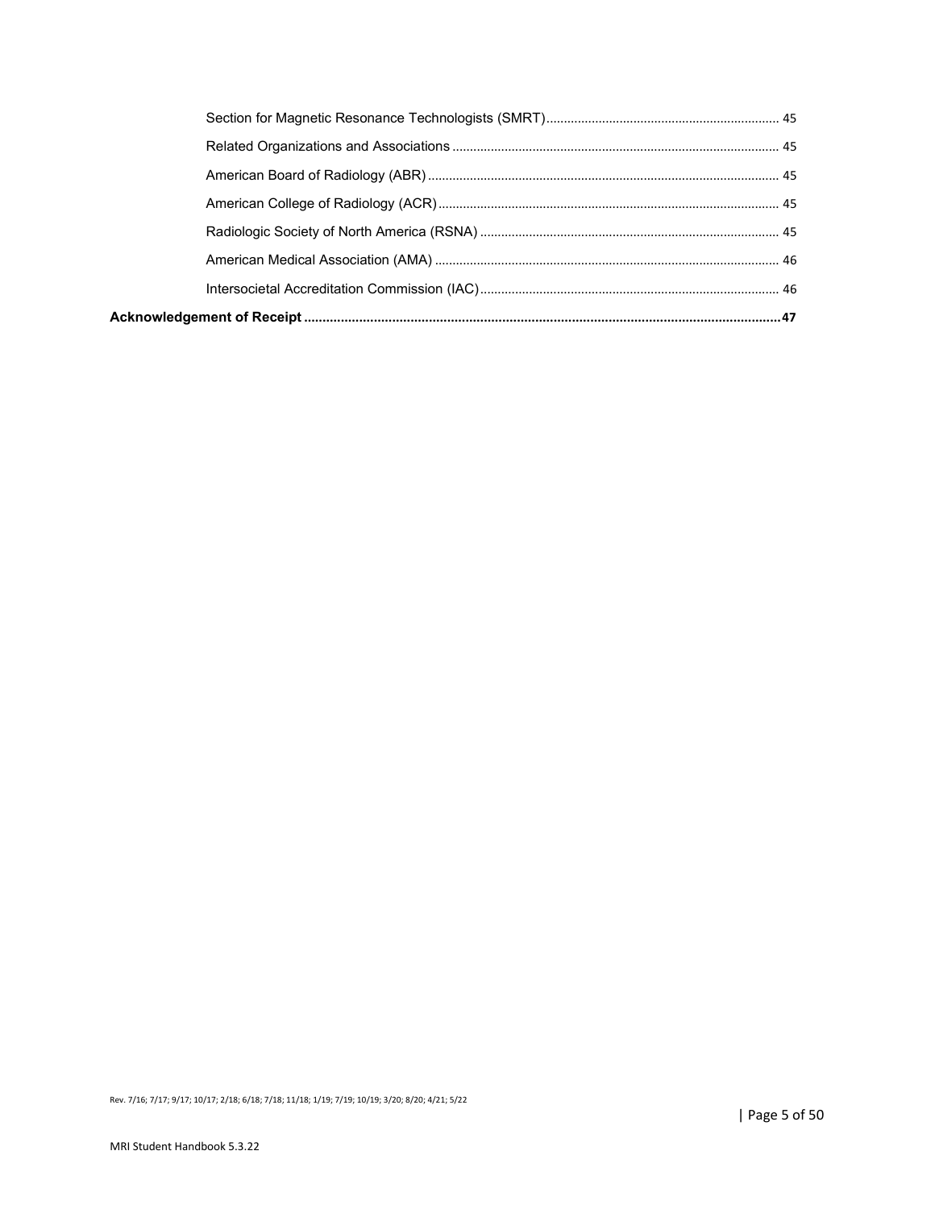Section for Magnetic Resonance Technologists (SMRT) .......... 45

Related Organizations and Associations .......... 45

American Board of Radiology (ABR) .......... 45

American College of Radiology (ACR) .......... 45

Radiologic Society of North America (RSNA) .......... 45

American Medical Association (AMA) .......... 46

Intersocietal Accreditation Commission (IAC) .......... 46

**Acknowledgement of Receipt .......... 47**

Rev. 7/16; 7/17; 9/17; 10/17; 2/18; 6/18; 7/18; 11/18; 1/19; 7/19; 10/19; 3/20; 8/20; 4/21; 5/22

MRI Student Handbook 5.3.22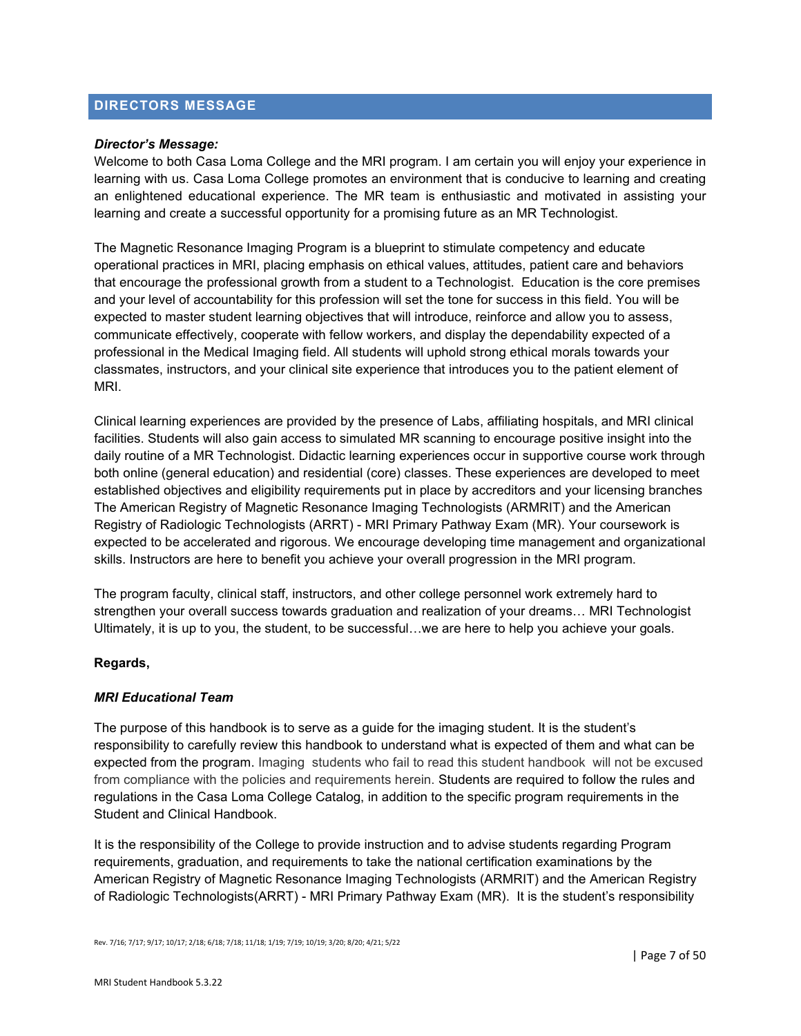## DIRECTORS MESSAGE

***Director's Message:***

Welcome to both Casa Loma College and the MRI program. I am certain you will enjoy your experience in learning with us. Casa Loma College promotes an environment that is conducive to learning and creating an enlightened educational experience. The MR team is enthusiastic and motivated in assisting your learning and create a successful opportunity for a promising future as an MR Technologist.

The Magnetic Resonance Imaging Program is a blueprint to stimulate competency and educate operational practices in MRI, placing emphasis on ethical values, attitudes, patient care and behaviors that encourage the professional growth from a student to a Technologist. Education is the core premises and your level of accountability for this profession will set the tone for success in this field. You will be expected to master student learning objectives that will introduce, reinforce and allow you to assess, communicate effectively, cooperate with fellow workers, and display the dependability expected of a professional in the Medical Imaging field. All students will uphold strong ethical morals towards your classmates, instructors, and your clinical site experience that introduces you to the patient element of MRI.

Clinical learning experiences are provided by the presence of Labs, affiliating hospitals, and MRI clinical facilities. Students will also gain access to simulated MR scanning to encourage positive insight into the daily routine of a MR Technologist. Didactic learning experiences occur in supportive course work through both online (general education) and residential (core) classes. These experiences are developed to meet established objectives and eligibility requirements put in place by accreditors and your licensing branches The American Registry of Magnetic Resonance Imaging Technologists (ARMRIT) and the American Registry of Radiologic Technologists (ARRT) - MRI Primary Pathway Exam (MR). Your coursework is expected to be accelerated and rigorous. We encourage developing time management and organizational skills. Instructors are here to benefit you achieve your overall progression in the MRI program.

The program faculty, clinical staff, instructors, and other college personnel work extremely hard to strengthen your overall success towards graduation and realization of your dreams… MRI Technologist Ultimately, it is up to you, the student, to be successful…we are here to help you achieve your goals.

**Regards,**

***MRI Educational Team***

The purpose of this handbook is to serve as a guide for the imaging student. It is the student's responsibility to carefully review this handbook to understand what is expected of them and what can be expected from the program. Imaging students who fail to read this student handbook will not be excused from compliance with the policies and requirements herein. Students are required to follow the rules and regulations in the Casa Loma College Catalog, in addition to the specific program requirements in the Student and Clinical Handbook.

It is the responsibility of the College to provide instruction and to advise students regarding Program requirements, graduation, and requirements to take the national certification examinations by the American Registry of Magnetic Resonance Imaging Technologists (ARMRIT) and the American Registry of Radiologic Technologists(ARRT) - MRI Primary Pathway Exam (MR). It is the student's responsibility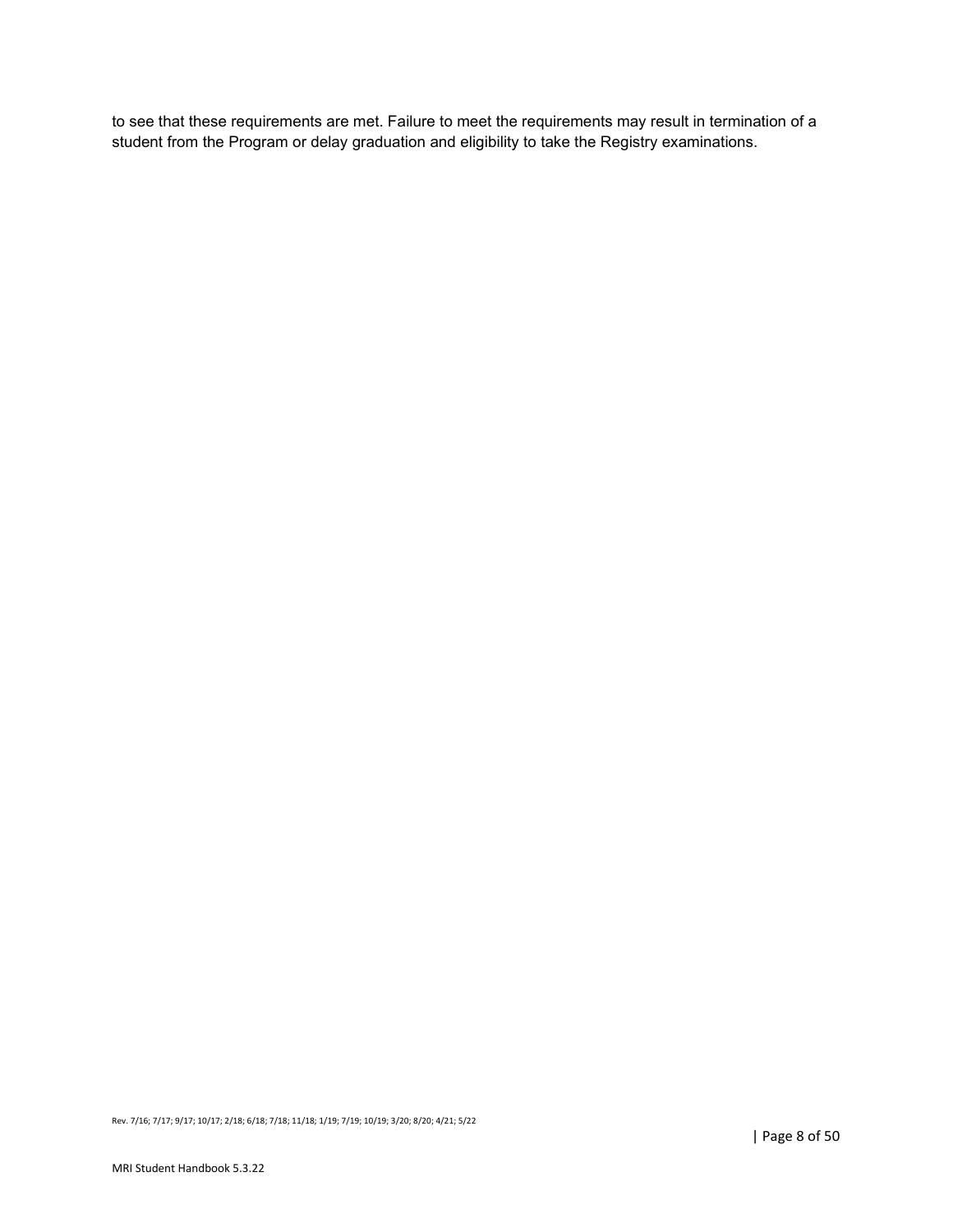to see that these requirements are met. Failure to meet the requirements may result in termination of a student from the Program or delay graduation and eligibility to take the Registry examinations.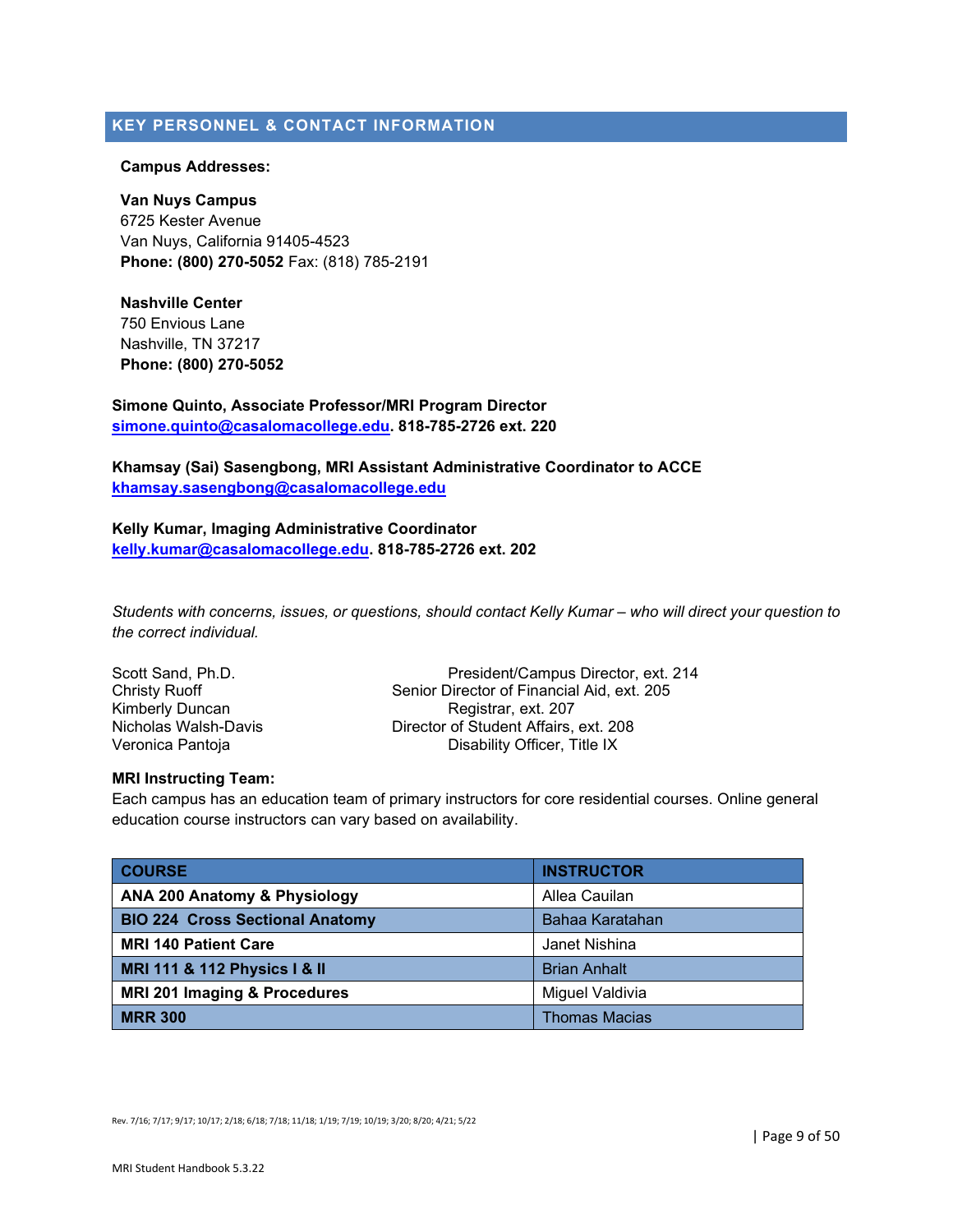## KEY PERSONNEL & CONTACT INFORMATION

**Campus Addresses:**

**Van Nuys Campus**
6725 Kester Avenue
Van Nuys, California 91405-4523
**Phone: (800) 270-5052** Fax: (818) 785-2191

**Nashville Center**
750 Envious Lane
Nashville, TN 37217
**Phone: (800) 270-5052**

**Simone Quinto, Associate Professor/MRI Program Director**
**simone.quinto@casalomacollege.edu. 818-785-2726 ext. 220**

**Khamsay (Sai) Sasengbong, MRI Assistant Administrative Coordinator to ACCE**
**khamsay.sasengbong@casalomacollege.edu**

**Kelly Kumar, Imaging Administrative Coordinator**
**kelly.kumar@casalomacollege.edu. 818-785-2726 ext. 202**

*Students with concerns, issues, or questions, should contact Kelly Kumar – who will direct your question to the correct individual.*

| | |
|---|---|
| Scott Sand, Ph.D. | President/Campus Director, ext. 214 |
| Christy Ruoff | Senior Director of Financial Aid, ext. 205 |
| Kimberly Duncan | Registrar, ext. 207 |
| Nicholas Walsh-Davis | Director of Student Affairs, ext. 208 |
| Veronica Pantoja | Disability Officer, Title IX |

**MRI Instructing Team:**
Each campus has an education team of primary instructors for core residential courses. Online general education course instructors can vary based on availability.

| COURSE | INSTRUCTOR |
|---|---|
| **ANA 200 Anatomy & Physiology** | Allea Cauilan |
| **BIO 224 Cross Sectional Anatomy** | Bahaa Karatahan |
| **MRI 140 Patient Care** | Janet Nishina |
| **MRI 111 & 112 Physics I & II** | Brian Anhalt |
| **MRI 201 Imaging & Procedures** | Miguel Valdivia |
| **MRR 300** | Thomas Macias |

Rev. 7/16; 7/17; 9/17; 10/17; 2/18; 6/18; 7/18; 11/18; 1/19; 7/19; 10/19; 3/20; 8/20; 4/21; 5/22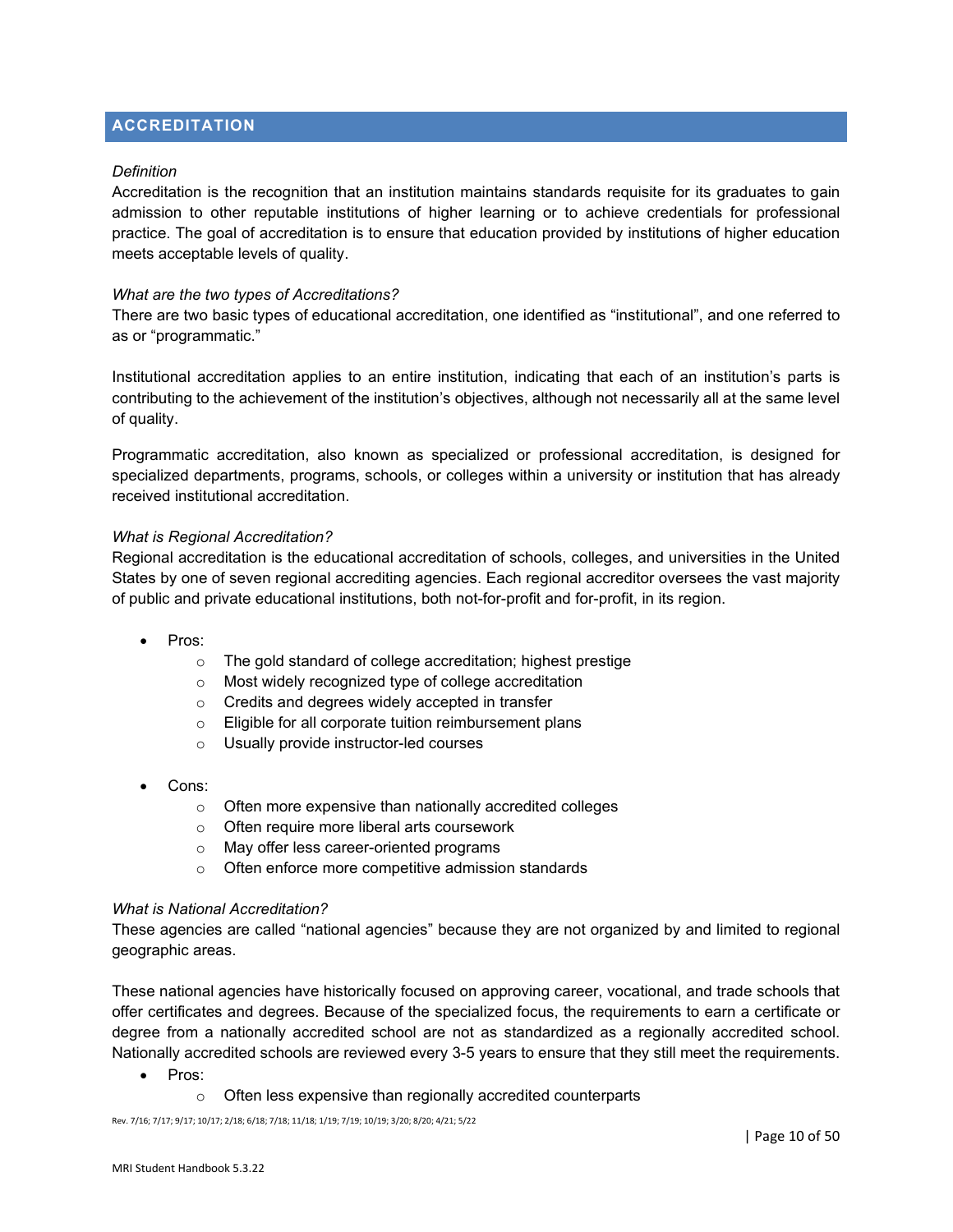## ACCREDITATION

*Definition*

Accreditation is the recognition that an institution maintains standards requisite for its graduates to gain admission to other reputable institutions of higher learning or to achieve credentials for professional practice. The goal of accreditation is to ensure that education provided by institutions of higher education meets acceptable levels of quality.

*What are the two types of Accreditations?*

There are two basic types of educational accreditation, one identified as "institutional", and one referred to as or "programmatic."

Institutional accreditation applies to an entire institution, indicating that each of an institution's parts is contributing to the achievement of the institution's objectives, although not necessarily all at the same level of quality.

Programmatic accreditation, also known as specialized or professional accreditation, is designed for specialized departments, programs, schools, or colleges within a university or institution that has already received institutional accreditation.

*What is Regional Accreditation?*

Regional accreditation is the educational accreditation of schools, colleges, and universities in the United States by one of seven regional accrediting agencies. Each regional accreditor oversees the vast majority of public and private educational institutions, both not-for-profit and for-profit, in its region.

- Pros:
  - The gold standard of college accreditation; highest prestige
  - Most widely recognized type of college accreditation
  - Credits and degrees widely accepted in transfer
  - Eligible for all corporate tuition reimbursement plans
  - Usually provide instructor-led courses

- Cons:
  - Often more expensive than nationally accredited colleges
  - Often require more liberal arts coursework
  - May offer less career-oriented programs
  - Often enforce more competitive admission standards

*What is National Accreditation?*

These agencies are called "national agencies" because they are not organized by and limited to regional geographic areas.

These national agencies have historically focused on approving career, vocational, and trade schools that offer certificates and degrees. Because of the specialized focus, the requirements to earn a certificate or degree from a nationally accredited school are not as standardized as a regionally accredited school. Nationally accredited schools are reviewed every 3-5 years to ensure that they still meet the requirements.

- Pros:
  - Often less expensive than regionally accredited counterparts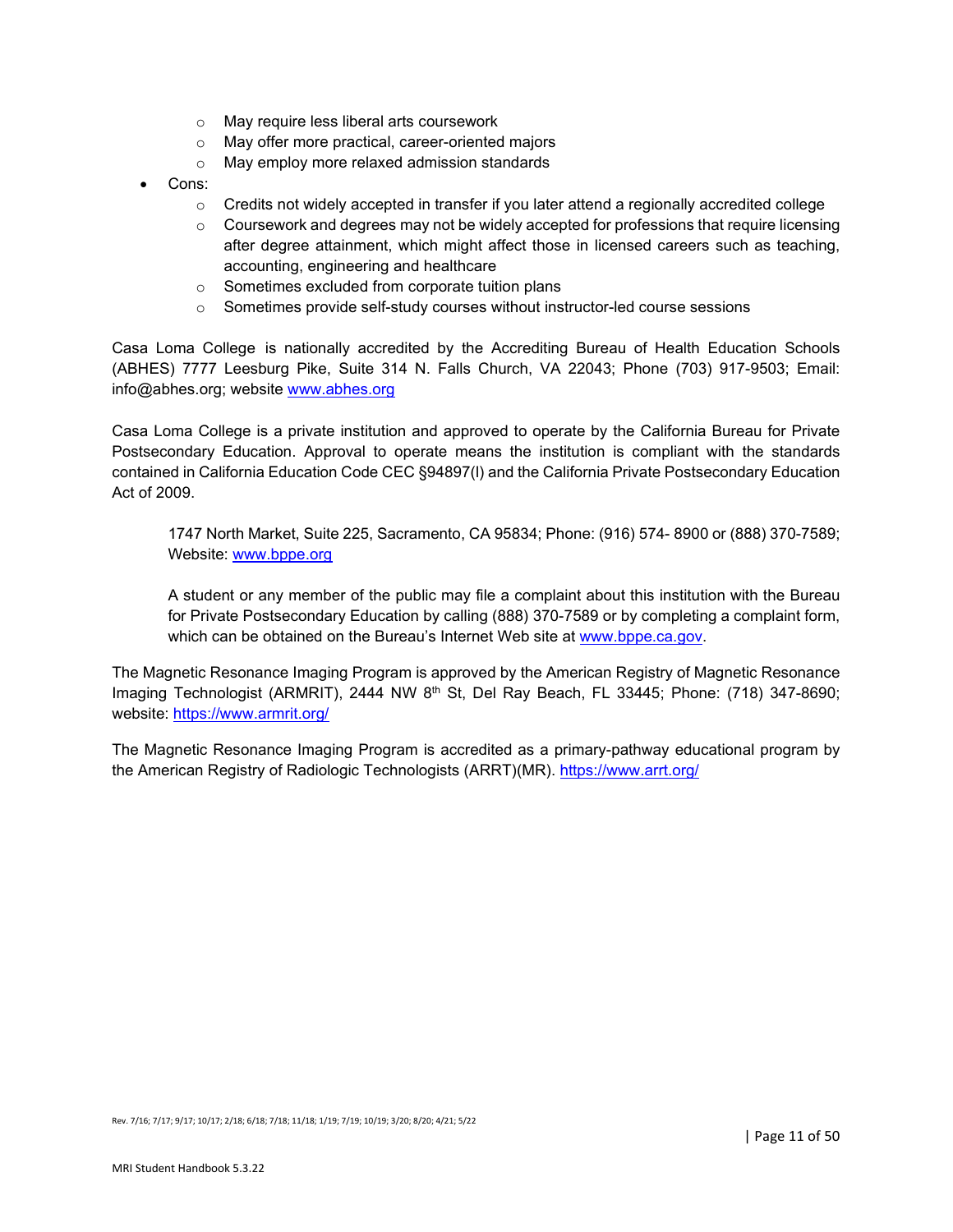- May require less liberal arts coursework
  - May offer more practical, career-oriented majors
  - May employ more relaxed admission standards
- Cons:
  - Credits not widely accepted in transfer if you later attend a regionally accredited college
  - Coursework and degrees may not be widely accepted for professions that require licensing after degree attainment, which might affect those in licensed careers such as teaching, accounting, engineering and healthcare
  - Sometimes excluded from corporate tuition plans
  - Sometimes provide self-study courses without instructor-led course sessions

Casa Loma College is nationally accredited by the Accrediting Bureau of Health Education Schools (ABHES) 7777 Leesburg Pike, Suite 314 N. Falls Church, VA 22043; Phone (703) 917-9503; Email: info@abhes.org; website [www.abhes.org](www.abhes.org)

Casa Loma College is a private institution and approved to operate by the California Bureau for Private Postsecondary Education. Approval to operate means the institution is compliant with the standards contained in California Education Code CEC §94897(l) and the California Private Postsecondary Education Act of 2009.

> 1747 North Market, Suite 225, Sacramento, CA 95834; Phone: (916) 574- 8900 or (888) 370-7589; Website: [www.bppe.org](www.bppe.org)
>
> A student or any member of the public may file a complaint about this institution with the Bureau for Private Postsecondary Education by calling (888) 370-7589 or by completing a complaint form, which can be obtained on the Bureau's Internet Web site at [www.bppe.ca.gov](www.bppe.ca.gov).

The Magnetic Resonance Imaging Program is approved by the American Registry of Magnetic Resonance Imaging Technologist (ARMRIT), 2444 NW 8th St, Del Ray Beach, FL 33445; Phone: (718) 347-8690; website: [https://www.armrit.org/](https://www.armrit.org/)

The Magnetic Resonance Imaging Program is accredited as a primary-pathway educational program by the American Registry of Radiologic Technologists (ARRT)(MR). [https://www.arrt.org/](https://www.arrt.org/)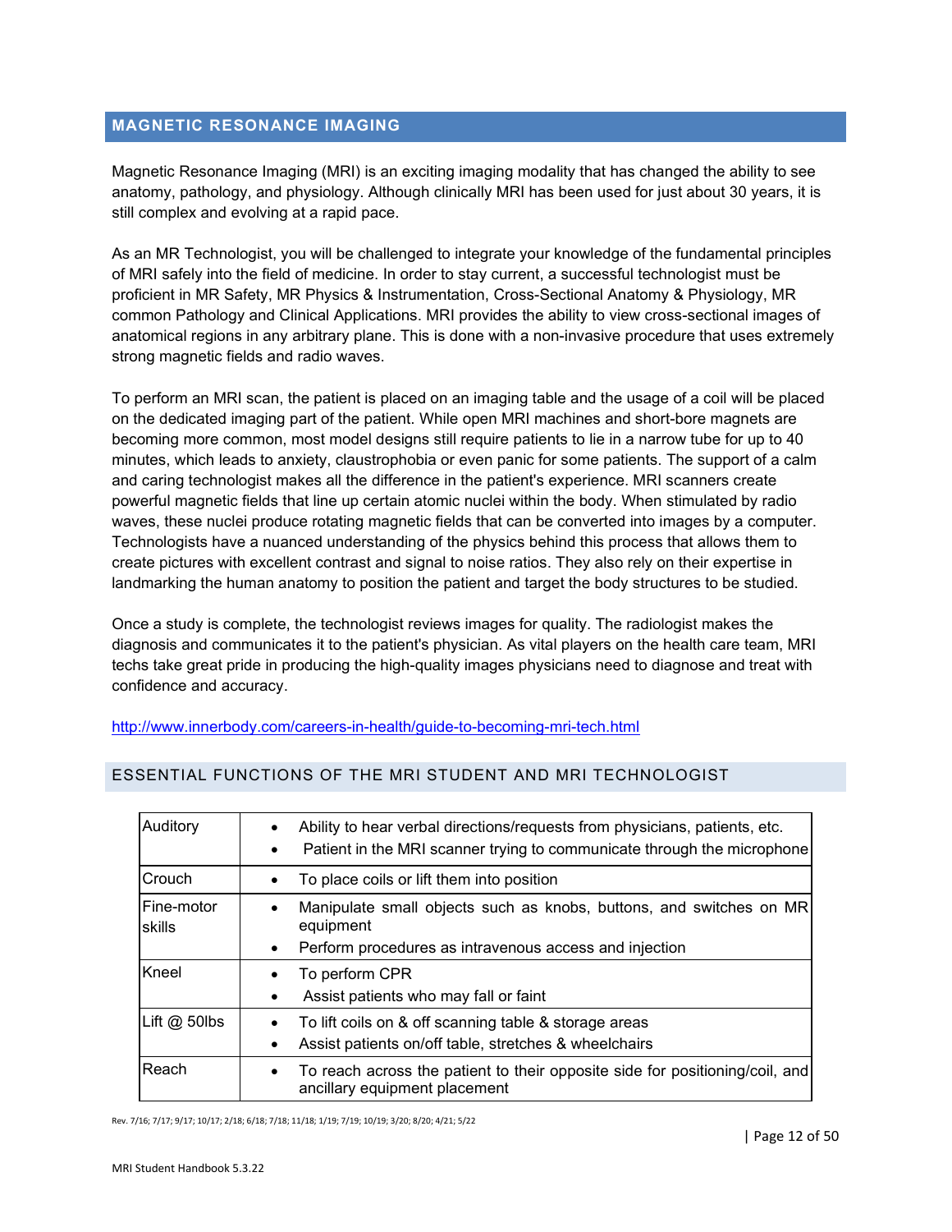## MAGNETIC RESONANCE IMAGING

Magnetic Resonance Imaging (MRI) is an exciting imaging modality that has changed the ability to see anatomy, pathology, and physiology. Although clinically MRI has been used for just about 30 years, it is still complex and evolving at a rapid pace.

As an MR Technologist, you will be challenged to integrate your knowledge of the fundamental principles of MRI safely into the field of medicine. In order to stay current, a successful technologist must be proficient in MR Safety, MR Physics & Instrumentation, Cross-Sectional Anatomy & Physiology, MR common Pathology and Clinical Applications. MRI provides the ability to view cross-sectional images of anatomical regions in any arbitrary plane. This is done with a non-invasive procedure that uses extremely strong magnetic fields and radio waves.

To perform an MRI scan, the patient is placed on an imaging table and the usage of a coil will be placed on the dedicated imaging part of the patient. While open MRI machines and short-bore magnets are becoming more common, most model designs still require patients to lie in a narrow tube for up to 40 minutes, which leads to anxiety, claustrophobia or even panic for some patients. The support of a calm and caring technologist makes all the difference in the patient's experience. MRI scanners create powerful magnetic fields that line up certain atomic nuclei within the body. When stimulated by radio waves, these nuclei produce rotating magnetic fields that can be converted into images by a computer. Technologists have a nuanced understanding of the physics behind this process that allows them to create pictures with excellent contrast and signal to noise ratios. They also rely on their expertise in landmarking the human anatomy to position the patient and target the body structures to be studied.

Once a study is complete, the technologist reviews images for quality. The radiologist makes the diagnosis and communicates it to the patient's physician. As vital players on the health care team, MRI techs take great pride in producing the high-quality images physicians need to diagnose and treat with confidence and accuracy.

http://www.innerbody.com/careers-in-health/guide-to-becoming-mri-tech.html

### ESSENTIAL FUNCTIONS OF THE MRI STUDENT AND MRI TECHNOLOGIST

| | |
|---|---|
| Auditory | • Ability to hear verbal directions/requests from physicians, patients, etc.<br>• Patient in the MRI scanner trying to communicate through the microphone |
| Crouch | • To place coils or lift them into position |
| Fine-motor skills | • Manipulate small objects such as knobs, buttons, and switches on MR equipment<br>• Perform procedures as intravenous access and injection |
| Kneel | • To perform CPR<br>• Assist patients who may fall or faint |
| Lift @ 50lbs | • To lift coils on & off scanning table & storage areas<br>• Assist patients on/off table, stretches & wheelchairs |
| Reach | • To reach across the patient to their opposite side for positioning/coil, and ancillary equipment placement |

Rev. 7/16; 7/17; 9/17; 10/17; 2/18; 6/18; 7/18; 11/18; 1/19; 7/19; 10/19; 3/20; 8/20; 4/21; 5/22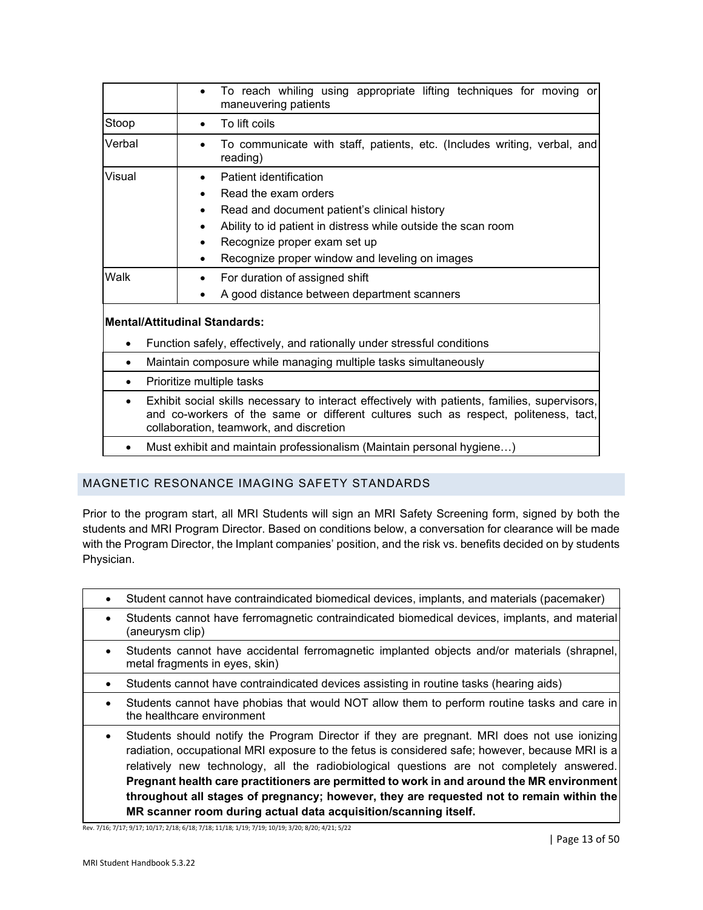| | |
|---|---|
| | • To reach whiling using appropriate lifting techniques for moving or maneuvering patients |
| Stoop | • To lift coils |
| Verbal | • To communicate with staff, patients, etc. (Includes writing, verbal, and reading) |
| Visual | • Patient identification<br>• Read the exam orders<br>• Read and document patient's clinical history<br>• Ability to id patient in distress while outside the scan room<br>• Recognize proper exam set up<br>• Recognize proper window and leveling on images |
| Walk | • For duration of assigned shift<br>• A good distance between department scanners |

**Mental/Attitudinal Standards:**

- Function safely, effectively, and rationally under stressful conditions
- Maintain composure while managing multiple tasks simultaneously
- Prioritize multiple tasks
- Exhibit social skills necessary to interact effectively with patients, families, supervisors, and co-workers of the same or different cultures such as respect, politeness, tact, collaboration, teamwork, and discretion
- Must exhibit and maintain professionalism (Maintain personal hygiene…)

## MAGNETIC RESONANCE IMAGING SAFETY STANDARDS

Prior to the program start, all MRI Students will sign an MRI Safety Screening form, signed by both the students and MRI Program Director. Based on conditions below, a conversation for clearance will be made with the Program Director, the Implant companies' position, and the risk vs. benefits decided on by students Physician.

- Student cannot have contraindicated biomedical devices, implants, and materials (pacemaker)
- Students cannot have ferromagnetic contraindicated biomedical devices, implants, and material (aneurysm clip)
- Students cannot have accidental ferromagnetic implanted objects and/or materials (shrapnel, metal fragments in eyes, skin)
- Students cannot have contraindicated devices assisting in routine tasks (hearing aids)
- Students cannot have phobias that would NOT allow them to perform routine tasks and care in the healthcare environment
- Students should notify the Program Director if they are pregnant. MRI does not use ionizing radiation, occupational MRI exposure to the fetus is considered safe; however, because MRI is a relatively new technology, all the radiobiological questions are not completely answered. **Pregnant health care practitioners are permitted to work in and around the MR environment throughout all stages of pregnancy; however, they are requested not to remain within the MR scanner room during actual data acquisition/scanning itself.**

Rev. 7/16; 7/17; 9/17; 10/17; 2/18; 6/18; 7/18; 11/18; 1/19; 7/19; 10/19; 3/20; 8/20; 4/21; 5/22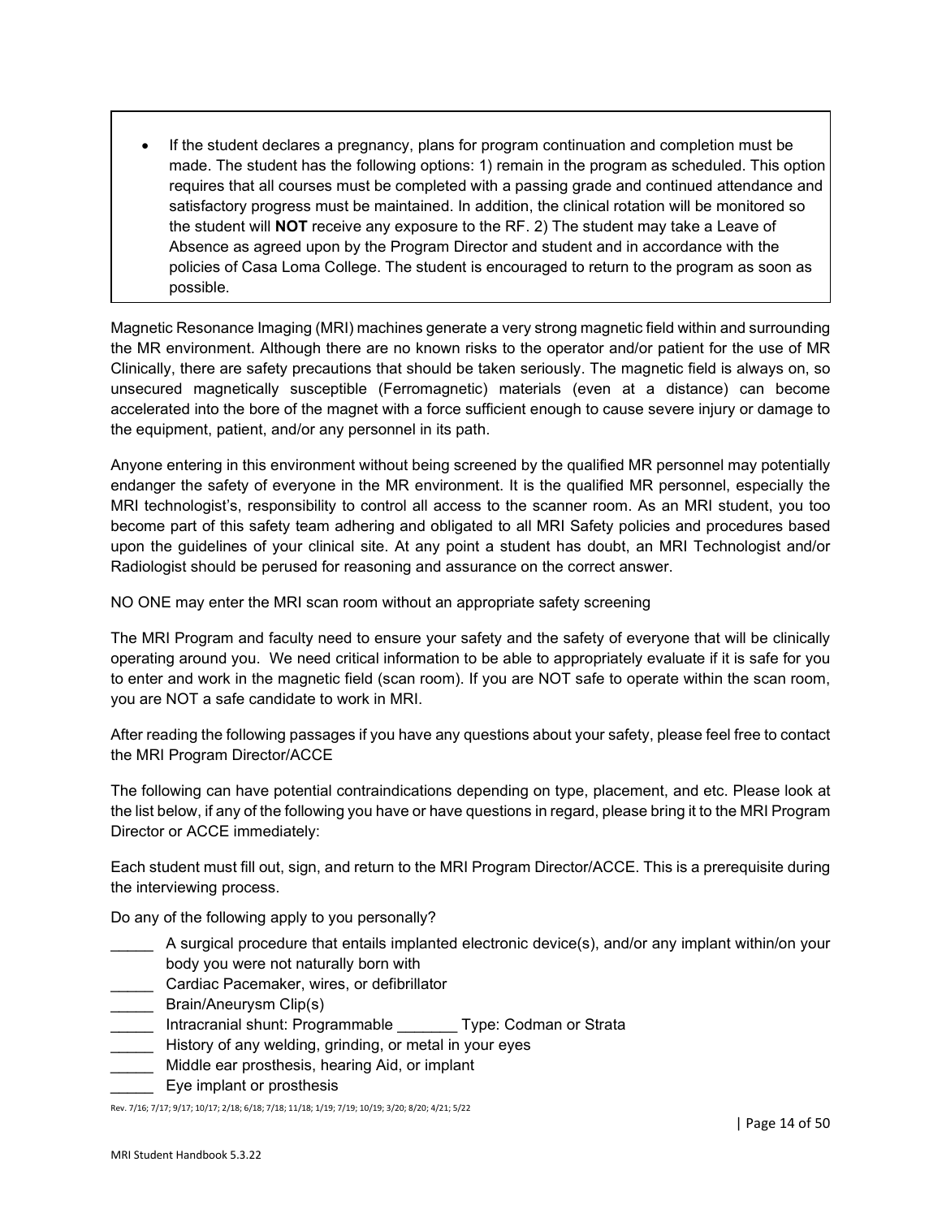- If the student declares a pregnancy, plans for program continuation and completion must be made. The student has the following options: 1) remain in the program as scheduled. This option requires that all courses must be completed with a passing grade and continued attendance and satisfactory progress must be maintained. In addition, the clinical rotation will be monitored so the student will **NOT** receive any exposure to the RF. 2) The student may take a Leave of Absence as agreed upon by the Program Director and student and in accordance with the policies of Casa Loma College. The student is encouraged to return to the program as soon as possible.

Magnetic Resonance Imaging (MRI) machines generate a very strong magnetic field within and surrounding the MR environment. Although there are no known risks to the operator and/or patient for the use of MR Clinically, there are safety precautions that should be taken seriously. The magnetic field is always on, so unsecured magnetically susceptible (Ferromagnetic) materials (even at a distance) can become accelerated into the bore of the magnet with a force sufficient enough to cause severe injury or damage to the equipment, patient, and/or any personnel in its path.

Anyone entering in this environment without being screened by the qualified MR personnel may potentially endanger the safety of everyone in the MR environment. It is the qualified MR personnel, especially the MRI technologist's, responsibility to control all access to the scanner room. As an MRI student, you too become part of this safety team adhering and obligated to all MRI Safety policies and procedures based upon the guidelines of your clinical site. At any point a student has doubt, an MRI Technologist and/or Radiologist should be perused for reasoning and assurance on the correct answer.

NO ONE may enter the MRI scan room without an appropriate safety screening

The MRI Program and faculty need to ensure your safety and the safety of everyone that will be clinically operating around you. We need critical information to be able to appropriately evaluate if it is safe for you to enter and work in the magnetic field (scan room). If you are NOT safe to operate within the scan room, you are NOT a safe candidate to work in MRI.

After reading the following passages if you have any questions about your safety, please feel free to contact the MRI Program Director/ACCE

The following can have potential contraindications depending on type, placement, and etc. Please look at the list below, if any of the following you have or have questions in regard, please bring it to the MRI Program Director or ACCE immediately:

Each student must fill out, sign, and return to the MRI Program Director/ACCE. This is a prerequisite during the interviewing process.

Do any of the following apply to you personally?

_____ A surgical procedure that entails implanted electronic device(s), and/or any implant within/on your body you were not naturally born with

_____ Cardiac Pacemaker, wires, or defibrillator

_____ Brain/Aneurysm Clip(s)

_____ Intracranial shunt: Programmable _______ Type: Codman or Strata

_____ History of any welding, grinding, or metal in your eyes

_____ Middle ear prosthesis, hearing Aid, or implant

_____ Eye implant or prosthesis

Rev. 7/16; 7/17; 9/17; 10/17; 2/18; 6/18; 7/18; 11/18; 1/19; 7/19; 10/19; 3/20; 8/20; 4/21; 5/22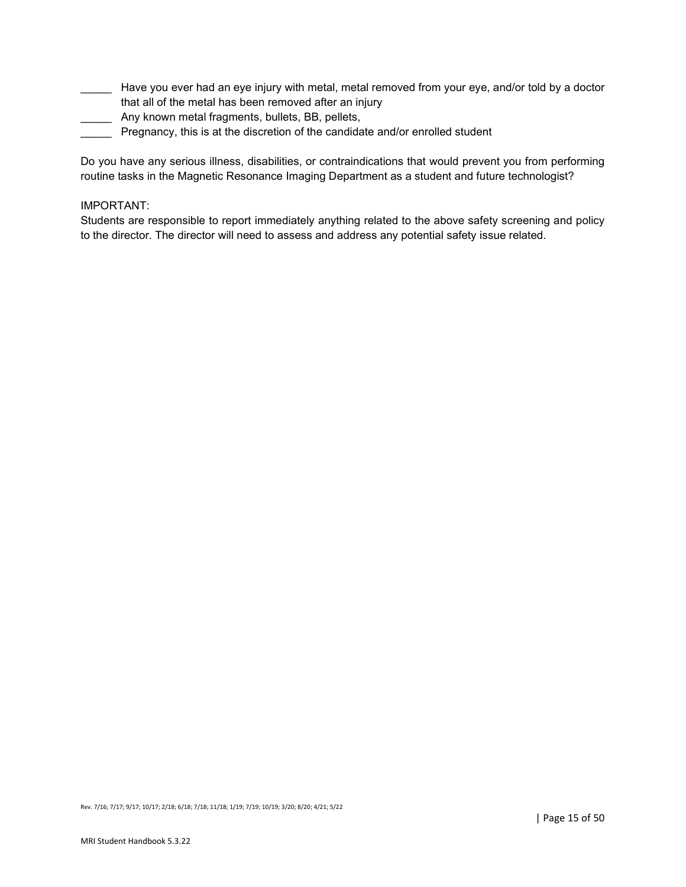_____ Have you ever had an eye injury with metal, metal removed from your eye, and/or told by a doctor that all of the metal has been removed after an injury

_____ Any known metal fragments, bullets, BB, pellets,

_____ Pregnancy, this is at the discretion of the candidate and/or enrolled student

Do you have any serious illness, disabilities, or contraindications that would prevent you from performing routine tasks in the Magnetic Resonance Imaging Department as a student and future technologist?

IMPORTANT:

Students are responsible to report immediately anything related to the above safety screening and policy to the director. The director will need to assess and address any potential safety issue related.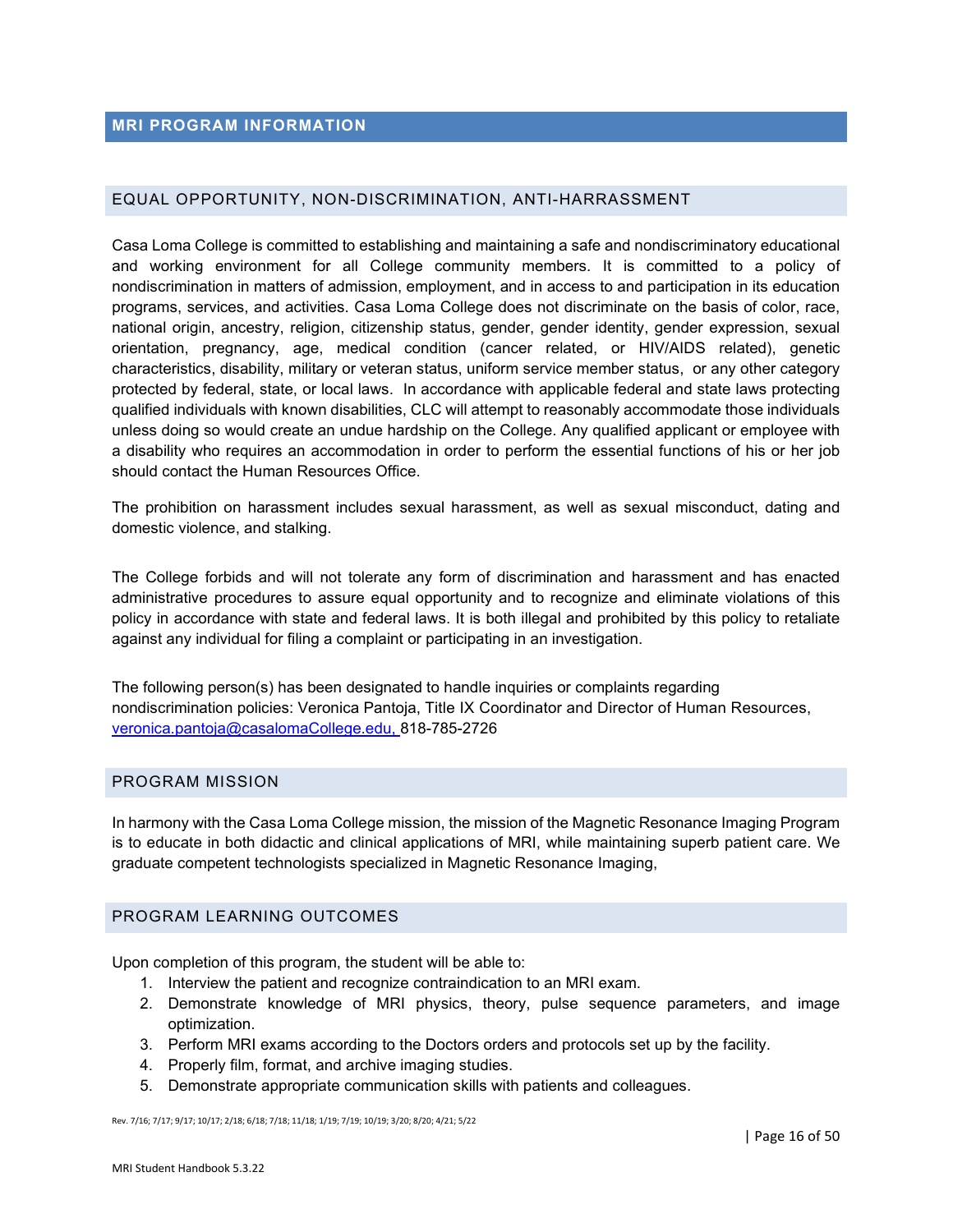# MRI PROGRAM INFORMATION

## EQUAL OPPORTUNITY, NON-DISCRIMINATION, ANTI-HARRASSMENT

Casa Loma College is committed to establishing and maintaining a safe and nondiscriminatory educational and working environment for all College community members. It is committed to a policy of nondiscrimination in matters of admission, employment, and in access to and participation in its education programs, services, and activities. Casa Loma College does not discriminate on the basis of color, race, national origin, ancestry, religion, citizenship status, gender, gender identity, gender expression, sexual orientation, pregnancy, age, medical condition (cancer related, or HIV/AIDS related), genetic characteristics, disability, military or veteran status, uniform service member status, or any other category protected by federal, state, or local laws. In accordance with applicable federal and state laws protecting qualified individuals with known disabilities, CLC will attempt to reasonably accommodate those individuals unless doing so would create an undue hardship on the College. Any qualified applicant or employee with a disability who requires an accommodation in order to perform the essential functions of his or her job should contact the Human Resources Office.

The prohibition on harassment includes sexual harassment, as well as sexual misconduct, dating and domestic violence, and stalking.

The College forbids and will not tolerate any form of discrimination and harassment and has enacted administrative procedures to assure equal opportunity and to recognize and eliminate violations of this policy in accordance with state and federal laws. It is both illegal and prohibited by this policy to retaliate against any individual for filing a complaint or participating in an investigation.

The following person(s) has been designated to handle inquiries or complaints regarding nondiscrimination policies: Veronica Pantoja, Title IX Coordinator and Director of Human Resources, veronica.pantoja@casalomaCollege.edu, 818-785-2726

## PROGRAM MISSION

In harmony with the Casa Loma College mission, the mission of the Magnetic Resonance Imaging Program is to educate in both didactic and clinical applications of MRI, while maintaining superb patient care. We graduate competent technologists specialized in Magnetic Resonance Imaging,

## PROGRAM LEARNING OUTCOMES

Upon completion of this program, the student will be able to:

1. Interview the patient and recognize contraindication to an MRI exam.
2. Demonstrate knowledge of MRI physics, theory, pulse sequence parameters, and image optimization.
3. Perform MRI exams according to the Doctors orders and protocols set up by the facility.
4. Properly film, format, and archive imaging studies.
5. Demonstrate appropriate communication skills with patients and colleagues.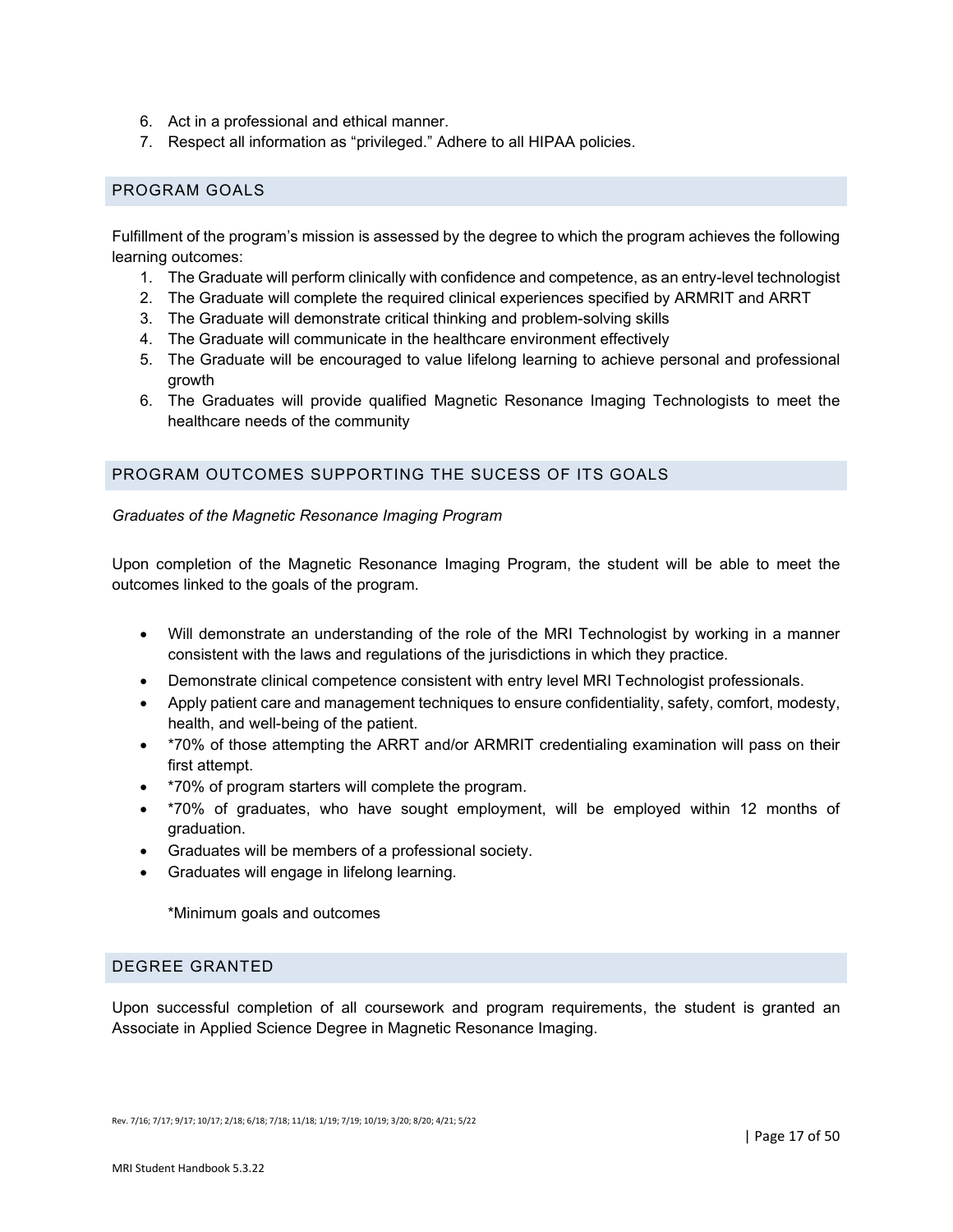6. Act in a professional and ethical manner.
7. Respect all information as "privileged." Adhere to all HIPAA policies.

## PROGRAM GOALS

Fulfillment of the program's mission is assessed by the degree to which the program achieves the following learning outcomes:

1. The Graduate will perform clinically with confidence and competence, as an entry-level technologist
2. The Graduate will complete the required clinical experiences specified by ARMRIT and ARRT
3. The Graduate will demonstrate critical thinking and problem-solving skills
4. The Graduate will communicate in the healthcare environment effectively
5. The Graduate will be encouraged to value lifelong learning to achieve personal and professional growth
6. The Graduates will provide qualified Magnetic Resonance Imaging Technologists to meet the healthcare needs of the community

## PROGRAM OUTCOMES SUPPORTING THE SUCESS OF ITS GOALS

*Graduates of the Magnetic Resonance Imaging Program*

Upon completion of the Magnetic Resonance Imaging Program, the student will be able to meet the outcomes linked to the goals of the program.

- Will demonstrate an understanding of the role of the MRI Technologist by working in a manner consistent with the laws and regulations of the jurisdictions in which they practice.
- Demonstrate clinical competence consistent with entry level MRI Technologist professionals.
- Apply patient care and management techniques to ensure confidentiality, safety, comfort, modesty, health, and well-being of the patient.
- *70% of those attempting the ARRT and/or ARMRIT credentialing examination will pass on their first attempt.
- *70% of program starters will complete the program.
- *70% of graduates, who have sought employment, will be employed within 12 months of graduation.
- Graduates will be members of a professional society.
- Graduates will engage in lifelong learning.

*Minimum goals and outcomes

## DEGREE GRANTED

Upon successful completion of all coursework and program requirements, the student is granted an Associate in Applied Science Degree in Magnetic Resonance Imaging.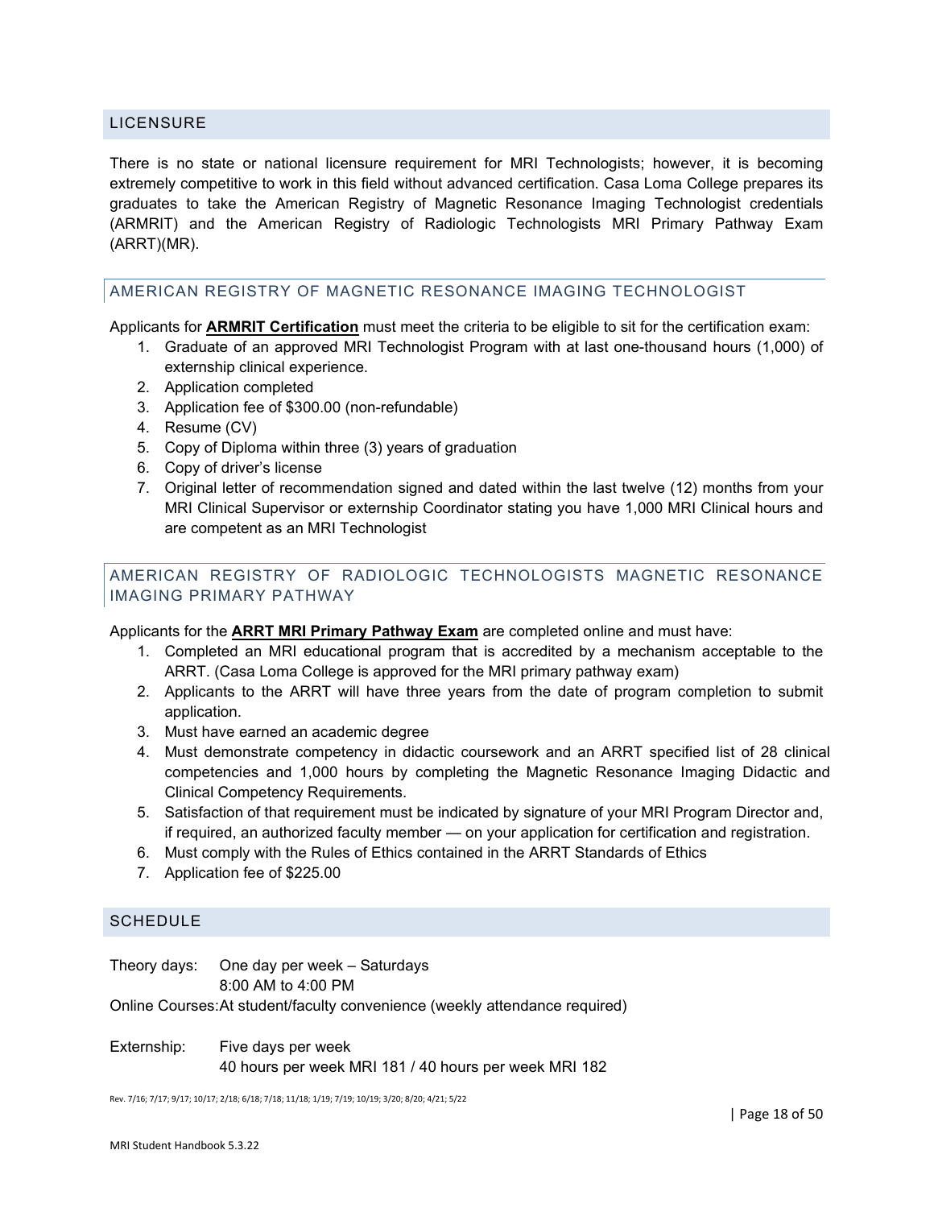## LICENSURE

There is no state or national licensure requirement for MRI Technologists; however, it is becoming extremely competitive to work in this field without advanced certification. Casa Loma College prepares its graduates to take the American Registry of Magnetic Resonance Imaging Technologist credentials (ARMRIT) and the American Registry of Radiologic Technologists MRI Primary Pathway Exam (ARRT)(MR).

### AMERICAN REGISTRY OF MAGNETIC RESONANCE IMAGING TECHNOLOGIST

Applicants for **ARMRIT Certification** must meet the criteria to be eligible to sit for the certification exam:

1. Graduate of an approved MRI Technologist Program with at last one-thousand hours (1,000) of externship clinical experience.
2. Application completed
3. Application fee of $300.00 (non-refundable)
4. Resume (CV)
5. Copy of Diploma within three (3) years of graduation
6. Copy of driver's license
7. Original letter of recommendation signed and dated within the last twelve (12) months from your MRI Clinical Supervisor or externship Coordinator stating you have 1,000 MRI Clinical hours and are competent as an MRI Technologist

### AMERICAN REGISTRY OF RADIOLOGIC TECHNOLOGISTS MAGNETIC RESONANCE IMAGING PRIMARY PATHWAY

Applicants for the **ARRT MRI Primary Pathway Exam** are completed online and must have:

1. Completed an MRI educational program that is accredited by a mechanism acceptable to the ARRT. (Casa Loma College is approved for the MRI primary pathway exam)
2. Applicants to the ARRT will have three years from the date of program completion to submit application.
3. Must have earned an academic degree
4. Must demonstrate competency in didactic coursework and an ARRT specified list of 28 clinical competencies and 1,000 hours by completing the Magnetic Resonance Imaging Didactic and Clinical Competency Requirements.
5. Satisfaction of that requirement must be indicated by signature of your MRI Program Director and, if required, an authorized faculty member — on your application for certification and registration.
6. Must comply with the Rules of Ethics contained in the ARRT Standards of Ethics
7. Application fee of $225.00

## SCHEDULE

Theory days: One day per week – Saturdays
8:00 AM to 4:00 PM

Online Courses: At student/faculty convenience (weekly attendance required)

Externship: Five days per week
40 hours per week MRI 181 / 40 hours per week MRI 182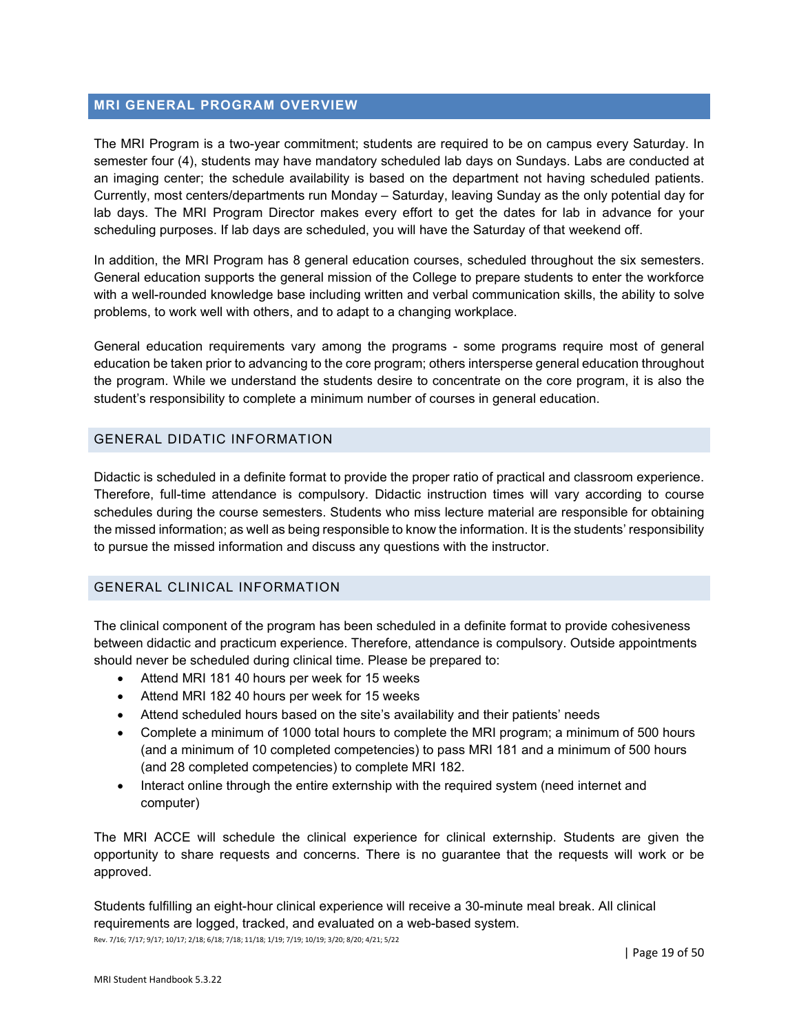## MRI GENERAL PROGRAM OVERVIEW

The MRI Program is a two-year commitment; students are required to be on campus every Saturday. In semester four (4), students may have mandatory scheduled lab days on Sundays. Labs are conducted at an imaging center; the schedule availability is based on the department not having scheduled patients. Currently, most centers/departments run Monday – Saturday, leaving Sunday as the only potential day for lab days. The MRI Program Director makes every effort to get the dates for lab in advance for your scheduling purposes. If lab days are scheduled, you will have the Saturday of that weekend off.

In addition, the MRI Program has 8 general education courses, scheduled throughout the six semesters. General education supports the general mission of the College to prepare students to enter the workforce with a well-rounded knowledge base including written and verbal communication skills, the ability to solve problems, to work well with others, and to adapt to a changing workplace.

General education requirements vary among the programs - some programs require most of general education be taken prior to advancing to the core program; others intersperse general education throughout the program. While we understand the students desire to concentrate on the core program, it is also the student's responsibility to complete a minimum number of courses in general education.

### GENERAL DIDATIC INFORMATION

Didactic is scheduled in a definite format to provide the proper ratio of practical and classroom experience. Therefore, full-time attendance is compulsory. Didactic instruction times will vary according to course schedules during the course semesters. Students who miss lecture material are responsible for obtaining the missed information; as well as being responsible to know the information. It is the students' responsibility to pursue the missed information and discuss any questions with the instructor.

### GENERAL CLINICAL INFORMATION

The clinical component of the program has been scheduled in a definite format to provide cohesiveness between didactic and practicum experience. Therefore, attendance is compulsory. Outside appointments should never be scheduled during clinical time. Please be prepared to:

- Attend MRI 181 40 hours per week for 15 weeks
- Attend MRI 182 40 hours per week for 15 weeks
- Attend scheduled hours based on the site's availability and their patients' needs
- Complete a minimum of 1000 total hours to complete the MRI program; a minimum of 500 hours (and a minimum of 10 completed competencies) to pass MRI 181 and a minimum of 500 hours (and 28 completed competencies) to complete MRI 182.
- Interact online through the entire externship with the required system (need internet and computer)

The MRI ACCE will schedule the clinical experience for clinical externship. Students are given the opportunity to share requests and concerns. There is no guarantee that the requests will work or be approved.

Students fulfilling an eight-hour clinical experience will receive a 30-minute meal break. All clinical requirements are logged, tracked, and evaluated on a web-based system.

Rev. 7/16; 7/17; 9/17; 10/17; 2/18; 6/18; 7/18; 11/18; 1/19; 7/19; 10/19; 3/20; 8/20; 4/21; 5/22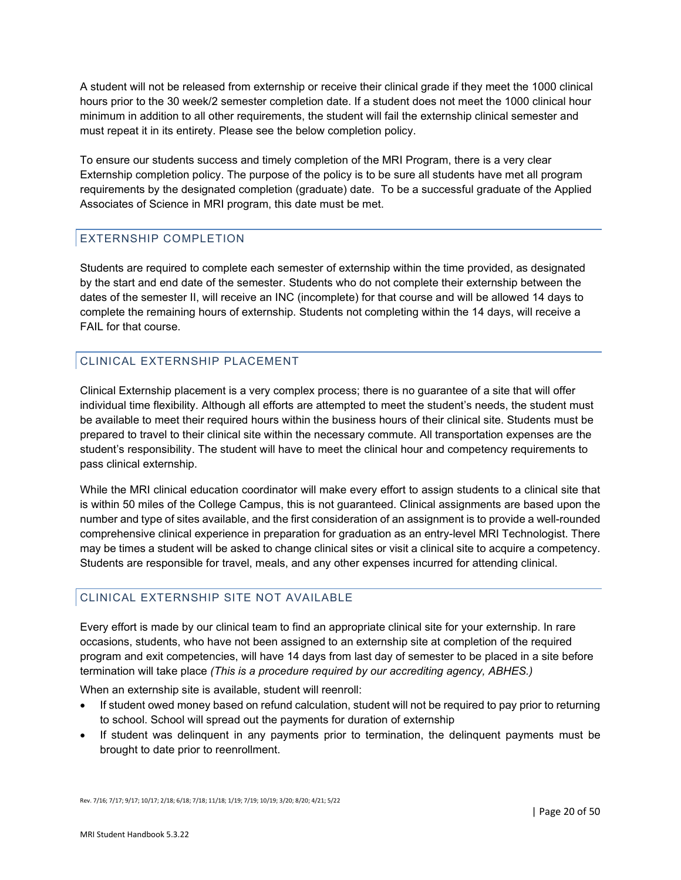A student will not be released from externship or receive their clinical grade if they meet the 1000 clinical hours prior to the 30 week/2 semester completion date. If a student does not meet the 1000 clinical hour minimum in addition to all other requirements, the student will fail the externship clinical semester and must repeat it in its entirety. Please see the below completion policy.

To ensure our students success and timely completion of the MRI Program, there is a very clear Externship completion policy. The purpose of the policy is to be sure all students have met all program requirements by the designated completion (graduate) date. To be a successful graduate of the Applied Associates of Science in MRI program, this date must be met.

## EXTERNSHIP COMPLETION

Students are required to complete each semester of externship within the time provided, as designated by the start and end date of the semester. Students who do not complete their externship between the dates of the semester II, will receive an INC (incomplete) for that course and will be allowed 14 days to complete the remaining hours of externship. Students not completing within the 14 days, will receive a FAIL for that course.

## CLINICAL EXTERNSHIP PLACEMENT

Clinical Externship placement is a very complex process; there is no guarantee of a site that will offer individual time flexibility. Although all efforts are attempted to meet the student's needs, the student must be available to meet their required hours within the business hours of their clinical site. Students must be prepared to travel to their clinical site within the necessary commute. All transportation expenses are the student's responsibility. The student will have to meet the clinical hour and competency requirements to pass clinical externship.

While the MRI clinical education coordinator will make every effort to assign students to a clinical site that is within 50 miles of the College Campus, this is not guaranteed. Clinical assignments are based upon the number and type of sites available, and the first consideration of an assignment is to provide a well-rounded comprehensive clinical experience in preparation for graduation as an entry-level MRI Technologist. There may be times a student will be asked to change clinical sites or visit a clinical site to acquire a competency. Students are responsible for travel, meals, and any other expenses incurred for attending clinical.

## CLINICAL EXTERNSHIP SITE NOT AVAILABLE

Every effort is made by our clinical team to find an appropriate clinical site for your externship. In rare occasions, students, who have not been assigned to an externship site at completion of the required program and exit competencies, will have 14 days from last day of semester to be placed in a site before termination will take place *(This is a procedure required by our accrediting agency, ABHES.)*

When an externship site is available, student will reenroll:

- If student owed money based on refund calculation, student will not be required to pay prior to returning to school. School will spread out the payments for duration of externship
- If student was delinquent in any payments prior to termination, the delinquent payments must be brought to date prior to reenrollment.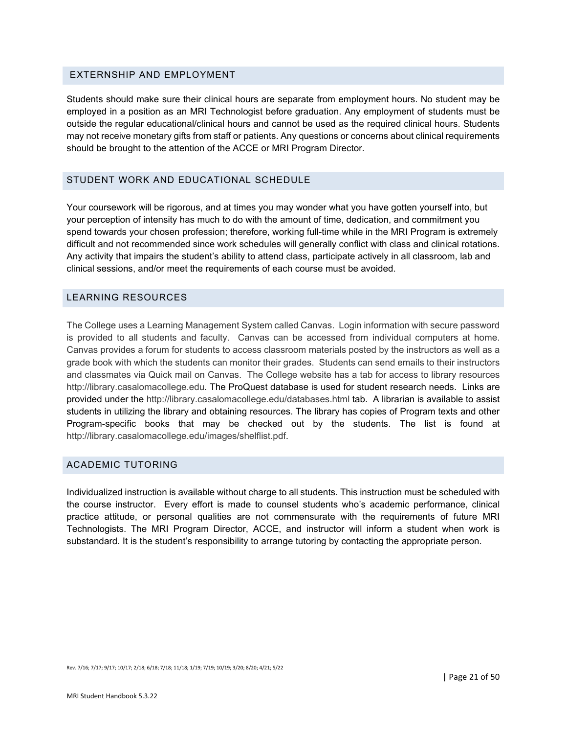## EXTERNSHIP AND EMPLOYMENT

Students should make sure their clinical hours are separate from employment hours. No student may be employed in a position as an MRI Technologist before graduation. Any employment of students must be outside the regular educational/clinical hours and cannot be used as the required clinical hours. Students may not receive monetary gifts from staff or patients. Any questions or concerns about clinical requirements should be brought to the attention of the ACCE or MRI Program Director.

## STUDENT WORK AND EDUCATIONAL SCHEDULE

Your coursework will be rigorous, and at times you may wonder what you have gotten yourself into, but your perception of intensity has much to do with the amount of time, dedication, and commitment you spend towards your chosen profession; therefore, working full-time while in the MRI Program is extremely difficult and not recommended since work schedules will generally conflict with class and clinical rotations. Any activity that impairs the student's ability to attend class, participate actively in all classroom, lab and clinical sessions, and/or meet the requirements of each course must be avoided.

## LEARNING RESOURCES

The College uses a Learning Management System called Canvas. Login information with secure password is provided to all students and faculty. Canvas can be accessed from individual computers at home. Canvas provides a forum for students to access classroom materials posted by the instructors as well as a grade book with which the students can monitor their grades. Students can send emails to their instructors and classmates via Quick mail on Canvas. The College website has a tab for access to library resources http://library.casalomacollege.edu. The ProQuest database is used for student research needs. Links are provided under the http://library.casalomacollege.edu/databases.html tab. A librarian is available to assist students in utilizing the library and obtaining resources. The library has copies of Program texts and other Program-specific books that may be checked out by the students. The list is found at http://library.casalomacollege.edu/images/shelflist.pdf.

## ACADEMIC TUTORING

Individualized instruction is available without charge to all students. This instruction must be scheduled with the course instructor. Every effort is made to counsel students who's academic performance, clinical practice attitude, or personal qualities are not commensurate with the requirements of future MRI Technologists. The MRI Program Director, ACCE, and instructor will inform a student when work is substandard. It is the student's responsibility to arrange tutoring by contacting the appropriate person.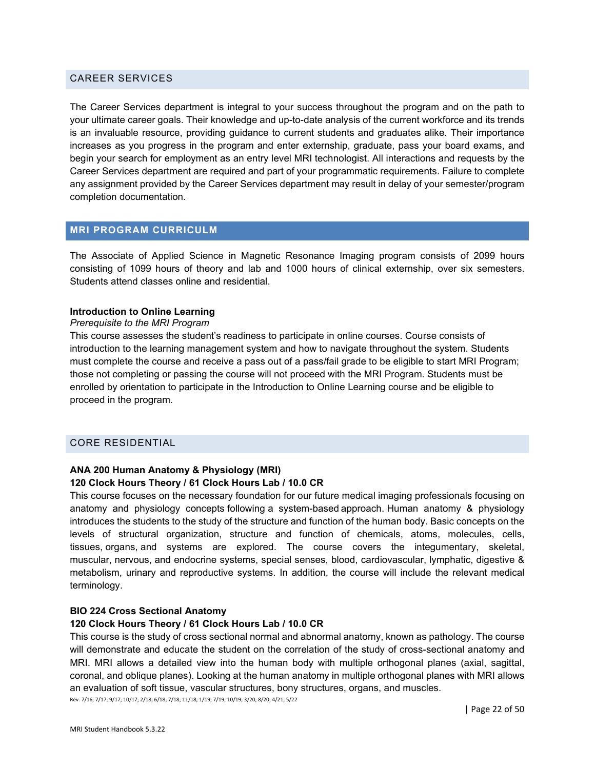## CAREER SERVICES

The Career Services department is integral to your success throughout the program and on the path to your ultimate career goals. Their knowledge and up-to-date analysis of the current workforce and its trends is an invaluable resource, providing guidance to current students and graduates alike. Their importance increases as you progress in the program and enter externship, graduate, pass your board exams, and begin your search for employment as an entry level MRI technologist. All interactions and requests by the Career Services department are required and part of your programmatic requirements. Failure to complete any assignment provided by the Career Services department may result in delay of your semester/program completion documentation.

## MRI PROGRAM CURRICULM

The Associate of Applied Science in Magnetic Resonance Imaging program consists of 2099 hours consisting of 1099 hours of theory and lab and 1000 hours of clinical externship, over six semesters. Students attend classes online and residential.

**Introduction to Online Learning**
*Prerequisite to the MRI Program*
This course assesses the student's readiness to participate in online courses. Course consists of introduction to the learning management system and how to navigate throughout the system. Students must complete the course and receive a pass out of a pass/fail grade to be eligible to start MRI Program; those not completing or passing the course will not proceed with the MRI Program. Students must be enrolled by orientation to participate in the Introduction to Online Learning course and be eligible to proceed in the program.

## CORE RESIDENTIAL

**ANA 200 Human Anatomy & Physiology (MRI)**
**120 Clock Hours Theory / 61 Clock Hours Lab / 10.0 CR**
This course focuses on the necessary foundation for our future medical imaging professionals focusing on anatomy and physiology concepts following a system-based approach. Human anatomy & physiology introduces the students to the study of the structure and function of the human body. Basic concepts on the levels of structural organization, structure and function of chemicals, atoms, molecules, cells, tissues, organs, and systems are explored. The course covers the integumentary, skeletal, muscular, nervous, and endocrine systems, special senses, blood, cardiovascular, lymphatic, digestive & metabolism, urinary and reproductive systems. In addition, the course will include the relevant medical terminology.

**BIO 224 Cross Sectional Anatomy**
**120 Clock Hours Theory / 61 Clock Hours Lab / 10.0 CR**
This course is the study of cross sectional normal and abnormal anatomy, known as pathology. The course will demonstrate and educate the student on the correlation of the study of cross-sectional anatomy and MRI. MRI allows a detailed view into the human body with multiple orthogonal planes (axial, sagittal, coronal, and oblique planes). Looking at the human anatomy in multiple orthogonal planes with MRI allows an evaluation of soft tissue, vascular structures, bony structures, organs, and muscles.

Rev. 7/16; 7/17; 9/17; 10/17; 2/18; 6/18; 7/18; 11/18; 1/19; 7/19; 10/19; 3/20; 8/20; 4/21; 5/22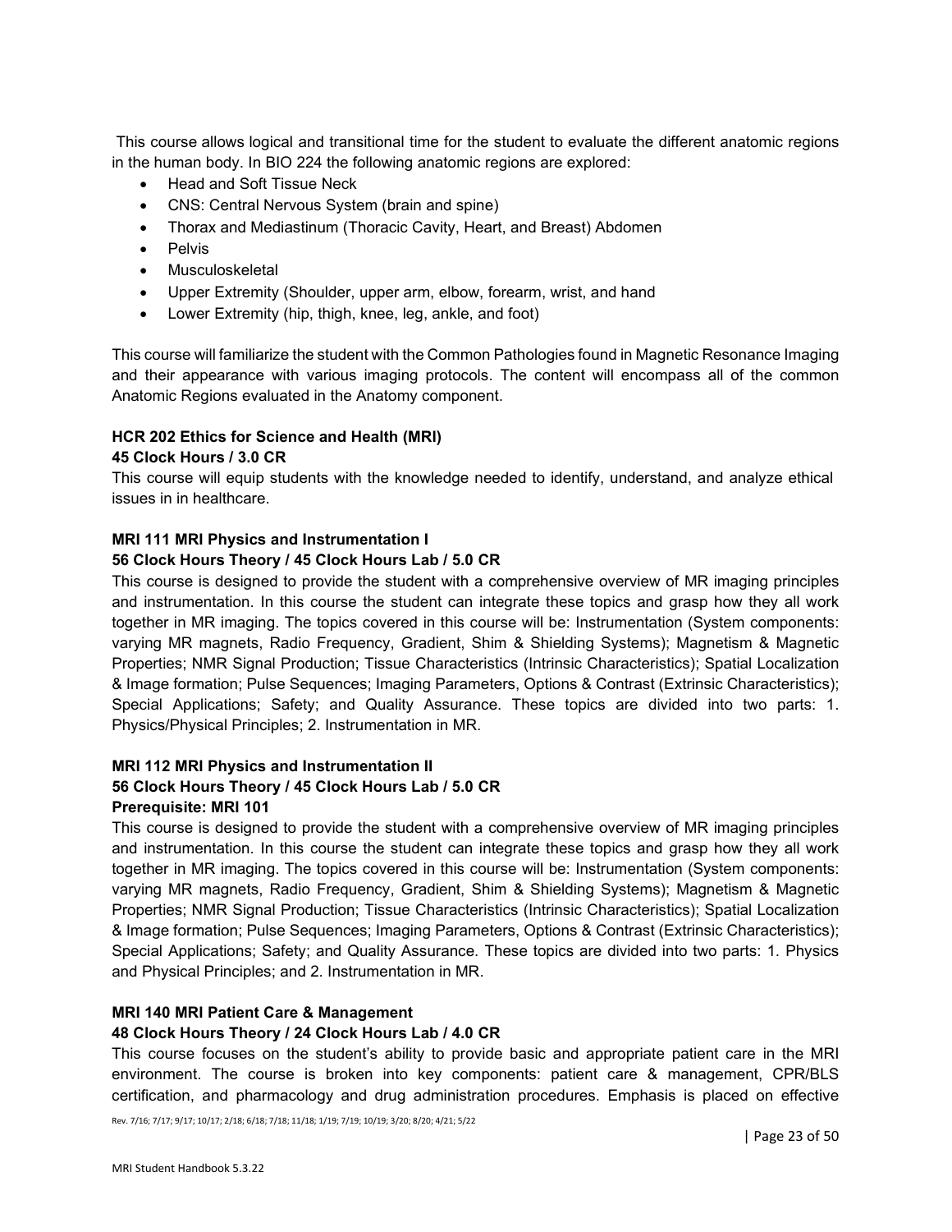This course allows logical and transitional time for the student to evaluate the different anatomic regions in the human body. In BIO 224 the following anatomic regions are explored:

- Head and Soft Tissue Neck
- CNS: Central Nervous System (brain and spine)
- Thorax and Mediastinum (Thoracic Cavity, Heart, and Breast) Abdomen
- Pelvis
- Musculoskeletal
- Upper Extremity (Shoulder, upper arm, elbow, forearm, wrist, and hand
- Lower Extremity (hip, thigh, knee, leg, ankle, and foot)

This course will familiarize the student with the Common Pathologies found in Magnetic Resonance Imaging and their appearance with various imaging protocols. The content will encompass all of the common Anatomic Regions evaluated in the Anatomy component.

**HCR 202 Ethics for Science and Health (MRI)**
**45 Clock Hours / 3.0 CR**

This course will equip students with the knowledge needed to identify, understand, and analyze ethical issues in in healthcare.

**MRI 111 MRI Physics and Instrumentation I**
**56 Clock Hours Theory / 45 Clock Hours Lab / 5.0 CR**

This course is designed to provide the student with a comprehensive overview of MR imaging principles and instrumentation. In this course the student can integrate these topics and grasp how they all work together in MR imaging. The topics covered in this course will be: Instrumentation (System components: varying MR magnets, Radio Frequency, Gradient, Shim & Shielding Systems); Magnetism & Magnetic Properties; NMR Signal Production; Tissue Characteristics (Intrinsic Characteristics); Spatial Localization & Image formation; Pulse Sequences; Imaging Parameters, Options & Contrast (Extrinsic Characteristics); Special Applications; Safety; and Quality Assurance. These topics are divided into two parts: 1. Physics/Physical Principles; 2. Instrumentation in MR.

**MRI 112 MRI Physics and Instrumentation II**
**56 Clock Hours Theory / 45 Clock Hours Lab / 5.0 CR**
**Prerequisite: MRI 101**

This course is designed to provide the student with a comprehensive overview of MR imaging principles and instrumentation. In this course the student can integrate these topics and grasp how they all work together in MR imaging. The topics covered in this course will be: Instrumentation (System components: varying MR magnets, Radio Frequency, Gradient, Shim & Shielding Systems); Magnetism & Magnetic Properties; NMR Signal Production; Tissue Characteristics (Intrinsic Characteristics); Spatial Localization & Image formation; Pulse Sequences; Imaging Parameters, Options & Contrast (Extrinsic Characteristics); Special Applications; Safety; and Quality Assurance. These topics are divided into two parts: 1. Physics and Physical Principles; and 2. Instrumentation in MR.

**MRI 140 MRI Patient Care & Management**
**48 Clock Hours Theory / 24 Clock Hours Lab / 4.0 CR**

This course focuses on the student's ability to provide basic and appropriate patient care in the MRI environment. The course is broken into key components: patient care & management, CPR/BLS certification, and pharmacology and drug administration procedures. Emphasis is placed on effective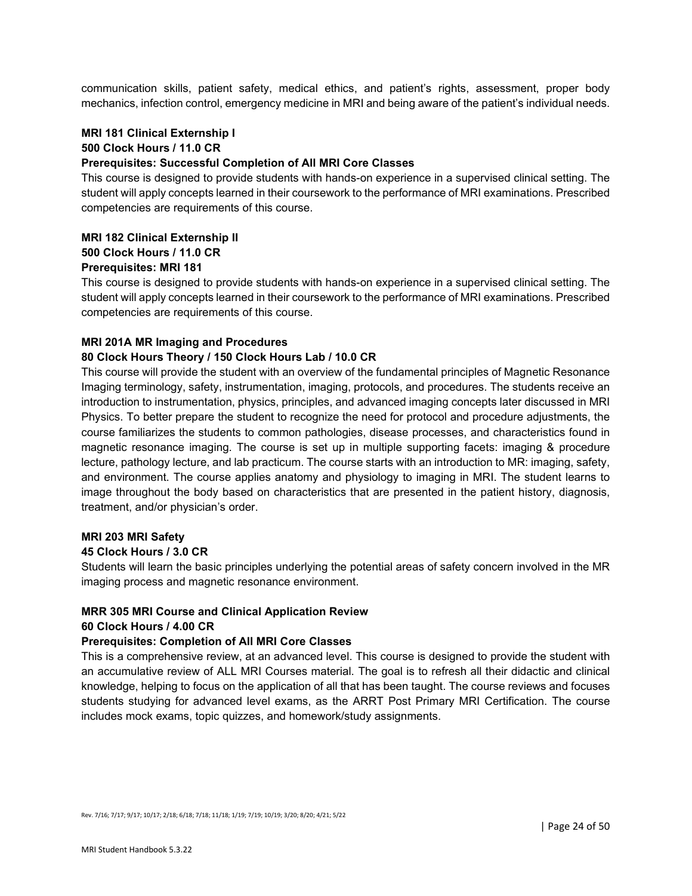communication skills, patient safety, medical ethics, and patient's rights, assessment, proper body mechanics, infection control, emergency medicine in MRI and being aware of the patient's individual needs.

**MRI 181 Clinical Externship I**
**500 Clock Hours / 11.0 CR**
**Prerequisites: Successful Completion of All MRI Core Classes**

This course is designed to provide students with hands-on experience in a supervised clinical setting. The student will apply concepts learned in their coursework to the performance of MRI examinations. Prescribed competencies are requirements of this course.

**MRI 182 Clinical Externship II**
**500 Clock Hours / 11.0 CR**
**Prerequisites: MRI 181**

This course is designed to provide students with hands-on experience in a supervised clinical setting. The student will apply concepts learned in their coursework to the performance of MRI examinations. Prescribed competencies are requirements of this course.

**MRI 201A MR Imaging and Procedures**
**80 Clock Hours Theory / 150 Clock Hours Lab / 10.0 CR**

This course will provide the student with an overview of the fundamental principles of Magnetic Resonance Imaging terminology, safety, instrumentation, imaging, protocols, and procedures. The students receive an introduction to instrumentation, physics, principles, and advanced imaging concepts later discussed in MRI Physics. To better prepare the student to recognize the need for protocol and procedure adjustments, the course familiarizes the students to common pathologies, disease processes, and characteristics found in magnetic resonance imaging. The course is set up in multiple supporting facets: imaging & procedure lecture, pathology lecture, and lab practicum. The course starts with an introduction to MR: imaging, safety, and environment. The course applies anatomy and physiology to imaging in MRI. The student learns to image throughout the body based on characteristics that are presented in the patient history, diagnosis, treatment, and/or physician's order.

**MRI 203 MRI Safety**
**45 Clock Hours / 3.0 CR**

Students will learn the basic principles underlying the potential areas of safety concern involved in the MR imaging process and magnetic resonance environment.

**MRR 305 MRI Course and Clinical Application Review**
**60 Clock Hours / 4.00 CR**
**Prerequisites: Completion of All MRI Core Classes**

This is a comprehensive review, at an advanced level. This course is designed to provide the student with an accumulative review of ALL MRI Courses material. The goal is to refresh all their didactic and clinical knowledge, helping to focus on the application of all that has been taught. The course reviews and focuses students studying for advanced level exams, as the ARRT Post Primary MRI Certification. The course includes mock exams, topic quizzes, and homework/study assignments.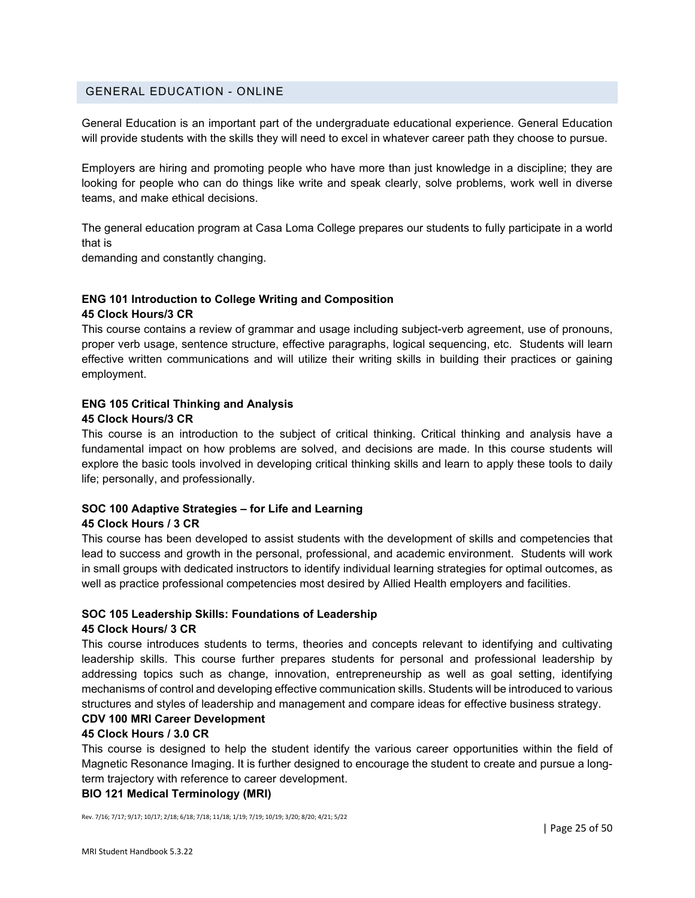## GENERAL EDUCATION - ONLINE

General Education is an important part of the undergraduate educational experience. General Education will provide students with the skills they will need to excel in whatever career path they choose to pursue.

Employers are hiring and promoting people who have more than just knowledge in a discipline; they are looking for people who can do things like write and speak clearly, solve problems, work well in diverse teams, and make ethical decisions.

The general education program at Casa Loma College prepares our students to fully participate in a world that is
demanding and constantly changing.

**ENG 101 Introduction to College Writing and Composition**
**45 Clock Hours/3 CR**

This course contains a review of grammar and usage including subject-verb agreement, use of pronouns, proper verb usage, sentence structure, effective paragraphs, logical sequencing, etc. Students will learn effective written communications and will utilize their writing skills in building their practices or gaining employment.

**ENG 105 Critical Thinking and Analysis**
**45 Clock Hours/3 CR**

This course is an introduction to the subject of critical thinking. Critical thinking and analysis have a fundamental impact on how problems are solved, and decisions are made. In this course students will explore the basic tools involved in developing critical thinking skills and learn to apply these tools to daily life; personally, and professionally.

**SOC 100 Adaptive Strategies – for Life and Learning**
**45 Clock Hours / 3 CR**

This course has been developed to assist students with the development of skills and competencies that lead to success and growth in the personal, professional, and academic environment. Students will work in small groups with dedicated instructors to identify individual learning strategies for optimal outcomes, as well as practice professional competencies most desired by Allied Health employers and facilities.

**SOC 105 Leadership Skills: Foundations of Leadership**
**45 Clock Hours/ 3 CR**

This course introduces students to terms, theories and concepts relevant to identifying and cultivating leadership skills. This course further prepares students for personal and professional leadership by addressing topics such as change, innovation, entrepreneurship as well as goal setting, identifying mechanisms of control and developing effective communication skills. Students will be introduced to various structures and styles of leadership and management and compare ideas for effective business strategy.

**CDV 100 MRI Career Development**
**45 Clock Hours / 3.0 CR**

This course is designed to help the student identify the various career opportunities within the field of Magnetic Resonance Imaging. It is further designed to encourage the student to create and pursue a long-term trajectory with reference to career development.

**BIO 121 Medical Terminology (MRI)**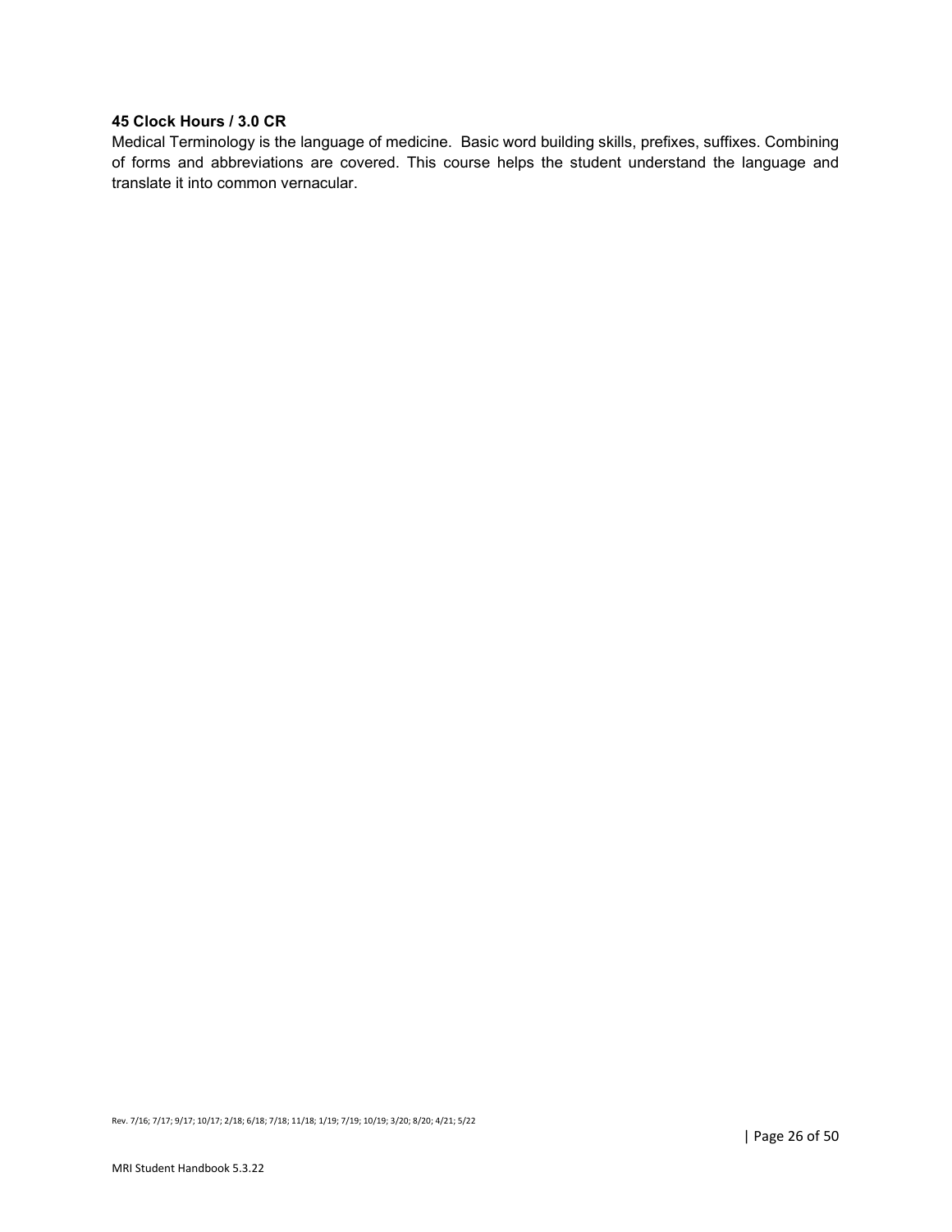**45 Clock Hours / 3.0 CR**

Medical Terminology is the language of medicine. Basic word building skills, prefixes, suffixes. Combining of forms and abbreviations are covered. This course helps the student understand the language and translate it into common vernacular.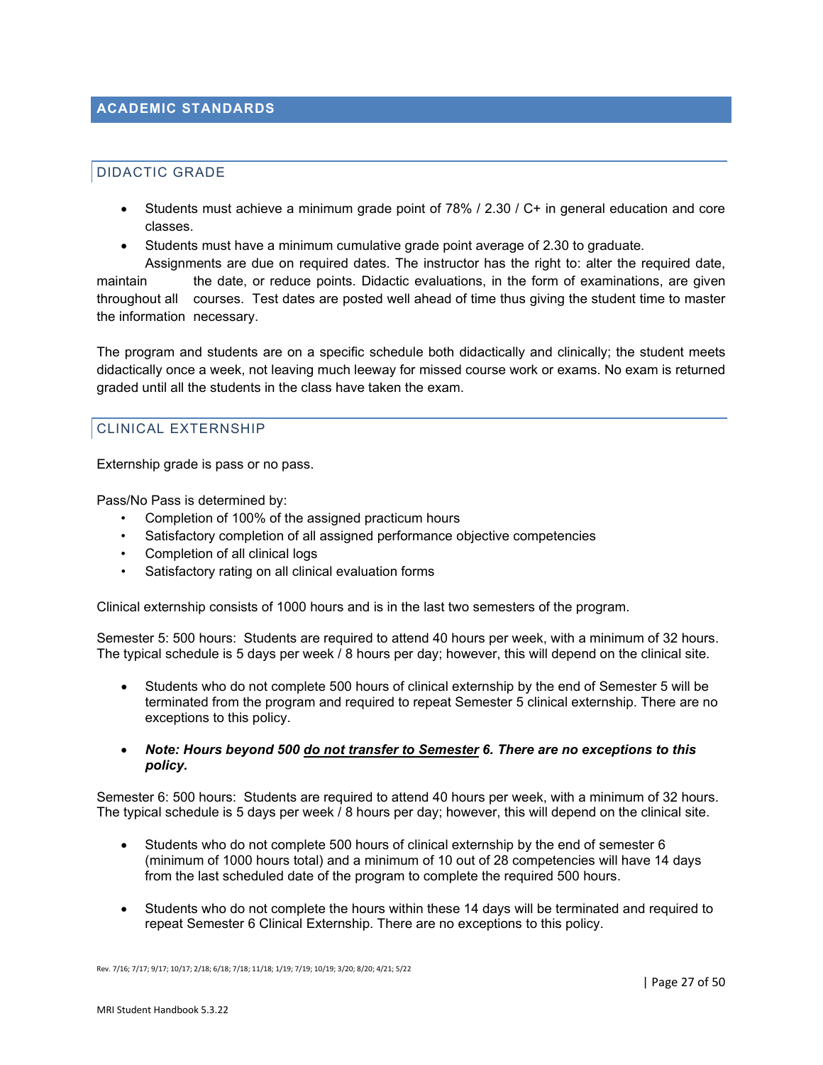## ACADEMIC STANDARDS

### DIDACTIC GRADE

- Students must achieve a minimum grade point of 78% / 2.30 / C+ in general education and core classes.
- Students must have a minimum cumulative grade point average of 2.30 to graduate.

Assignments are due on required dates. The instructor has the right to: alter the required date, maintain the date, or reduce points. Didactic evaluations, in the form of examinations, are given throughout all courses. Test dates are posted well ahead of time thus giving the student time to master the information necessary.

The program and students are on a specific schedule both didactically and clinically; the student meets didactically once a week, not leaving much leeway for missed course work or exams. No exam is returned graded until all the students in the class have taken the exam.

### CLINICAL EXTERNSHIP

Externship grade is pass or no pass.

Pass/No Pass is determined by:

- Completion of 100% of the assigned practicum hours
- Satisfactory completion of all assigned performance objective competencies
- Completion of all clinical logs
- Satisfactory rating on all clinical evaluation forms

Clinical externship consists of 1000 hours and is in the last two semesters of the program.

Semester 5: 500 hours: Students are required to attend 40 hours per week, with a minimum of 32 hours. The typical schedule is 5 days per week / 8 hours per day; however, this will depend on the clinical site.

- Students who do not complete 500 hours of clinical externship by the end of Semester 5 will be terminated from the program and required to repeat Semester 5 clinical externship. There are no exceptions to this policy.
- ***Note: Hours beyond 500 do not transfer to Semester 6. There are no exceptions to this policy.***

Semester 6: 500 hours: Students are required to attend 40 hours per week, with a minimum of 32 hours. The typical schedule is 5 days per week / 8 hours per day; however, this will depend on the clinical site.

- Students who do not complete 500 hours of clinical externship by the end of semester 6 (minimum of 1000 hours total) and a minimum of 10 out of 28 competencies will have 14 days from the last scheduled date of the program to complete the required 500 hours.
- Students who do not complete the hours within these 14 days will be terminated and required to repeat Semester 6 Clinical Externship. There are no exceptions to this policy.

Rev. 7/16; 7/17; 9/17; 10/17; 2/18; 6/18; 7/18; 11/18; 1/19; 7/19; 10/19; 3/20; 8/20; 4/21; 5/22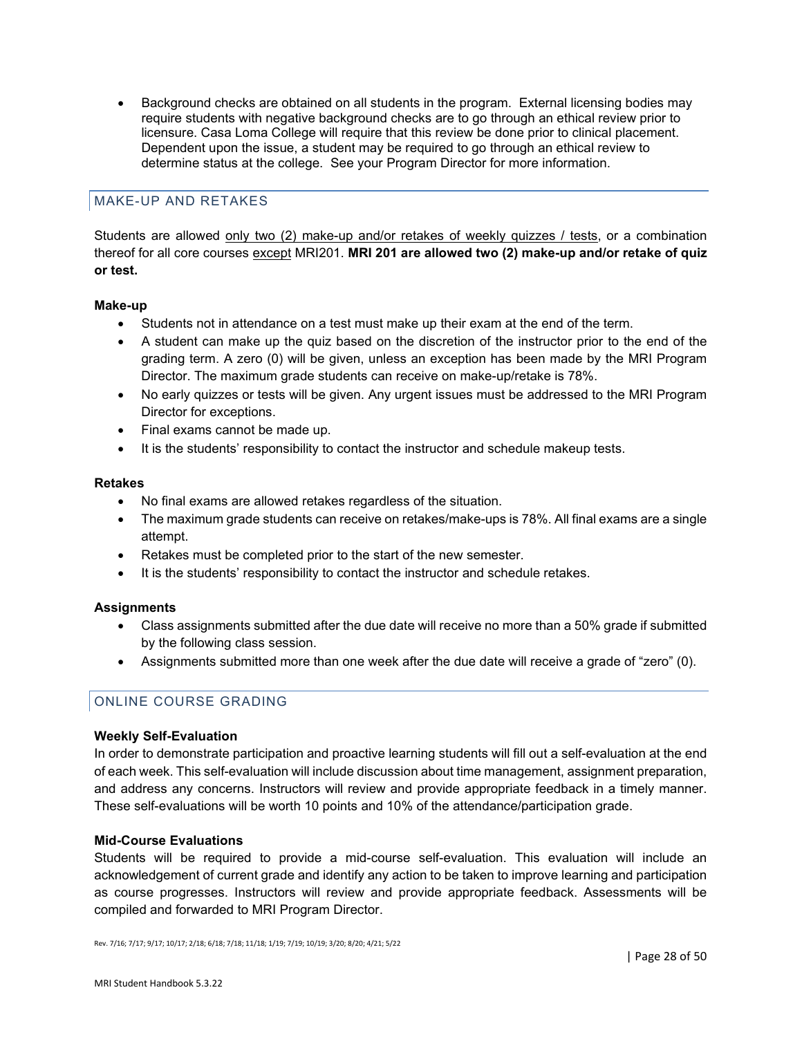- Background checks are obtained on all students in the program. External licensing bodies may require students with negative background checks are to go through an ethical review prior to licensure. Casa Loma College will require that this review be done prior to clinical placement. Dependent upon the issue, a student may be required to go through an ethical review to determine status at the college. See your Program Director for more information.

## MAKE-UP AND RETAKES

Students are allowed <u>only two (2) make-up and/or retakes of weekly quizzes / tests</u>, or a combination thereof for all core courses <u>except</u> MRI201. **MRI 201 are allowed two (2) make-up and/or retake of quiz or test.**

**Make-up**

- Students not in attendance on a test must make up their exam at the end of the term.
- A student can make up the quiz based on the discretion of the instructor prior to the end of the grading term. A zero (0) will be given, unless an exception has been made by the MRI Program Director. The maximum grade students can receive on make-up/retake is 78%.
- No early quizzes or tests will be given. Any urgent issues must be addressed to the MRI Program Director for exceptions.
- Final exams cannot be made up.
- It is the students' responsibility to contact the instructor and schedule makeup tests.

**Retakes**

- No final exams are allowed retakes regardless of the situation.
- The maximum grade students can receive on retakes/make-ups is 78%. All final exams are a single attempt.
- Retakes must be completed prior to the start of the new semester.
- It is the students' responsibility to contact the instructor and schedule retakes.

**Assignments**

- Class assignments submitted after the due date will receive no more than a 50% grade if submitted by the following class session.
- Assignments submitted more than one week after the due date will receive a grade of "zero" (0).

## ONLINE COURSE GRADING

**Weekly Self-Evaluation**

In order to demonstrate participation and proactive learning students will fill out a self-evaluation at the end of each week. This self-evaluation will include discussion about time management, assignment preparation, and address any concerns. Instructors will review and provide appropriate feedback in a timely manner. These self-evaluations will be worth 10 points and 10% of the attendance/participation grade.

**Mid-Course Evaluations**

Students will be required to provide a mid-course self-evaluation. This evaluation will include an acknowledgement of current grade and identify any action to be taken to improve learning and participation as course progresses. Instructors will review and provide appropriate feedback. Assessments will be compiled and forwarded to MRI Program Director.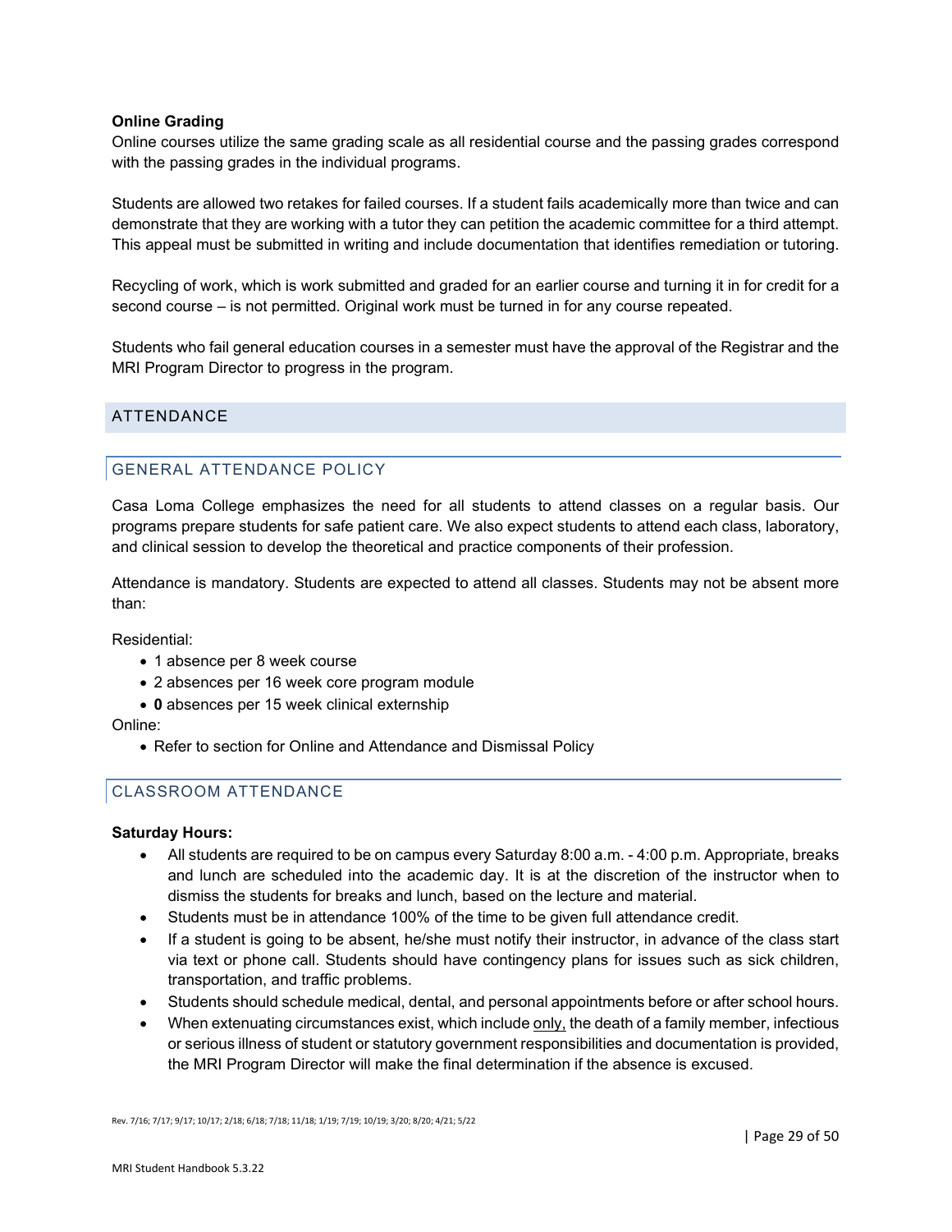**Online Grading**

Online courses utilize the same grading scale as all residential course and the passing grades correspond with the passing grades in the individual programs.

Students are allowed two retakes for failed courses. If a student fails academically more than twice and can demonstrate that they are working with a tutor they can petition the academic committee for a third attempt. This appeal must be submitted in writing and include documentation that identifies remediation or tutoring.

Recycling of work, which is work submitted and graded for an earlier course and turning it in for credit for a second course – is not permitted. Original work must be turned in for any course repeated.

Students who fail general education courses in a semester must have the approval of the Registrar and the MRI Program Director to progress in the program.

## ATTENDANCE

### GENERAL ATTENDANCE POLICY

Casa Loma College emphasizes the need for all students to attend classes on a regular basis. Our programs prepare students for safe patient care. We also expect students to attend each class, laboratory, and clinical session to develop the theoretical and practice components of their profession.

Attendance is mandatory. Students are expected to attend all classes. Students may not be absent more than:

Residential:

- 1 absence per 8 week course
- 2 absences per 16 week core program module
- **0** absences per 15 week clinical externship

Online:

- Refer to section for Online and Attendance and Dismissal Policy

### CLASSROOM ATTENDANCE

**Saturday Hours:**

- All students are required to be on campus every Saturday 8:00 a.m. - 4:00 p.m. Appropriate, breaks and lunch are scheduled into the academic day. It is at the discretion of the instructor when to dismiss the students for breaks and lunch, based on the lecture and material.
- Students must be in attendance 100% of the time to be given full attendance credit.
- If a student is going to be absent, he/she must notify their instructor, in advance of the class start via text or phone call. Students should have contingency plans for issues such as sick children, transportation, and traffic problems.
- Students should schedule medical, dental, and personal appointments before or after school hours.
- When extenuating circumstances exist, which include only, the death of a family member, infectious or serious illness of student or statutory government responsibilities and documentation is provided, the MRI Program Director will make the final determination if the absence is excused.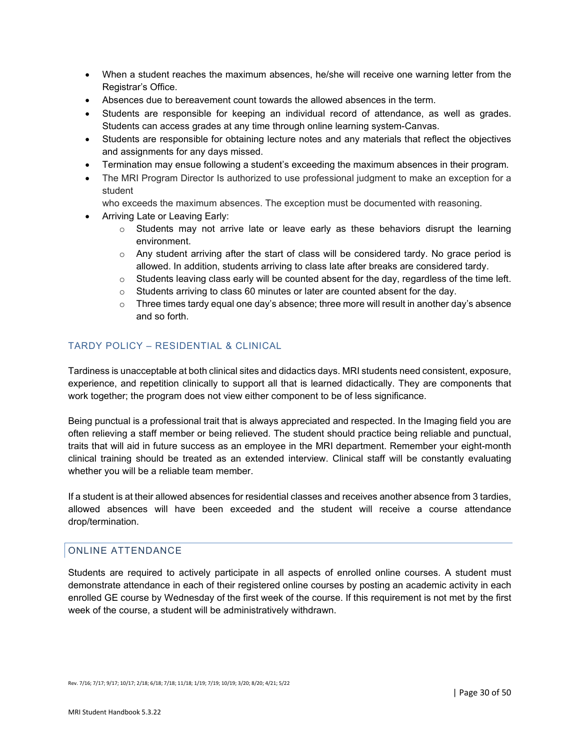- When a student reaches the maximum absences, he/she will receive one warning letter from the Registrar's Office.
- Absences due to bereavement count towards the allowed absences in the term.
- Students are responsible for keeping an individual record of attendance, as well as grades. Students can access grades at any time through online learning system-Canvas.
- Students are responsible for obtaining lecture notes and any materials that reflect the objectives and assignments for any days missed.
- Termination may ensue following a student's exceeding the maximum absences in their program.
- The MRI Program Director Is authorized to use professional judgment to make an exception for a student
  who exceeds the maximum absences. The exception must be documented with reasoning.
- Arriving Late or Leaving Early:
  - Students may not arrive late or leave early as these behaviors disrupt the learning environment.
  - Any student arriving after the start of class will be considered tardy. No grace period is allowed. In addition, students arriving to class late after breaks are considered tardy.
  - Students leaving class early will be counted absent for the day, regardless of the time left.
  - Students arriving to class 60 minutes or later are counted absent for the day.
  - Three times tardy equal one day's absence; three more will result in another day's absence and so forth.

## TARDY POLICY – RESIDENTIAL & CLINICAL

Tardiness is unacceptable at both clinical sites and didactics days. MRI students need consistent, exposure, experience, and repetition clinically to support all that is learned didactically. They are components that work together; the program does not view either component to be of less significance.

Being punctual is a professional trait that is always appreciated and respected. In the Imaging field you are often relieving a staff member or being relieved. The student should practice being reliable and punctual, traits that will aid in future success as an employee in the MRI department. Remember your eight-month clinical training should be treated as an extended interview. Clinical staff will be constantly evaluating whether you will be a reliable team member.

If a student is at their allowed absences for residential classes and receives another absence from 3 tardies, allowed absences will have been exceeded and the student will receive a course attendance drop/termination.

## ONLINE ATTENDANCE

Students are required to actively participate in all aspects of enrolled online courses. A student must demonstrate attendance in each of their registered online courses by posting an academic activity in each enrolled GE course by Wednesday of the first week of the course. If this requirement is not met by the first week of the course, a student will be administratively withdrawn.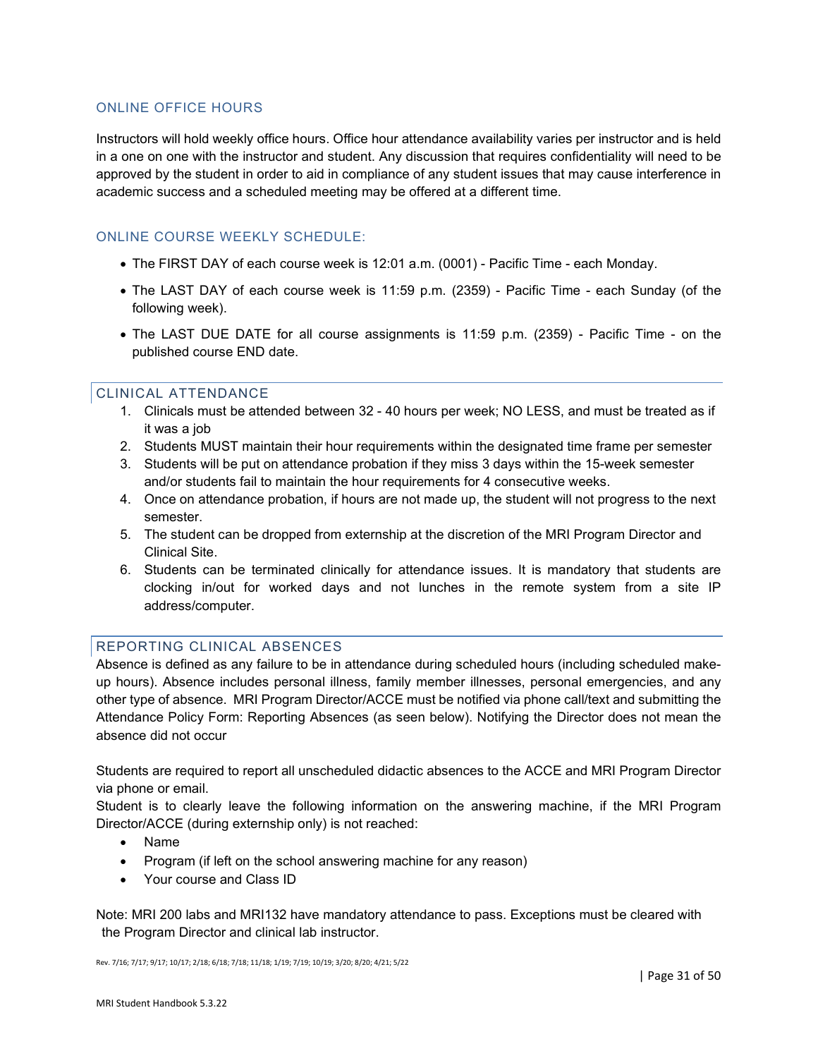## ONLINE OFFICE HOURS

Instructors will hold weekly office hours. Office hour attendance availability varies per instructor and is held in a one on one with the instructor and student. Any discussion that requires confidentiality will need to be approved by the student in order to aid in compliance of any student issues that may cause interference in academic success and a scheduled meeting may be offered at a different time.

## ONLINE COURSE WEEKLY SCHEDULE:

- The FIRST DAY of each course week is 12:01 a.m. (0001) - Pacific Time - each Monday.
- The LAST DAY of each course week is 11:59 p.m. (2359) - Pacific Time - each Sunday (of the following week).
- The LAST DUE DATE for all course assignments is 11:59 p.m. (2359) - Pacific Time - on the published course END date.

## CLINICAL ATTENDANCE

1. Clinicals must be attended between 32 - 40 hours per week; NO LESS, and must be treated as if it was a job
2. Students MUST maintain their hour requirements within the designated time frame per semester
3. Students will be put on attendance probation if they miss 3 days within the 15-week semester and/or students fail to maintain the hour requirements for 4 consecutive weeks.
4. Once on attendance probation, if hours are not made up, the student will not progress to the next semester.
5. The student can be dropped from externship at the discretion of the MRI Program Director and Clinical Site.
6. Students can be terminated clinically for attendance issues. It is mandatory that students are clocking in/out for worked days and not lunches in the remote system from a site IP address/computer.

## REPORTING CLINICAL ABSENCES

Absence is defined as any failure to be in attendance during scheduled hours (including scheduled make-up hours). Absence includes personal illness, family member illnesses, personal emergencies, and any other type of absence. MRI Program Director/ACCE must be notified via phone call/text and submitting the Attendance Policy Form: Reporting Absences (as seen below). Notifying the Director does not mean the absence did not occur

Students are required to report all unscheduled didactic absences to the ACCE and MRI Program Director via phone or email.
Student is to clearly leave the following information on the answering machine, if the MRI Program Director/ACCE (during externship only) is not reached:

- Name
- Program (if left on the school answering machine for any reason)
- Your course and Class ID

Note: MRI 200 labs and MRI132 have mandatory attendance to pass. Exceptions must be cleared with the Program Director and clinical lab instructor.

Rev. 7/16; 7/17; 9/17; 10/17; 2/18; 6/18; 7/18; 11/18; 1/19; 7/19; 10/19; 3/20; 8/20; 4/21; 5/22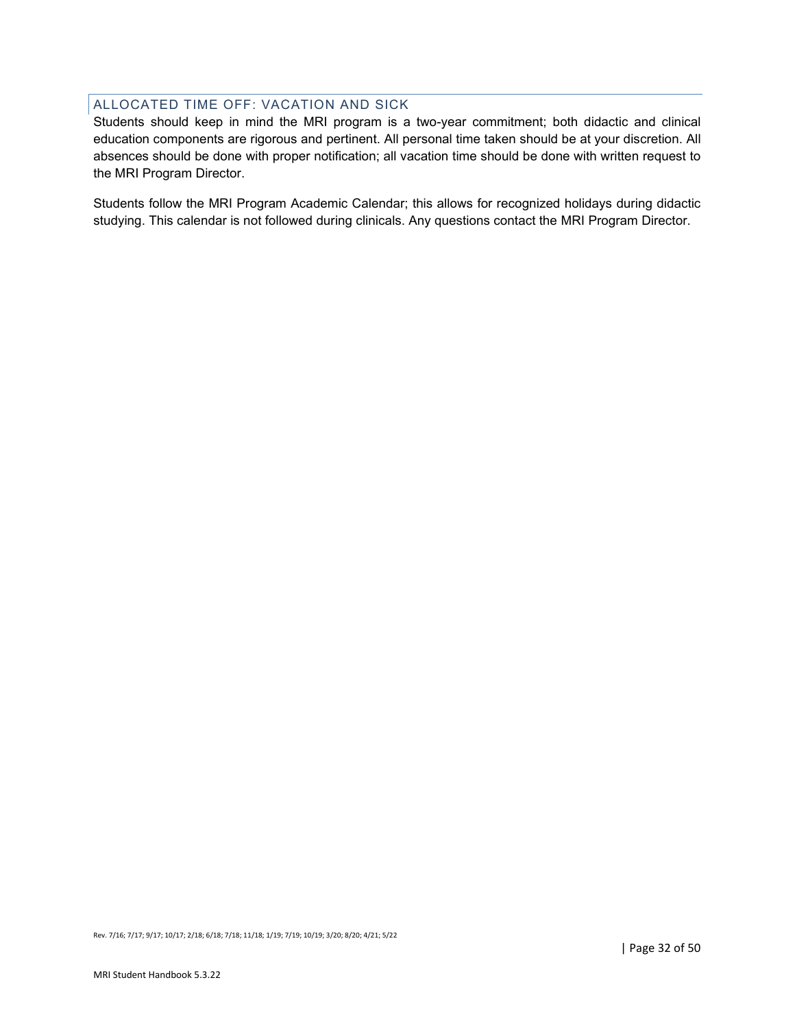## ALLOCATED TIME OFF: VACATION AND SICK

Students should keep in mind the MRI program is a two-year commitment; both didactic and clinical education components are rigorous and pertinent. All personal time taken should be at your discretion. All absences should be done with proper notification; all vacation time should be done with written request to the MRI Program Director.

Students follow the MRI Program Academic Calendar; this allows for recognized holidays during didactic studying. This calendar is not followed during clinicals. Any questions contact the MRI Program Director.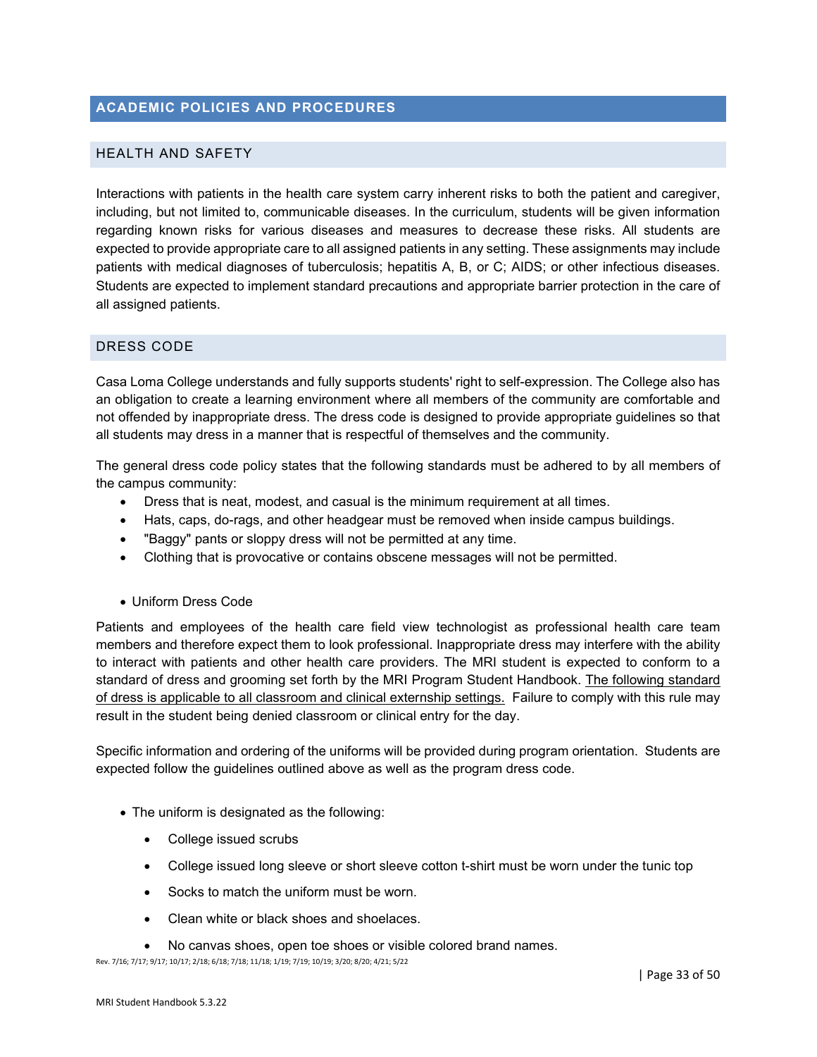## ACADEMIC POLICIES AND PROCEDURES

### HEALTH AND SAFETY

Interactions with patients in the health care system carry inherent risks to both the patient and caregiver, including, but not limited to, communicable diseases. In the curriculum, students will be given information regarding known risks for various diseases and measures to decrease these risks. All students are expected to provide appropriate care to all assigned patients in any setting. These assignments may include patients with medical diagnoses of tuberculosis; hepatitis A, B, or C; AIDS; or other infectious diseases. Students are expected to implement standard precautions and appropriate barrier protection in the care of all assigned patients.

### DRESS CODE

Casa Loma College understands and fully supports students' right to self-expression. The College also has an obligation to create a learning environment where all members of the community are comfortable and not offended by inappropriate dress. The dress code is designed to provide appropriate guidelines so that all students may dress in a manner that is respectful of themselves and the community.

The general dress code policy states that the following standards must be adhered to by all members of the campus community:

- Dress that is neat, modest, and casual is the minimum requirement at all times.
- Hats, caps, do-rags, and other headgear must be removed when inside campus buildings.
- "Baggy" pants or sloppy dress will not be permitted at any time.
- Clothing that is provocative or contains obscene messages will not be permitted.

- Uniform Dress Code

Patients and employees of the health care field view technologist as professional health care team members and therefore expect them to look professional. Inappropriate dress may interfere with the ability to interact with patients and other health care providers. The MRI student is expected to conform to a standard of dress and grooming set forth by the MRI Program Student Handbook. <u>The following standard of dress is applicable to all classroom and clinical externship settings.</u> Failure to comply with this rule may result in the student being denied classroom or clinical entry for the day.

Specific information and ordering of the uniforms will be provided during program orientation. Students are expected follow the guidelines outlined above as well as the program dress code.

- The uniform is designated as the following:
  - College issued scrubs
  - College issued long sleeve or short sleeve cotton t-shirt must be worn under the tunic top
  - Socks to match the uniform must be worn.
  - Clean white or black shoes and shoelaces.
  - No canvas shoes, open toe shoes or visible colored brand names.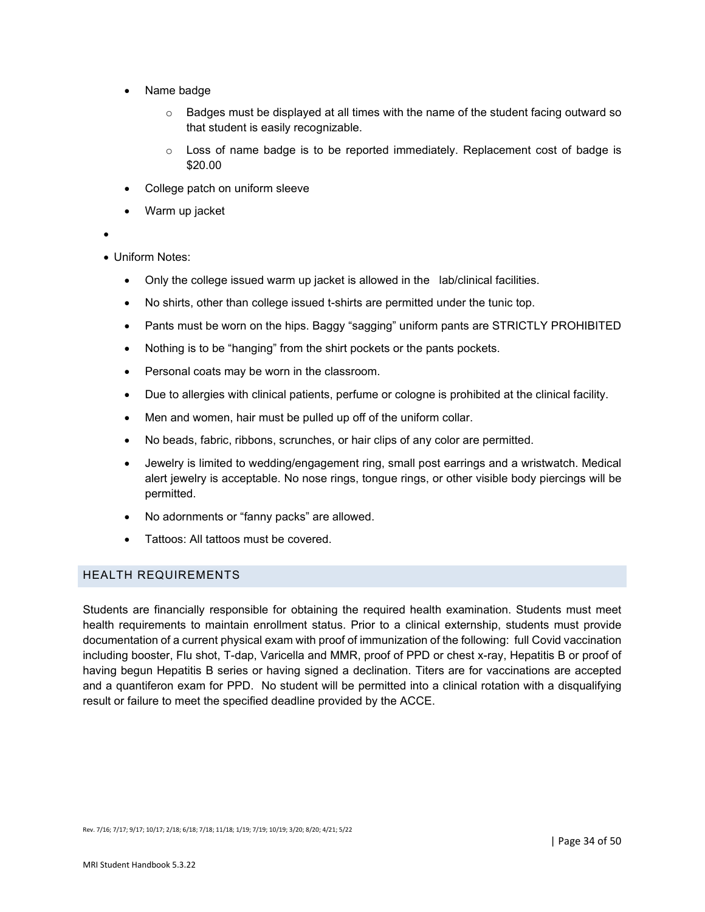- Name badge
    - Badges must be displayed at all times with the name of the student facing outward so that student is easily recognizable.
    - Loss of name badge is to be reported immediately. Replacement cost of badge is $20.00
- College patch on uniform sleeve
- Warm up jacket

- Uniform Notes:
    - Only the college issued warm up jacket is allowed in the lab/clinical facilities.
    - No shirts, other than college issued t-shirts are permitted under the tunic top.
    - Pants must be worn on the hips. Baggy "sagging" uniform pants are STRICTLY PROHIBITED
    - Nothing is to be "hanging" from the shirt pockets or the pants pockets.
    - Personal coats may be worn in the classroom.
    - Due to allergies with clinical patients, perfume or cologne is prohibited at the clinical facility.
    - Men and women, hair must be pulled up off of the uniform collar.
    - No beads, fabric, ribbons, scrunches, or hair clips of any color are permitted.
    - Jewelry is limited to wedding/engagement ring, small post earrings and a wristwatch. Medical alert jewelry is acceptable. No nose rings, tongue rings, or other visible body piercings will be permitted.
    - No adornments or "fanny packs" are allowed.
    - Tattoos: All tattoos must be covered.

## HEALTH REQUIREMENTS

Students are financially responsible for obtaining the required health examination. Students must meet health requirements to maintain enrollment status. Prior to a clinical externship, students must provide documentation of a current physical exam with proof of immunization of the following: full Covid vaccination including booster, Flu shot, T-dap, Varicella and MMR, proof of PPD or chest x-ray, Hepatitis B or proof of having begun Hepatitis B series or having signed a declination. Titers are for vaccinations are accepted and a quantiferon exam for PPD. No student will be permitted into a clinical rotation with a disqualifying result or failure to meet the specified deadline provided by the ACCE.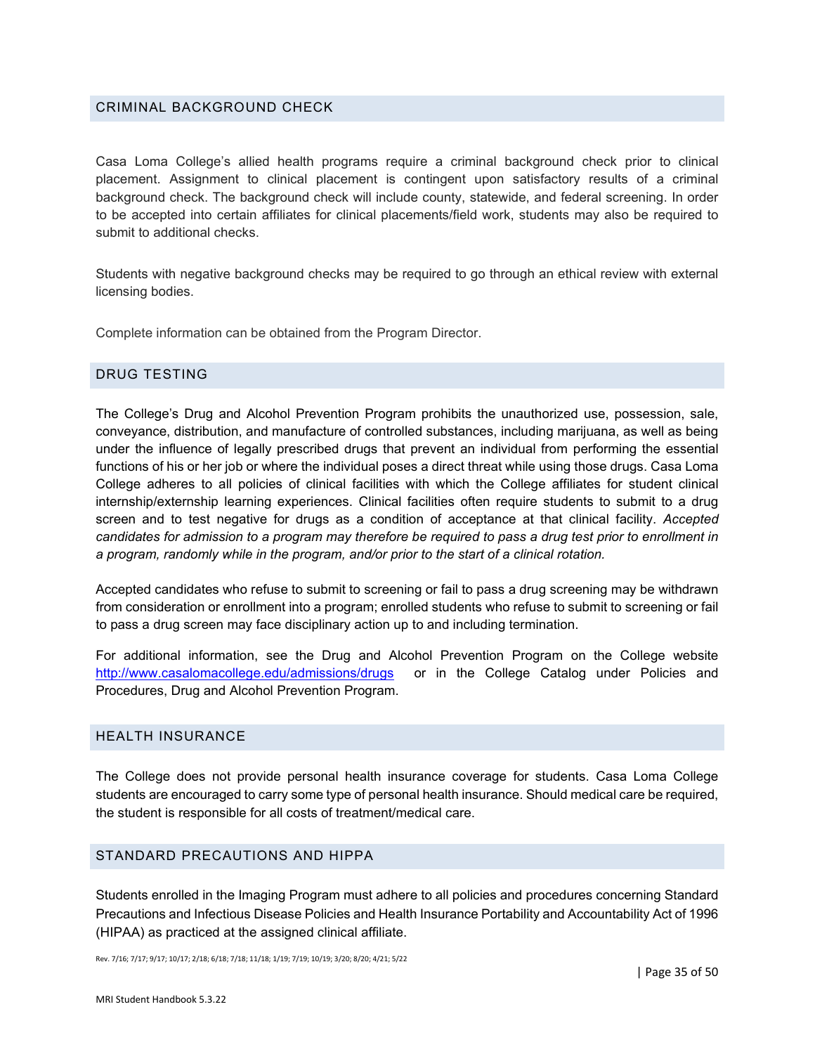## CRIMINAL BACKGROUND CHECK

Casa Loma College's allied health programs require a criminal background check prior to clinical placement. Assignment to clinical placement is contingent upon satisfactory results of a criminal background check. The background check will include county, statewide, and federal screening. In order to be accepted into certain affiliates for clinical placements/field work, students may also be required to submit to additional checks.

Students with negative background checks may be required to go through an ethical review with external licensing bodies.

Complete information can be obtained from the Program Director.

## DRUG TESTING

The College's Drug and Alcohol Prevention Program prohibits the unauthorized use, possession, sale, conveyance, distribution, and manufacture of controlled substances, including marijuana, as well as being under the influence of legally prescribed drugs that prevent an individual from performing the essential functions of his or her job or where the individual poses a direct threat while using those drugs. Casa Loma College adheres to all policies of clinical facilities with which the College affiliates for student clinical internship/externship learning experiences. Clinical facilities often require students to submit to a drug screen and to test negative for drugs as a condition of acceptance at that clinical facility. *Accepted candidates for admission to a program may therefore be required to pass a drug test prior to enrollment in a program, randomly while in the program, and/or prior to the start of a clinical rotation.*

Accepted candidates who refuse to submit to screening or fail to pass a drug screening may be withdrawn from consideration or enrollment into a program; enrolled students who refuse to submit to screening or fail to pass a drug screen may face disciplinary action up to and including termination.

For additional information, see the Drug and Alcohol Prevention Program on the College website [http://www.casalomacollege.edu/admissions/drugs](http://www.casalomacollege.edu/admissions/drugs) or in the College Catalog under Policies and Procedures, Drug and Alcohol Prevention Program.

## HEALTH INSURANCE

The College does not provide personal health insurance coverage for students. Casa Loma College students are encouraged to carry some type of personal health insurance. Should medical care be required, the student is responsible for all costs of treatment/medical care.

## STANDARD PRECAUTIONS AND HIPPA

Students enrolled in the Imaging Program must adhere to all policies and procedures concerning Standard Precautions and Infectious Disease Policies and Health Insurance Portability and Accountability Act of 1996 (HIPAA) as practiced at the assigned clinical affiliate.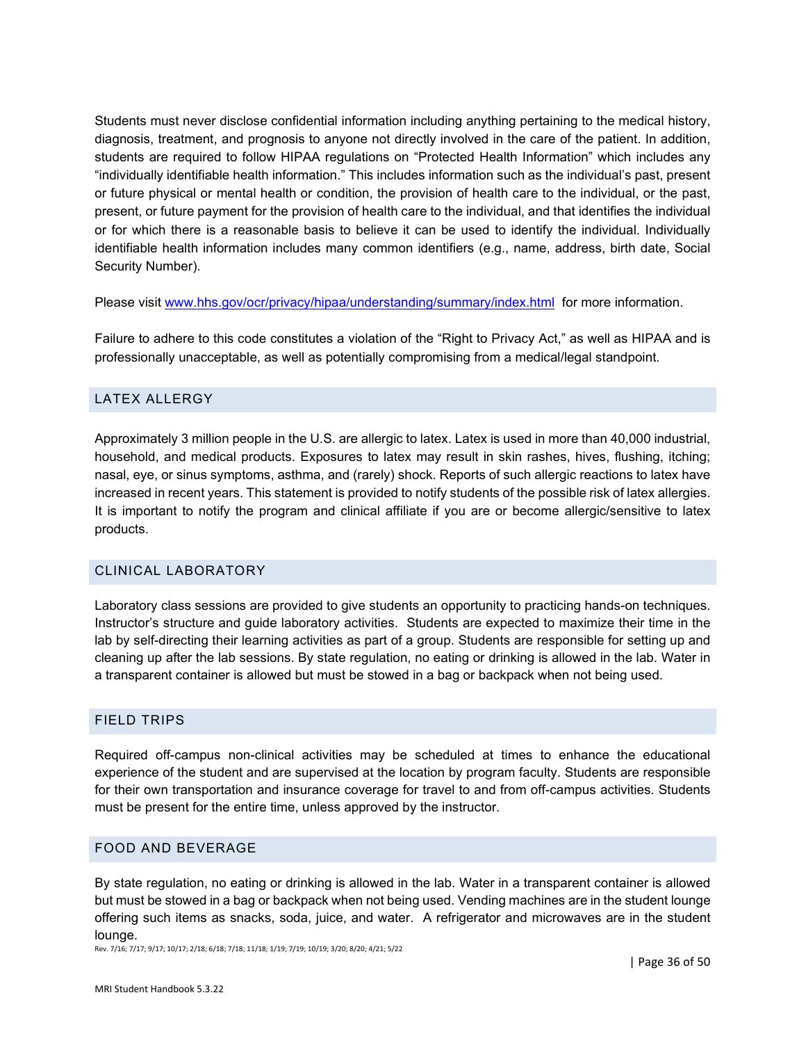Students must never disclose confidential information including anything pertaining to the medical history, diagnosis, treatment, and prognosis to anyone not directly involved in the care of the patient. In addition, students are required to follow HIPAA regulations on “Protected Health Information” which includes any “individually identifiable health information.” This includes information such as the individual’s past, present or future physical or mental health or condition, the provision of health care to the individual, or the past, present, or future payment for the provision of health care to the individual, and that identifies the individual or for which there is a reasonable basis to believe it can be used to identify the individual. Individually identifiable health information includes many common identifiers (e.g., name, address, birth date, Social Security Number).

Please visit [www.hhs.gov/ocr/privacy/hipaa/understanding/summary/index.html](www.hhs.gov/ocr/privacy/hipaa/understanding/summary/index.html) for more information.

Failure to adhere to this code constitutes a violation of the “Right to Privacy Act,” as well as HIPAA and is professionally unacceptable, as well as potentially compromising from a medical/legal standpoint.

## LATEX ALLERGY

Approximately 3 million people in the U.S. are allergic to latex. Latex is used in more than 40,000 industrial, household, and medical products. Exposures to latex may result in skin rashes, hives, flushing, itching; nasal, eye, or sinus symptoms, asthma, and (rarely) shock. Reports of such allergic reactions to latex have increased in recent years. This statement is provided to notify students of the possible risk of latex allergies. It is important to notify the program and clinical affiliate if you are or become allergic/sensitive to latex products.

## CLINICAL LABORATORY

Laboratory class sessions are provided to give students an opportunity to practicing hands-on techniques. Instructor’s structure and guide laboratory activities. Students are expected to maximize their time in the lab by self-directing their learning activities as part of a group. Students are responsible for setting up and cleaning up after the lab sessions. By state regulation, no eating or drinking is allowed in the lab. Water in a transparent container is allowed but must be stowed in a bag or backpack when not being used.

## FIELD TRIPS

Required off-campus non-clinical activities may be scheduled at times to enhance the educational experience of the student and are supervised at the location by program faculty. Students are responsible for their own transportation and insurance coverage for travel to and from off-campus activities. Students must be present for the entire time, unless approved by the instructor.

## FOOD AND BEVERAGE

By state regulation, no eating or drinking is allowed in the lab. Water in a transparent container is allowed but must be stowed in a bag or backpack when not being used. Vending machines are in the student lounge offering such items as snacks, soda, juice, and water. A refrigerator and microwaves are in the student lounge.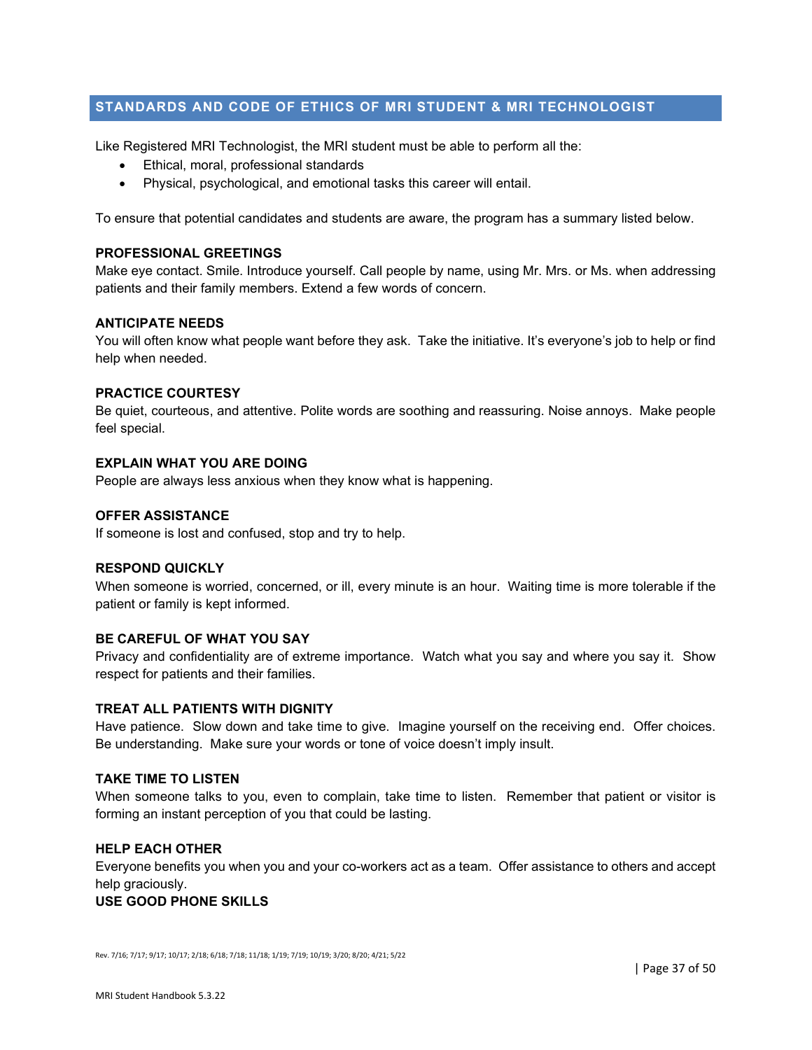## STANDARDS AND CODE OF ETHICS OF MRI STUDENT & MRI TECHNOLOGIST

Like Registered MRI Technologist, the MRI student must be able to perform all the:

- Ethical, moral, professional standards
- Physical, psychological, and emotional tasks this career will entail.

To ensure that potential candidates and students are aware, the program has a summary listed below.

**PROFESSIONAL GREETINGS**
Make eye contact. Smile. Introduce yourself. Call people by name, using Mr. Mrs. or Ms. when addressing patients and their family members. Extend a few words of concern.

**ANTICIPATE NEEDS**
You will often know what people want before they ask. Take the initiative. It's everyone's job to help or find help when needed.

**PRACTICE COURTESY**
Be quiet, courteous, and attentive. Polite words are soothing and reassuring. Noise annoys. Make people feel special.

**EXPLAIN WHAT YOU ARE DOING**
People are always less anxious when they know what is happening.

**OFFER ASSISTANCE**
If someone is lost and confused, stop and try to help.

**RESPOND QUICKLY**
When someone is worried, concerned, or ill, every minute is an hour. Waiting time is more tolerable if the patient or family is kept informed.

**BE CAREFUL OF WHAT YOU SAY**
Privacy and confidentiality are of extreme importance. Watch what you say and where you say it. Show respect for patients and their families.

**TREAT ALL PATIENTS WITH DIGNITY**
Have patience. Slow down and take time to give. Imagine yourself on the receiving end. Offer choices. Be understanding. Make sure your words or tone of voice doesn't imply insult.

**TAKE TIME TO LISTEN**
When someone talks to you, even to complain, take time to listen. Remember that patient or visitor is forming an instant perception of you that could be lasting.

**HELP EACH OTHER**
Everyone benefits you when you and your co-workers act as a team. Offer assistance to others and accept help graciously.

**USE GOOD PHONE SKILLS**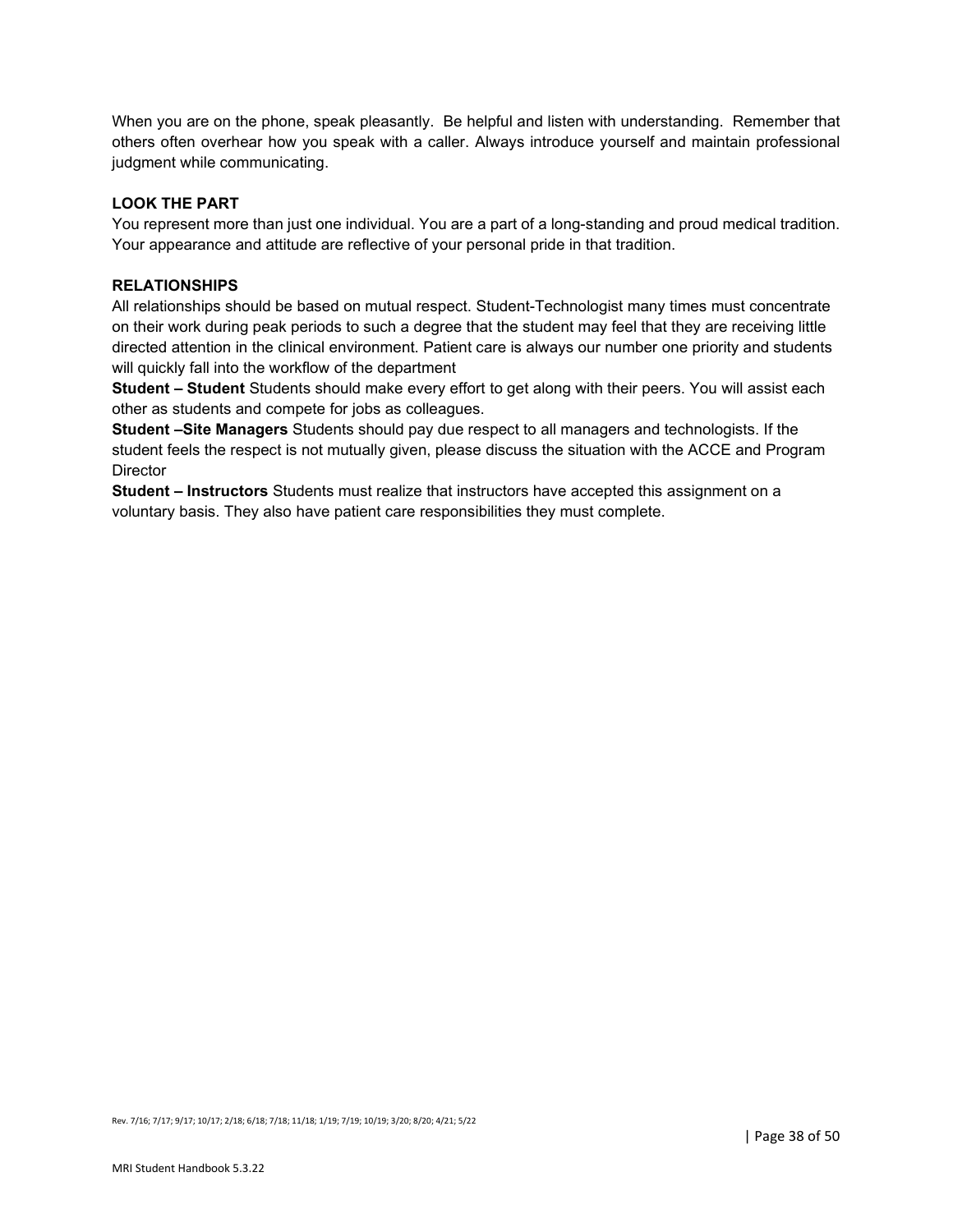When you are on the phone, speak pleasantly.  Be helpful and listen with understanding.  Remember that others often overhear how you speak with a caller. Always introduce yourself and maintain professional judgment while communicating.

**LOOK THE PART**

You represent more than just one individual. You are a part of a long-standing and proud medical tradition. Your appearance and attitude are reflective of your personal pride in that tradition.

**RELATIONSHIPS**

All relationships should be based on mutual respect. Student-Technologist many times must concentrate on their work during peak periods to such a degree that the student may feel that they are receiving little directed attention in the clinical environment. Patient care is always our number one priority and students will quickly fall into the workflow of the department

**Student – Student** Students should make every effort to get along with their peers. You will assist each other as students and compete for jobs as colleagues.

**Student –Site Managers** Students should pay due respect to all managers and technologists. If the student feels the respect is not mutually given, please discuss the situation with the ACCE and Program Director

**Student – Instructors** Students must realize that instructors have accepted this assignment on a voluntary basis. They also have patient care responsibilities they must complete.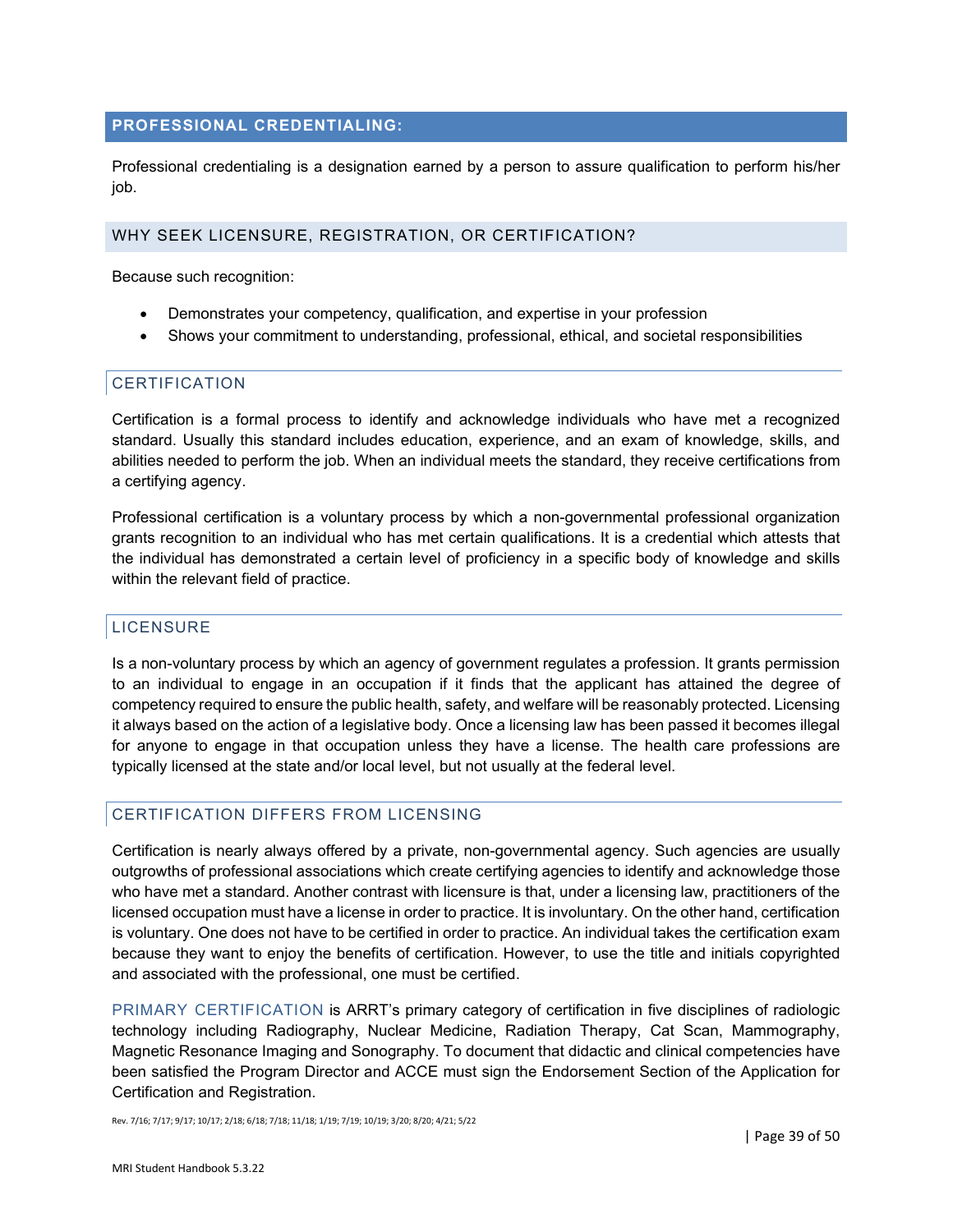## PROFESSIONAL CREDENTIALING:

Professional credentialing is a designation earned by a person to assure qualification to perform his/her job.

### WHY SEEK LICENSURE, REGISTRATION, OR CERTIFICATION?

Because such recognition:

- Demonstrates your competency, qualification, and expertise in your profession
- Shows your commitment to understanding, professional, ethical, and societal responsibilities

### CERTIFICATION

Certification is a formal process to identify and acknowledge individuals who have met a recognized standard. Usually this standard includes education, experience, and an exam of knowledge, skills, and abilities needed to perform the job. When an individual meets the standard, they receive certifications from a certifying agency.

Professional certification is a voluntary process by which a non-governmental professional organization grants recognition to an individual who has met certain qualifications. It is a credential which attests that the individual has demonstrated a certain level of proficiency in a specific body of knowledge and skills within the relevant field of practice.

### LICENSURE

Is a non-voluntary process by which an agency of government regulates a profession. It grants permission to an individual to engage in an occupation if it finds that the applicant has attained the degree of competency required to ensure the public health, safety, and welfare will be reasonably protected. Licensing it always based on the action of a legislative body. Once a licensing law has been passed it becomes illegal for anyone to engage in that occupation unless they have a license. The health care professions are typically licensed at the state and/or local level, but not usually at the federal level.

### CERTIFICATION DIFFERS FROM LICENSING

Certification is nearly always offered by a private, non-governmental agency. Such agencies are usually outgrowths of professional associations which create certifying agencies to identify and acknowledge those who have met a standard. Another contrast with licensure is that, under a licensing law, practitioners of the licensed occupation must have a license in order to practice. It is involuntary. On the other hand, certification is voluntary. One does not have to be certified in order to practice. An individual takes the certification exam because they want to enjoy the benefits of certification. However, to use the title and initials copyrighted and associated with the professional, one must be certified.

PRIMARY CERTIFICATION is ARRT's primary category of certification in five disciplines of radiologic technology including Radiography, Nuclear Medicine, Radiation Therapy, Cat Scan, Mammography, Magnetic Resonance Imaging and Sonography. To document that didactic and clinical competencies have been satisfied the Program Director and ACCE must sign the Endorsement Section of the Application for Certification and Registration.

Rev. 7/16; 7/17; 9/17; 10/17; 2/18; 6/18; 7/18; 11/18; 1/19; 7/19; 10/19; 3/20; 8/20; 4/21; 5/22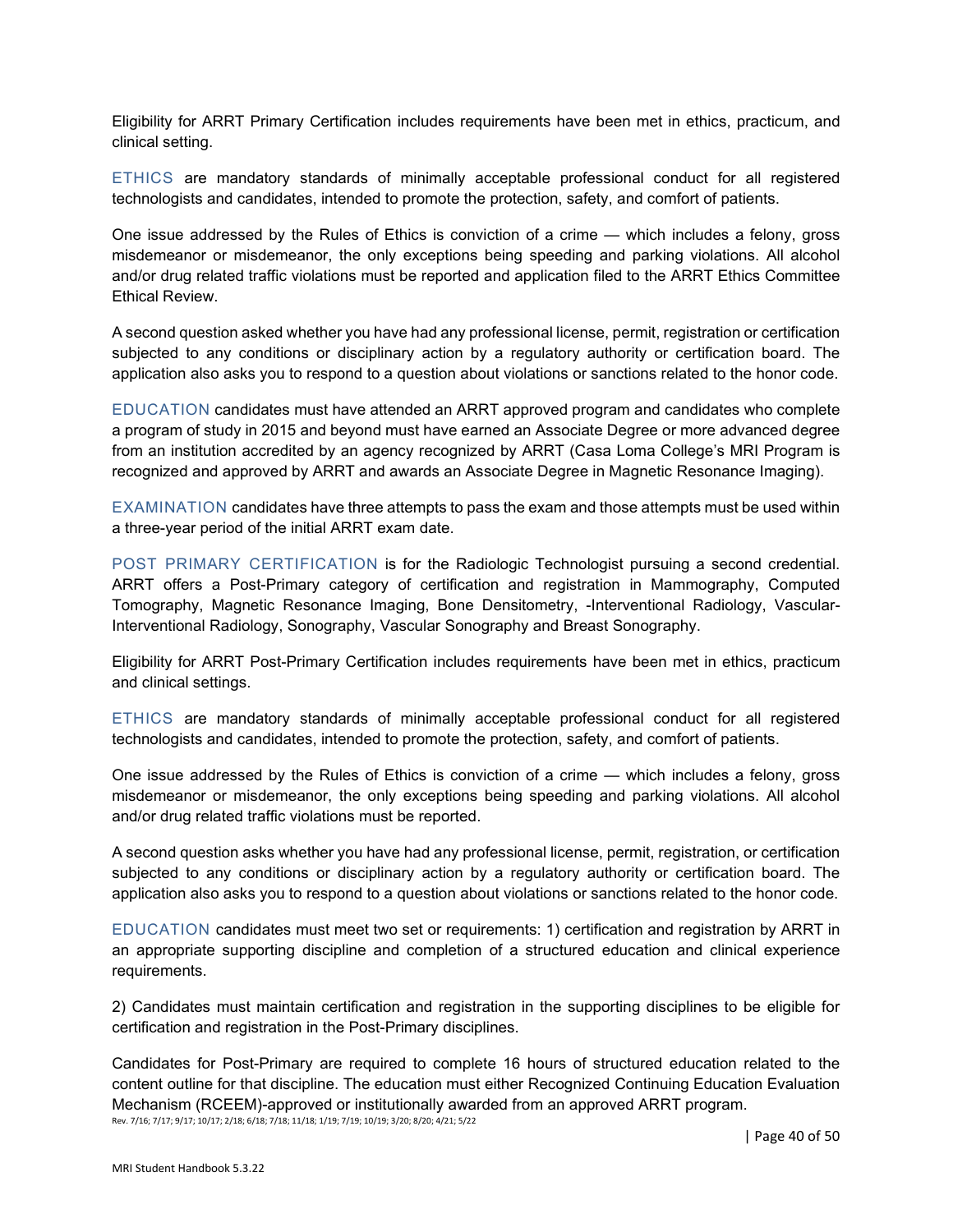Eligibility for ARRT Primary Certification includes requirements have been met in ethics, practicum, and clinical setting.

ETHICS are mandatory standards of minimally acceptable professional conduct for all registered technologists and candidates, intended to promote the protection, safety, and comfort of patients.

One issue addressed by the Rules of Ethics is conviction of a crime — which includes a felony, gross misdemeanor or misdemeanor, the only exceptions being speeding and parking violations. All alcohol and/or drug related traffic violations must be reported and application filed to the ARRT Ethics Committee Ethical Review.

A second question asked whether you have had any professional license, permit, registration or certification subjected to any conditions or disciplinary action by a regulatory authority or certification board. The application also asks you to respond to a question about violations or sanctions related to the honor code.

EDUCATION candidates must have attended an ARRT approved program and candidates who complete a program of study in 2015 and beyond must have earned an Associate Degree or more advanced degree from an institution accredited by an agency recognized by ARRT (Casa Loma College's MRI Program is recognized and approved by ARRT and awards an Associate Degree in Magnetic Resonance Imaging).

EXAMINATION candidates have three attempts to pass the exam and those attempts must be used within a three-year period of the initial ARRT exam date.

POST PRIMARY CERTIFICATION is for the Radiologic Technologist pursuing a second credential. ARRT offers a Post-Primary category of certification and registration in Mammography, Computed Tomography, Magnetic Resonance Imaging, Bone Densitometry, -Interventional Radiology, Vascular-Interventional Radiology, Sonography, Vascular Sonography and Breast Sonography.

Eligibility for ARRT Post-Primary Certification includes requirements have been met in ethics, practicum and clinical settings.

ETHICS are mandatory standards of minimally acceptable professional conduct for all registered technologists and candidates, intended to promote the protection, safety, and comfort of patients.

One issue addressed by the Rules of Ethics is conviction of a crime — which includes a felony, gross misdemeanor or misdemeanor, the only exceptions being speeding and parking violations. All alcohol and/or drug related traffic violations must be reported.

A second question asks whether you have had any professional license, permit, registration, or certification subjected to any conditions or disciplinary action by a regulatory authority or certification board. The application also asks you to respond to a question about violations or sanctions related to the honor code.

EDUCATION candidates must meet two set or requirements: 1) certification and registration by ARRT in an appropriate supporting discipline and completion of a structured education and clinical experience requirements.

2) Candidates must maintain certification and registration in the supporting disciplines to be eligible for certification and registration in the Post-Primary disciplines.

Candidates for Post-Primary are required to complete 16 hours of structured education related to the content outline for that discipline. The education must either Recognized Continuing Education Evaluation Mechanism (RCEEM)-approved or institutionally awarded from an approved ARRT program.

Rev. 7/16; 7/17; 9/17; 10/17; 2/18; 6/18; 7/18; 11/18; 1/19; 7/19; 10/19; 3/20; 8/20; 4/21; 5/22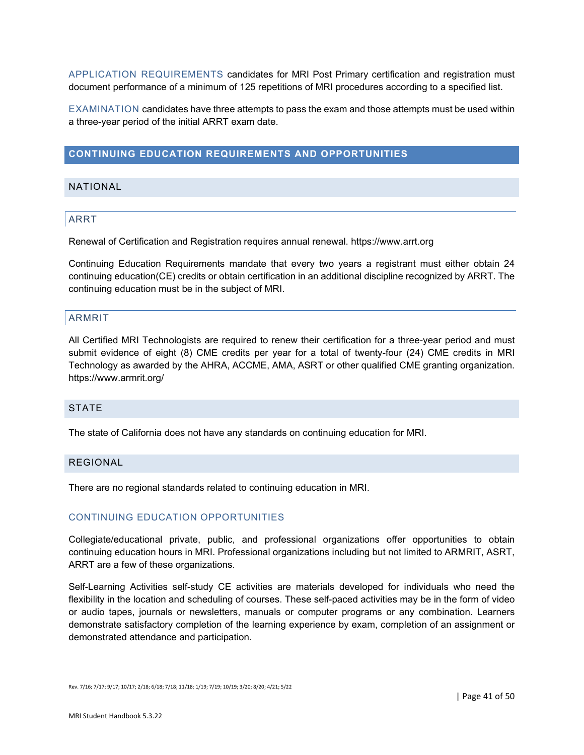APPLICATION REQUIREMENTS candidates for MRI Post Primary certification and registration must document performance of a minimum of 125 repetitions of MRI procedures according to a specified list.

EXAMINATION candidates have three attempts to pass the exam and those attempts must be used within a three-year period of the initial ARRT exam date.

## CONTINUING EDUCATION REQUIREMENTS AND OPPORTUNITIES

### NATIONAL

#### ARRT

Renewal of Certification and Registration requires annual renewal. https://www.arrt.org

Continuing Education Requirements mandate that every two years a registrant must either obtain 24 continuing education(CE) credits or obtain certification in an additional discipline recognized by ARRT. The continuing education must be in the subject of MRI.

#### ARMRIT

All Certified MRI Technologists are required to renew their certification for a three-year period and must submit evidence of eight (8) CME credits per year for a total of twenty-four (24) CME credits in MRI Technology as awarded by the AHRA, ACCME, AMA, ASRT or other qualified CME granting organization. https://www.armrit.org/

### STATE

The state of California does not have any standards on continuing education for MRI.

### REGIONAL

There are no regional standards related to continuing education in MRI.

#### CONTINUING EDUCATION OPPORTUNITIES

Collegiate/educational private, public, and professional organizations offer opportunities to obtain continuing education hours in MRI. Professional organizations including but not limited to ARMRIT, ASRT, ARRT are a few of these organizations.

Self-Learning Activities self-study CE activities are materials developed for individuals who need the flexibility in the location and scheduling of courses. These self-paced activities may be in the form of video or audio tapes, journals or newsletters, manuals or computer programs or any combination. Learners demonstrate satisfactory completion of the learning experience by exam, completion of an assignment or demonstrated attendance and participation.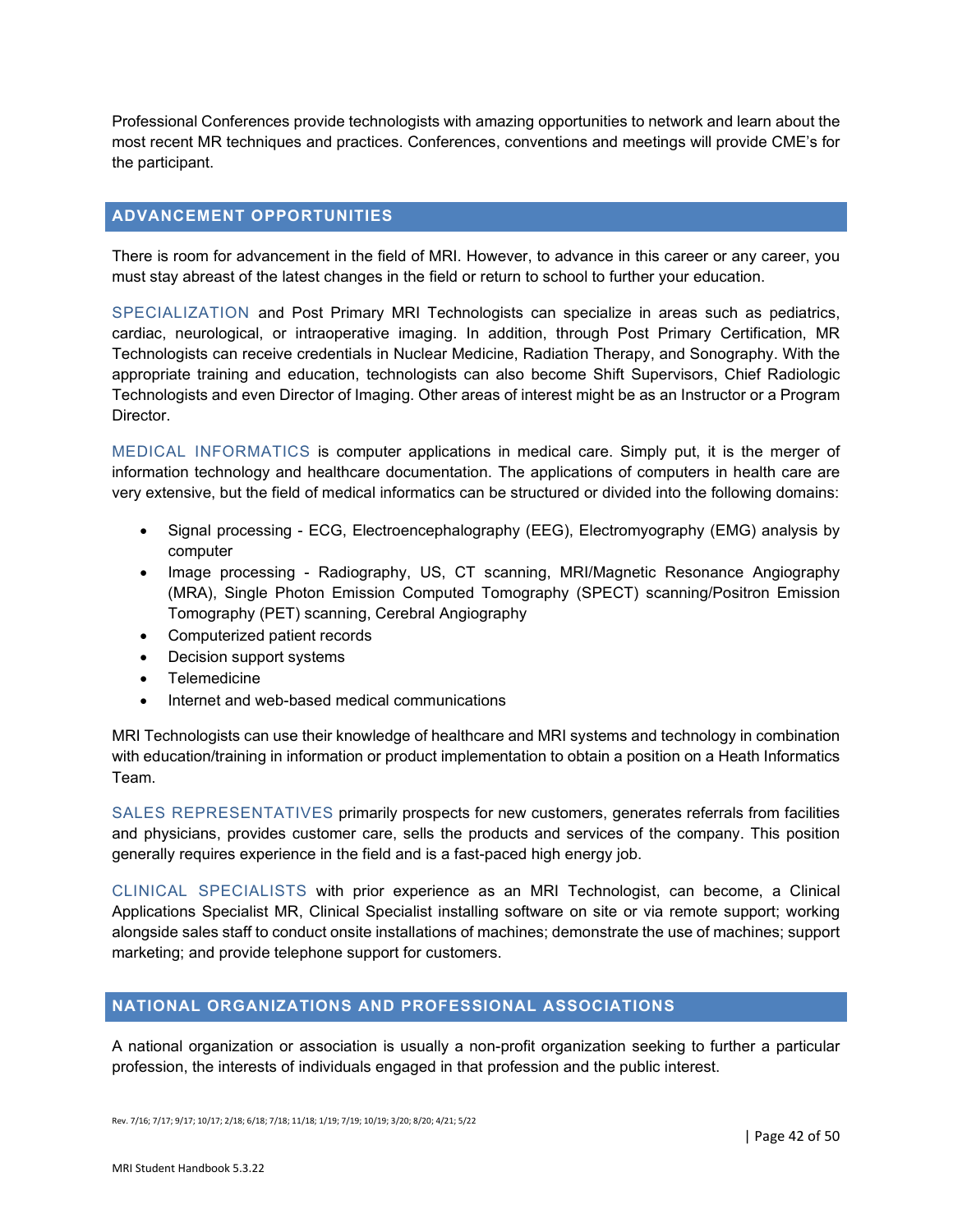Professional Conferences provide technologists with amazing opportunities to network and learn about the most recent MR techniques and practices. Conferences, conventions and meetings will provide CME's for the participant.

## ADVANCEMENT OPPORTUNITIES

There is room for advancement in the field of MRI. However, to advance in this career or any career, you must stay abreast of the latest changes in the field or return to school to further your education.

SPECIALIZATION and Post Primary MRI Technologists can specialize in areas such as pediatrics, cardiac, neurological, or intraoperative imaging. In addition, through Post Primary Certification, MR Technologists can receive credentials in Nuclear Medicine, Radiation Therapy, and Sonography. With the appropriate training and education, technologists can also become Shift Supervisors, Chief Radiologic Technologists and even Director of Imaging. Other areas of interest might be as an Instructor or a Program Director.

MEDICAL INFORMATICS is computer applications in medical care. Simply put, it is the merger of information technology and healthcare documentation. The applications of computers in health care are very extensive, but the field of medical informatics can be structured or divided into the following domains:

- Signal processing - ECG, Electroencephalography (EEG), Electromyography (EMG) analysis by computer
- Image processing - Radiography, US, CT scanning, MRI/Magnetic Resonance Angiography (MRA), Single Photon Emission Computed Tomography (SPECT) scanning/Positron Emission Tomography (PET) scanning, Cerebral Angiography
- Computerized patient records
- Decision support systems
- Telemedicine
- Internet and web-based medical communications

MRI Technologists can use their knowledge of healthcare and MRI systems and technology in combination with education/training in information or product implementation to obtain a position on a Heath Informatics Team.

SALES REPRESENTATIVES primarily prospects for new customers, generates referrals from facilities and physicians, provides customer care, sells the products and services of the company. This position generally requires experience in the field and is a fast-paced high energy job.

CLINICAL SPECIALISTS with prior experience as an MRI Technologist, can become, a Clinical Applications Specialist MR, Clinical Specialist installing software on site or via remote support; working alongside sales staff to conduct onsite installations of machines; demonstrate the use of machines; support marketing; and provide telephone support for customers.

## NATIONAL ORGANIZATIONS AND PROFESSIONAL ASSOCIATIONS

A national organization or association is usually a non-profit organization seeking to further a particular profession, the interests of individuals engaged in that profession and the public interest.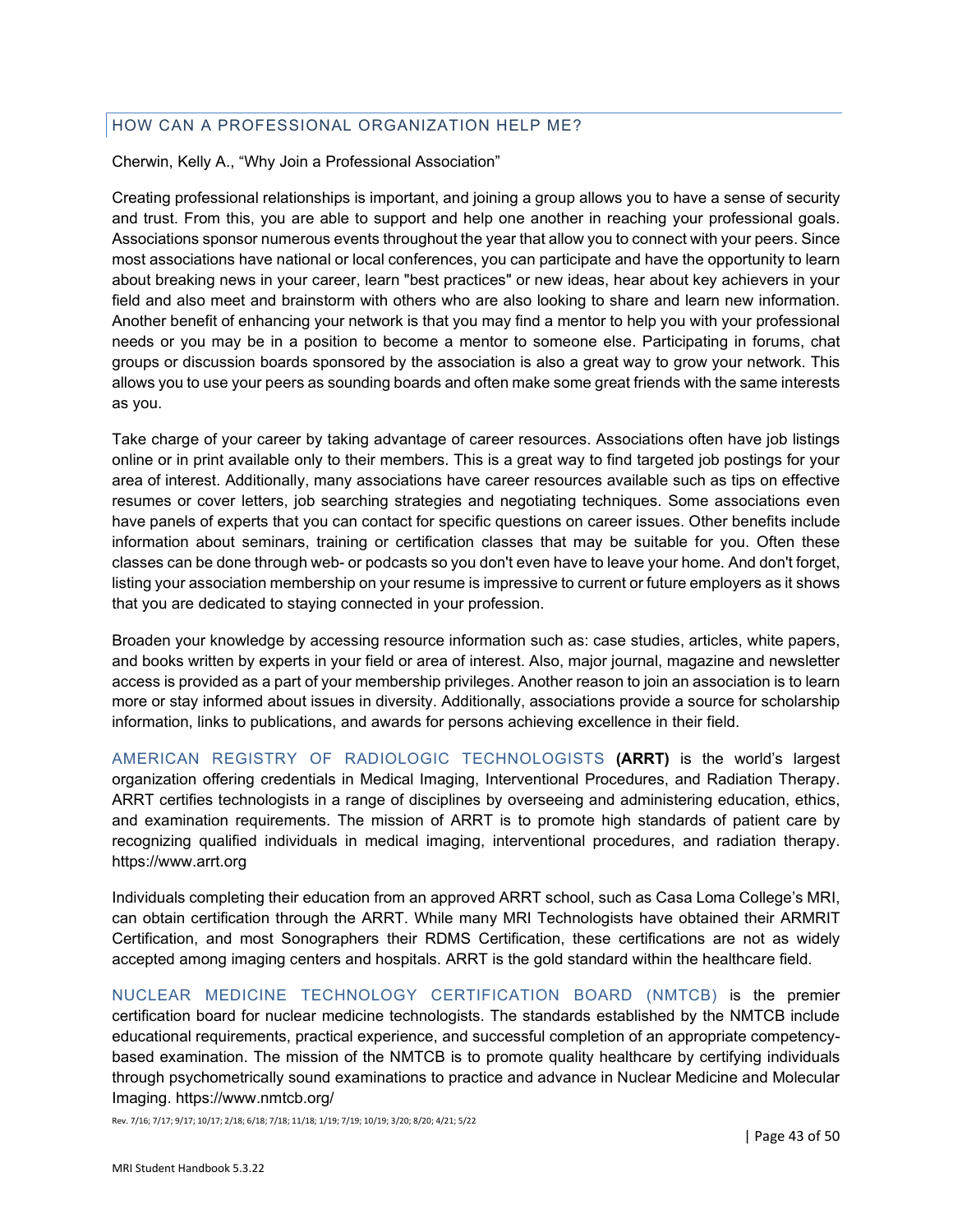## HOW CAN A PROFESSIONAL ORGANIZATION HELP ME?

Cherwin, Kelly A., "Why Join a Professional Association"

Creating professional relationships is important, and joining a group allows you to have a sense of security and trust. From this, you are able to support and help one another in reaching your professional goals. Associations sponsor numerous events throughout the year that allow you to connect with your peers. Since most associations have national or local conferences, you can participate and have the opportunity to learn about breaking news in your career, learn "best practices" or new ideas, hear about key achievers in your field and also meet and brainstorm with others who are also looking to share and learn new information. Another benefit of enhancing your network is that you may find a mentor to help you with your professional needs or you may be in a position to become a mentor to someone else. Participating in forums, chat groups or discussion boards sponsored by the association is also a great way to grow your network. This allows you to use your peers as sounding boards and often make some great friends with the same interests as you.

Take charge of your career by taking advantage of career resources. Associations often have job listings online or in print available only to their members. This is a great way to find targeted job postings for your area of interest. Additionally, many associations have career resources available such as tips on effective resumes or cover letters, job searching strategies and negotiating techniques. Some associations even have panels of experts that you can contact for specific questions on career issues. Other benefits include information about seminars, training or certification classes that may be suitable for you. Often these classes can be done through web- or podcasts so you don't even have to leave your home. And don't forget, listing your association membership on your resume is impressive to current or future employers as it shows that you are dedicated to staying connected in your profession.

Broaden your knowledge by accessing resource information such as: case studies, articles, white papers, and books written by experts in your field or area of interest. Also, major journal, magazine and newsletter access is provided as a part of your membership privileges. Another reason to join an association is to learn more or stay informed about issues in diversity. Additionally, associations provide a source for scholarship information, links to publications, and awards for persons achieving excellence in their field.

AMERICAN REGISTRY OF RADIOLOGIC TECHNOLOGISTS **(ARRT)** is the world's largest organization offering credentials in Medical Imaging, Interventional Procedures, and Radiation Therapy. ARRT certifies technologists in a range of disciplines by overseeing and administering education, ethics, and examination requirements. The mission of ARRT is to promote high standards of patient care by recognizing qualified individuals in medical imaging, interventional procedures, and radiation therapy. https://www.arrt.org

Individuals completing their education from an approved ARRT school, such as Casa Loma College's MRI, can obtain certification through the ARRT. While many MRI Technologists have obtained their ARMRIT Certification, and most Sonographers their RDMS Certification, these certifications are not as widely accepted among imaging centers and hospitals. ARRT is the gold standard within the healthcare field.

NUCLEAR MEDICINE TECHNOLOGY CERTIFICATION BOARD (NMTCB) is the premier certification board for nuclear medicine technologists. The standards established by the NMTCB include educational requirements, practical experience, and successful completion of an appropriate competency-based examination. The mission of the NMTCB is to promote quality healthcare by certifying individuals through psychometrically sound examinations to practice and advance in Nuclear Medicine and Molecular Imaging. https://www.nmtcb.org/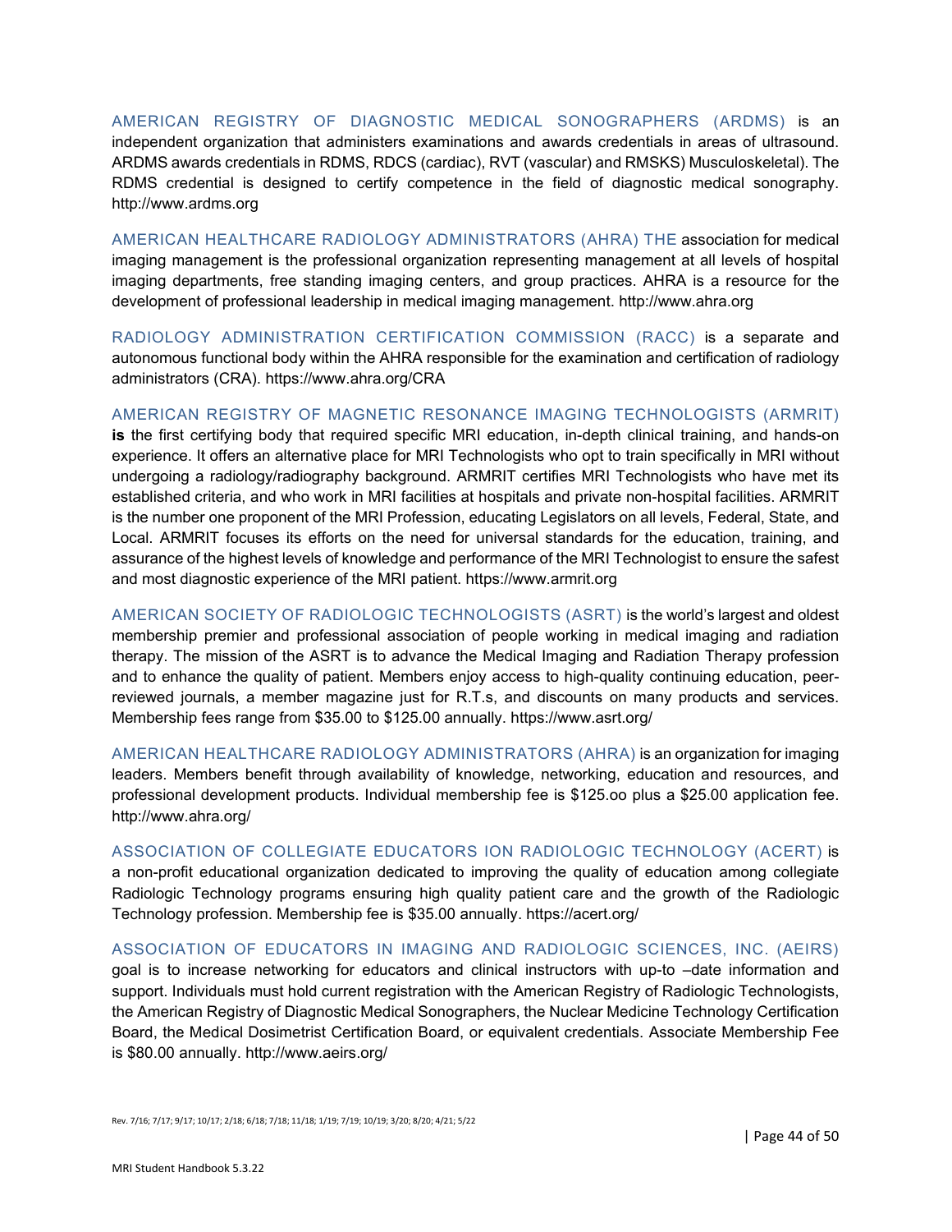AMERICAN REGISTRY OF DIAGNOSTIC MEDICAL SONOGRAPHERS (ARDMS) is an independent organization that administers examinations and awards credentials in areas of ultrasound. ARDMS awards credentials in RDMS, RDCS (cardiac), RVT (vascular) and RMSKS) Musculoskeletal). The RDMS credential is designed to certify competence in the field of diagnostic medical sonography. http://www.ardms.org

AMERICAN HEALTHCARE RADIOLOGY ADMINISTRATORS (AHRA) THE association for medical imaging management is the professional organization representing management at all levels of hospital imaging departments, free standing imaging centers, and group practices. AHRA is a resource for the development of professional leadership in medical imaging management. http://www.ahra.org

RADIOLOGY ADMINISTRATION CERTIFICATION COMMISSION (RACC) is a separate and autonomous functional body within the AHRA responsible for the examination and certification of radiology administrators (CRA). https://www.ahra.org/CRA

AMERICAN REGISTRY OF MAGNETIC RESONANCE IMAGING TECHNOLOGISTS (ARMRIT) **is** the first certifying body that required specific MRI education, in-depth clinical training, and hands-on experience. It offers an alternative place for MRI Technologists who opt to train specifically in MRI without undergoing a radiology/radiography background. ARMRIT certifies MRI Technologists who have met its established criteria, and who work in MRI facilities at hospitals and private non-hospital facilities. ARMRIT is the number one proponent of the MRI Profession, educating Legislators on all levels, Federal, State, and Local. ARMRIT focuses its efforts on the need for universal standards for the education, training, and assurance of the highest levels of knowledge and performance of the MRI Technologist to ensure the safest and most diagnostic experience of the MRI patient. https://www.armrit.org

AMERICAN SOCIETY OF RADIOLOGIC TECHNOLOGISTS (ASRT) is the world's largest and oldest membership premier and professional association of people working in medical imaging and radiation therapy. The mission of the ASRT is to advance the Medical Imaging and Radiation Therapy profession and to enhance the quality of patient. Members enjoy access to high-quality continuing education, peer-reviewed journals, a member magazine just for R.T.s, and discounts on many products and services. Membership fees range from $35.00 to $125.00 annually. https://www.asrt.org/

AMERICAN HEALTHCARE RADIOLOGY ADMINISTRATORS (AHRA) is an organization for imaging leaders. Members benefit through availability of knowledge, networking, education and resources, and professional development products. Individual membership fee is $125.oo plus a $25.00 application fee. http://www.ahra.org/

ASSOCIATION OF COLLEGIATE EDUCATORS ION RADIOLOGIC TECHNOLOGY (ACERT) is a non-profit educational organization dedicated to improving the quality of education among collegiate Radiologic Technology programs ensuring high quality patient care and the growth of the Radiologic Technology profession. Membership fee is $35.00 annually. https://acert.org/

ASSOCIATION OF EDUCATORS IN IMAGING AND RADIOLOGIC SCIENCES, INC. (AEIRS) goal is to increase networking for educators and clinical instructors with up-to –date information and support. Individuals must hold current registration with the American Registry of Radiologic Technologists, the American Registry of Diagnostic Medical Sonographers, the Nuclear Medicine Technology Certification Board, the Medical Dosimetrist Certification Board, or equivalent credentials. Associate Membership Fee is $80.00 annually. http://www.aeirs.org/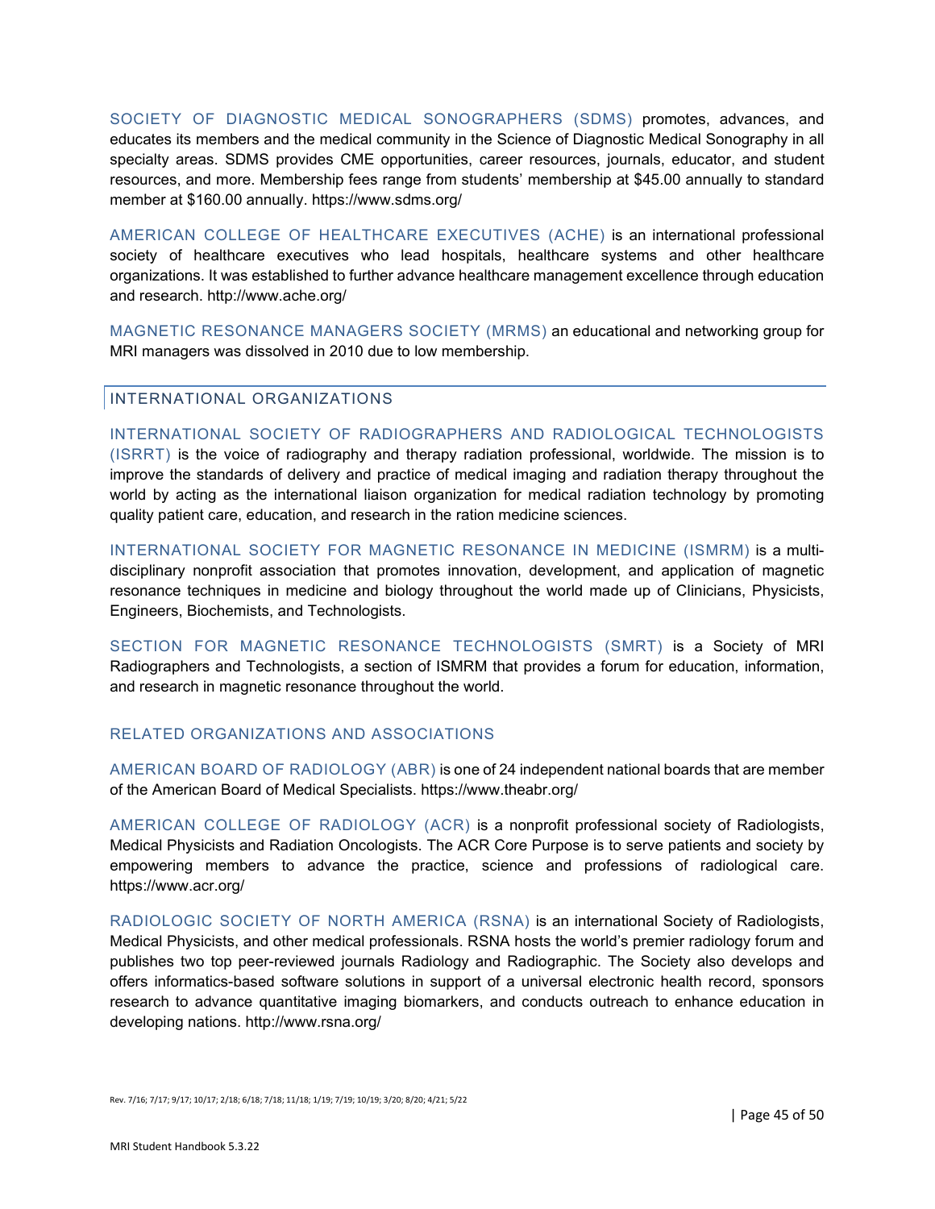**SOCIETY OF DIAGNOSTIC MEDICAL SONOGRAPHERS (SDMS)** promotes, advances, and educates its members and the medical community in the Science of Diagnostic Medical Sonography in all specialty areas. SDMS provides CME opportunities, career resources, journals, educator, and student resources, and more. Membership fees range from students' membership at $45.00 annually to standard member at $160.00 annually. https://www.sdms.org/

**AMERICAN COLLEGE OF HEALTHCARE EXECUTIVES (ACHE)** is an international professional society of healthcare executives who lead hospitals, healthcare systems and other healthcare organizations. It was established to further advance healthcare management excellence through education and research. http://www.ache.org/

**MAGNETIC RESONANCE MANAGERS SOCIETY (MRMS)** an educational and networking group for MRI managers was dissolved in 2010 due to low membership.

## INTERNATIONAL ORGANIZATIONS

**INTERNATIONAL SOCIETY OF RADIOGRAPHERS AND RADIOLOGICAL TECHNOLOGISTS (ISRRT)** is the voice of radiography and therapy radiation professional, worldwide. The mission is to improve the standards of delivery and practice of medical imaging and radiation therapy throughout the world by acting as the international liaison organization for medical radiation technology by promoting quality patient care, education, and research in the ration medicine sciences.

**INTERNATIONAL SOCIETY FOR MAGNETIC RESONANCE IN MEDICINE (ISMRM)** is a multi-disciplinary nonprofit association that promotes innovation, development, and application of magnetic resonance techniques in medicine and biology throughout the world made up of Clinicians, Physicists, Engineers, Biochemists, and Technologists.

**SECTION FOR MAGNETIC RESONANCE TECHNOLOGISTS (SMRT)** is a Society of MRI Radiographers and Technologists, a section of ISMRM that provides a forum for education, information, and research in magnetic resonance throughout the world.

### RELATED ORGANIZATIONS AND ASSOCIATIONS

**AMERICAN BOARD OF RADIOLOGY (ABR)** is one of 24 independent national boards that are member of the American Board of Medical Specialists. https://www.theabr.org/

**AMERICAN COLLEGE OF RADIOLOGY (ACR)** is a nonprofit professional society of Radiologists, Medical Physicists and Radiation Oncologists. The ACR Core Purpose is to serve patients and society by empowering members to advance the practice, science and professions of radiological care. https://www.acr.org/

**RADIOLOGIC SOCIETY OF NORTH AMERICA (RSNA)** is an international Society of Radiologists, Medical Physicists, and other medical professionals. RSNA hosts the world's premier radiology forum and publishes two top peer-reviewed journals Radiology and Radiographic. The Society also develops and offers informatics-based software solutions in support of a universal electronic health record, sponsors research to advance quantitative imaging biomarkers, and conducts outreach to enhance education in developing nations. http://www.rsna.org/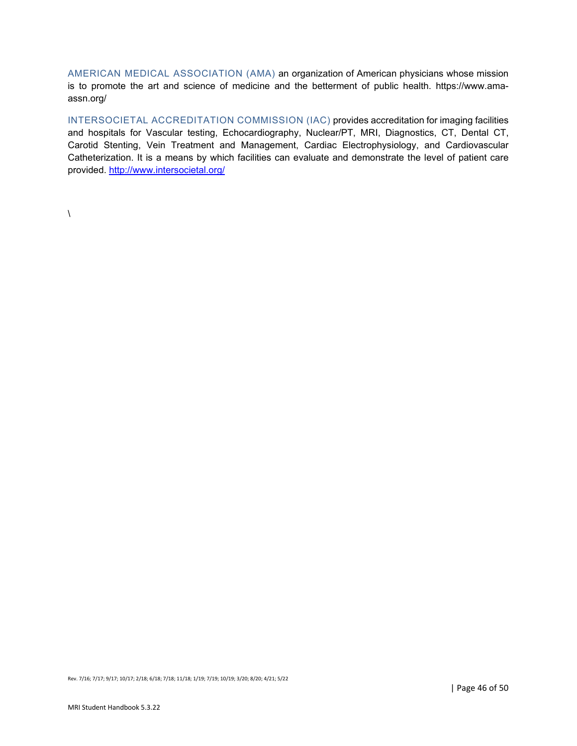AMERICAN MEDICAL ASSOCIATION (AMA) an organization of American physicians whose mission is to promote the art and science of medicine and the betterment of public health. https://www.ama-assn.org/

INTERSOCIETAL ACCREDITATION COMMISSION (IAC) provides accreditation for imaging facilities and hospitals for Vascular testing, Echocardiography, Nuclear/PT, MRI, Diagnostics, CT, Dental CT, Carotid Stenting, Vein Treatment and Management, Cardiac Electrophysiology, and Cardiovascular Catheterization. It is a means by which facilities can evaluate and demonstrate the level of patient care provided. [http://www.intersocietal.org/](http://www.intersocietal.org/)

\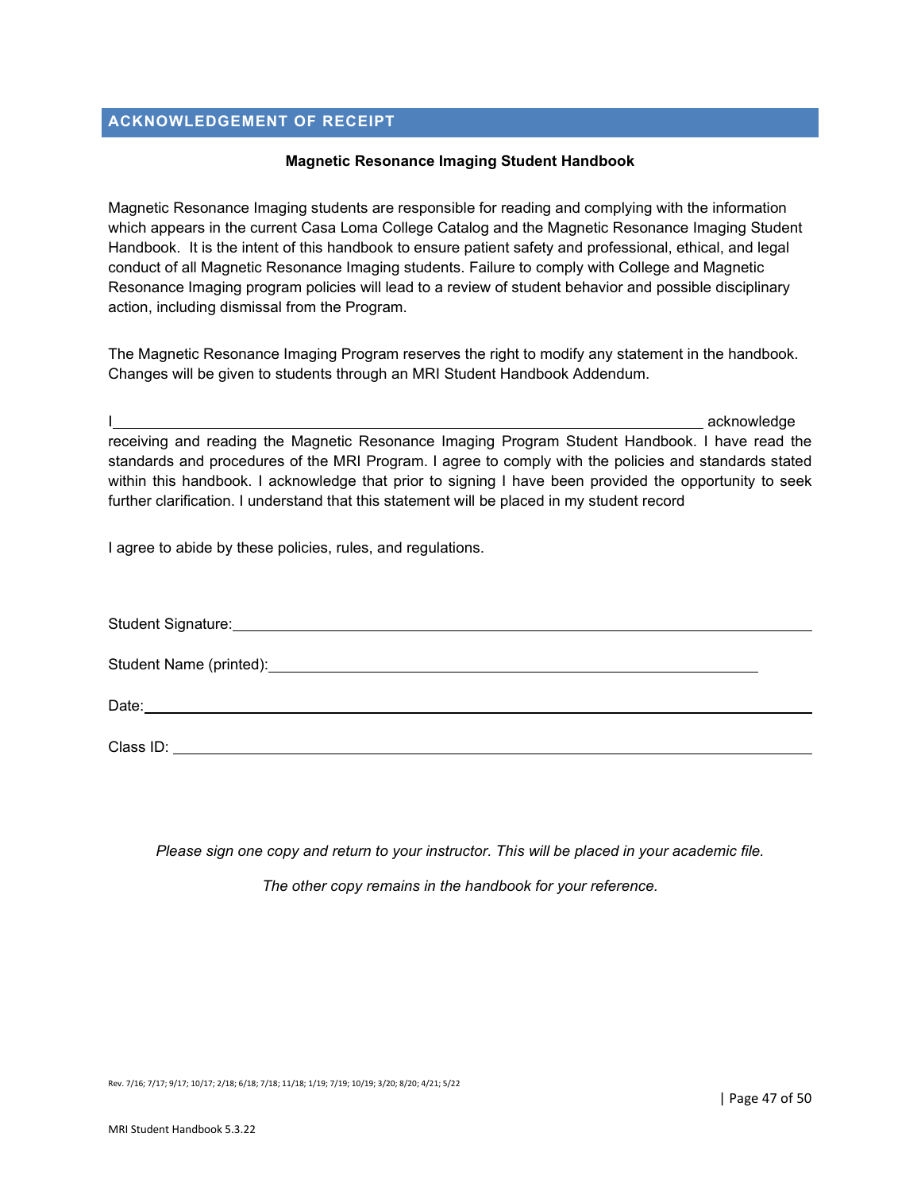## ACKNOWLEDGEMENT OF RECEIPT

**Magnetic Resonance Imaging Student Handbook**

Magnetic Resonance Imaging students are responsible for reading and complying with the information which appears in the current Casa Loma College Catalog and the Magnetic Resonance Imaging Student Handbook. It is the intent of this handbook to ensure patient safety and professional, ethical, and legal conduct of all Magnetic Resonance Imaging students. Failure to comply with College and Magnetic Resonance Imaging program policies will lead to a review of student behavior and possible disciplinary action, including dismissal from the Program.

The Magnetic Resonance Imaging Program reserves the right to modify any statement in the handbook. Changes will be given to students through an MRI Student Handbook Addendum.

I\_\_\_\_\_\_\_\_\_\_\_\_\_\_\_\_\_\_\_\_\_\_\_\_\_\_\_\_\_\_\_\_\_\_\_\_\_\_\_\_\_\_\_\_\_\_\_\_\_\_\_\_ acknowledge receiving and reading the Magnetic Resonance Imaging Program Student Handbook. I have read the standards and procedures of the MRI Program. I agree to comply with the policies and standards stated within this handbook. I acknowledge that prior to signing I have been provided the opportunity to seek further clarification. I understand that this statement will be placed in my student record

I agree to abide by these policies, rules, and regulations.

Student Signature:\_\_\_\_\_\_\_\_\_\_\_\_\_\_\_\_\_\_\_\_\_\_\_\_\_\_\_\_\_\_\_\_\_\_\_\_\_\_\_\_\_\_\_\_\_\_\_\_

Student Name (printed):\_\_\_\_\_\_\_\_\_\_\_\_\_\_\_\_\_\_\_\_\_\_\_\_\_\_\_\_\_\_\_\_\_\_\_\_\_\_\_\_\_\_

Date:\_\_\_\_\_\_\_\_\_\_\_\_\_\_\_\_\_\_\_\_\_\_\_\_\_\_\_\_\_\_\_\_\_\_\_\_\_\_\_\_\_\_\_\_\_\_\_\_\_\_\_\_\_\_\_\_\_\_

Class ID: \_\_\_\_\_\_\_\_\_\_\_\_\_\_\_\_\_\_\_\_\_\_\_\_\_\_\_\_\_\_\_\_\_\_\_\_\_\_\_\_\_\_\_\_\_\_\_\_\_\_\_\_\_\_

*Please sign one copy and return to your instructor. This will be placed in your academic file.*

*The other copy remains in the handbook for your reference.*

Rev. 7/16; 7/17; 9/17; 10/17; 2/18; 6/18; 7/18; 11/18; 1/19; 7/19; 10/19; 3/20; 8/20; 4/21; 5/22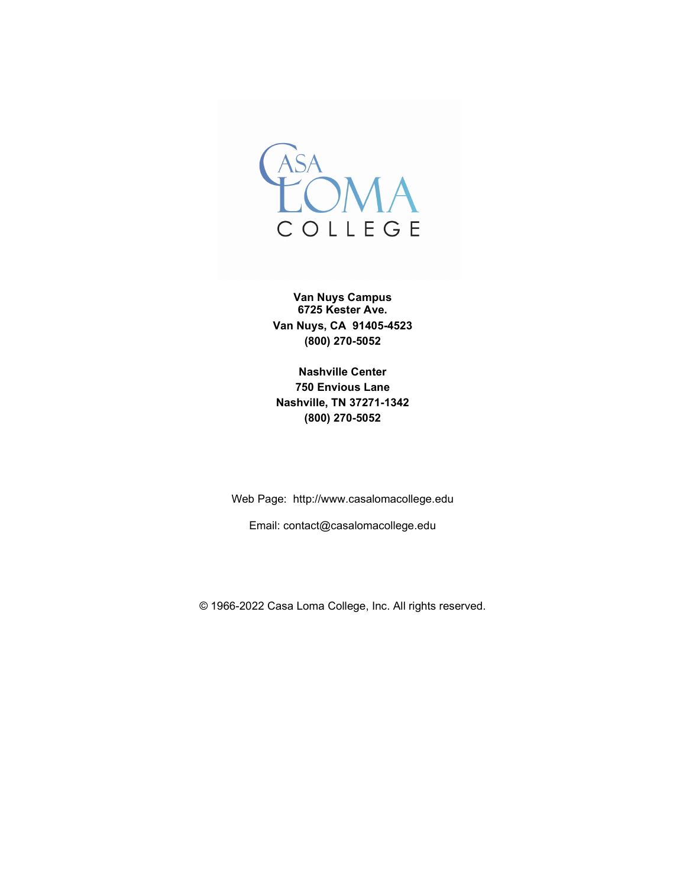CASA LOMA
COLLEGE

**Van Nuys Campus**
**6725 Kester Ave.**
**Van Nuys, CA  91405-4523**
**(800) 270-5052**

**Nashville Center**
**750 Envious Lane**
**Nashville, TN 37271-1342**
**(800) 270-5052**

Web Page:  http://www.casalomacollege.edu

Email: contact@casalomacollege.edu

© 1966-2022 Casa Loma College, Inc. All rights reserved.